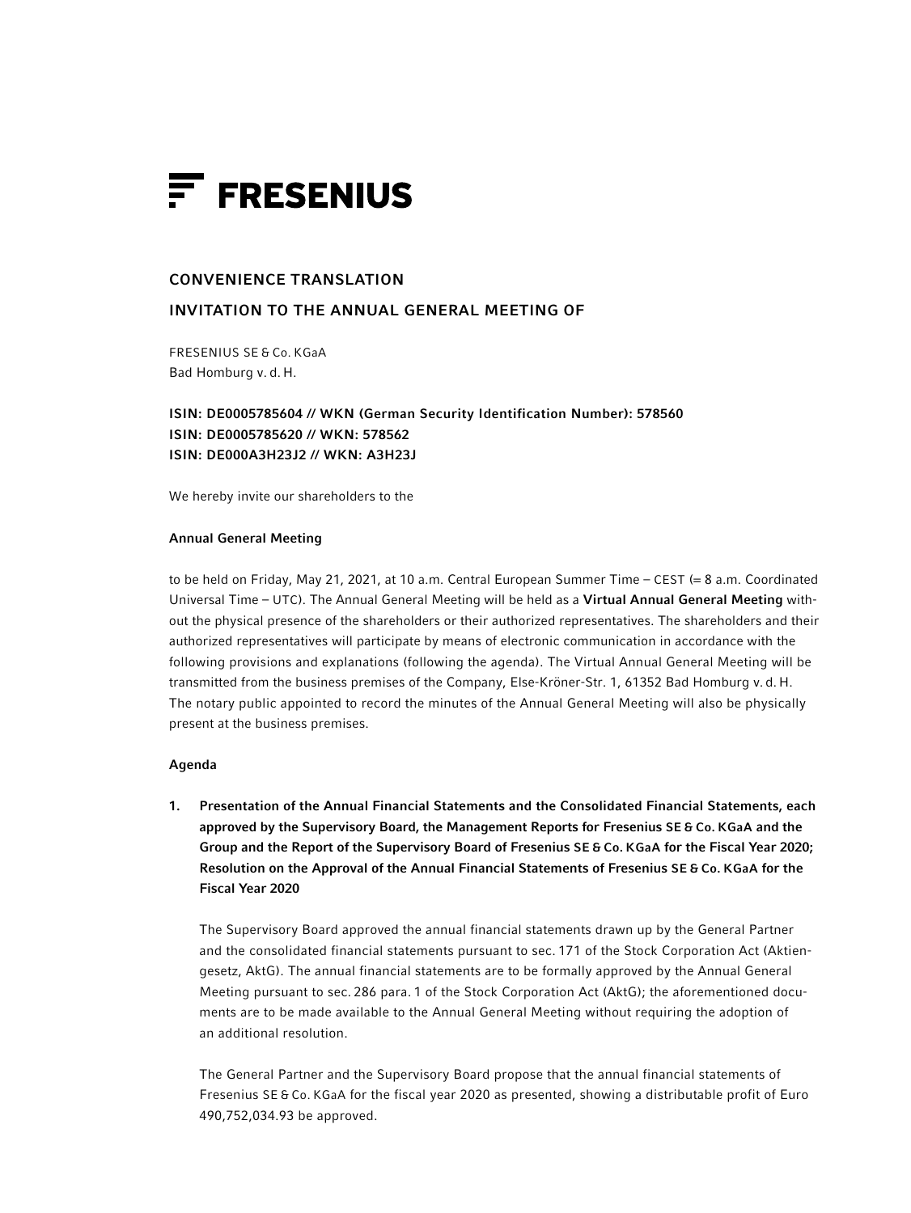# FRESENIUS

## CONVENIENCE TRANSLATION

## INVITATION TO THE ANNUAL GENERAL MEETING OF

FRESENIUS SE & Co. KGaA
Bad Homburg v. d. H.

**ISIN: DE0005785604 // WKN (German Security Identification Number): 578560**
**ISIN: DE0005785620 // WKN: 578562**
**ISIN: DE000A3H23J2 // WKN: A3H23J**

We hereby invite our shareholders to the

**Annual General Meeting**

to be held on Friday, May 21, 2021, at 10 a.m. Central European Summer Time – CEST (= 8 a.m. Coordinated Universal Time – UTC). The Annual General Meeting will be held as a **Virtual Annual General Meeting** without the physical presence of the shareholders or their authorized representatives. The shareholders and their authorized representatives will participate by means of electronic communication in accordance with the following provisions and explanations (following the agenda). The Virtual Annual General Meeting will be transmitted from the business premises of the Company, Else-Kröner-Str. 1, 61352 Bad Homburg v. d. H. The notary public appointed to record the minutes of the Annual General Meeting will also be physically present at the business premises.

**Agenda**

1. **Presentation of the Annual Financial Statements and the Consolidated Financial Statements, each approved by the Supervisory Board, the Management Reports for Fresenius SE & Co. KGaA and the Group and the Report of the Supervisory Board of Fresenius SE & Co. KGaA for the Fiscal Year 2020; Resolution on the Approval of the Annual Financial Statements of Fresenius SE & Co. KGaA for the Fiscal Year 2020**

   The Supervisory Board approved the annual financial statements drawn up by the General Partner and the consolidated financial statements pursuant to sec. 171 of the Stock Corporation Act (Aktiengesetz, AktG). The annual financial statements are to be formally approved by the Annual General Meeting pursuant to sec. 286 para. 1 of the Stock Corporation Act (AktG); the aforementioned documents are to be made available to the Annual General Meeting without requiring the adoption of an additional resolution.

   The General Partner and the Supervisory Board propose that the annual financial statements of Fresenius SE & Co. KGaA for the fiscal year 2020 as presented, showing a distributable profit of Euro 490,752,034.93 be approved.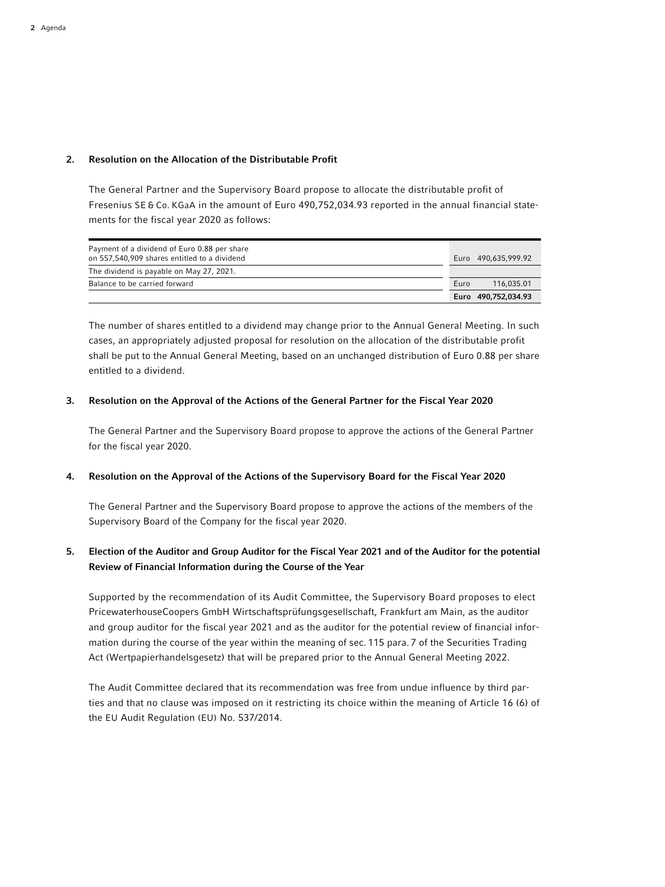## 2. Resolution on the Allocation of the Distributable Profit

The General Partner and the Supervisory Board propose to allocate the distributable profit of Fresenius SE & Co. KGaA in the amount of Euro 490,752,034.93 reported in the annual financial statements for the fiscal year 2020 as follows:

| | | |
|---|---|---|
| Payment of a dividend of Euro 0.88 per share on 557,540,909 shares entitled to a dividend | Euro | 490,635,999.92 |
| The dividend is payable on May 27, 2021. | | |
| Balance to be carried forward | Euro | 116,035.01 |
| | **Euro** | **490,752,034.93** |

The number of shares entitled to a dividend may change prior to the Annual General Meeting. In such cases, an appropriately adjusted proposal for resolution on the allocation of the distributable profit shall be put to the Annual General Meeting, based on an unchanged distribution of Euro 0.88 per share entitled to a dividend.

## 3. Resolution on the Approval of the Actions of the General Partner for the Fiscal Year 2020

The General Partner and the Supervisory Board propose to approve the actions of the General Partner for the fiscal year 2020.

## 4. Resolution on the Approval of the Actions of the Supervisory Board for the Fiscal Year 2020

The General Partner and the Supervisory Board propose to approve the actions of the members of the Supervisory Board of the Company for the fiscal year 2020.

## 5. Election of the Auditor and Group Auditor for the Fiscal Year 2021 and of the Auditor for the potential Review of Financial Information during the Course of the Year

Supported by the recommendation of its Audit Committee, the Supervisory Board proposes to elect PricewaterhouseCoopers GmbH Wirtschaftsprüfungsgesellschaft, Frankfurt am Main, as the auditor and group auditor for the fiscal year 2021 and as the auditor for the potential review of financial information during the course of the year within the meaning of sec. 115 para. 7 of the Securities Trading Act (Wertpapierhandelsgesetz) that will be prepared prior to the Annual General Meeting 2022.

The Audit Committee declared that its recommendation was free from undue influence by third parties and that no clause was imposed on it restricting its choice within the meaning of Article 16 (6) of the EU Audit Regulation (EU) No. 537/2014.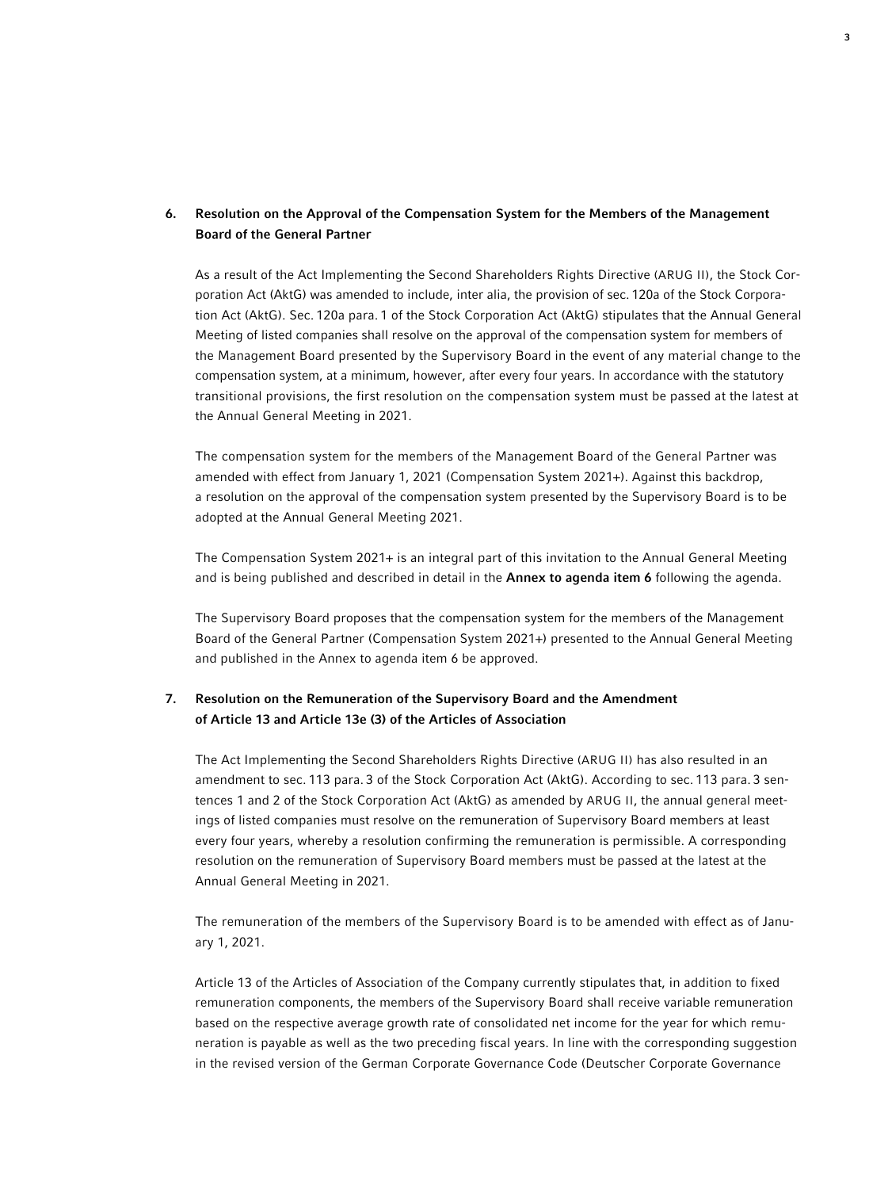## 6. Resolution on the Approval of the Compensation System for the Members of the Management Board of the General Partner

As a result of the Act Implementing the Second Shareholders Rights Directive (ARUG II), the Stock Corporation Act (AktG) was amended to include, inter alia, the provision of sec. 120a of the Stock Corporation Act (AktG). Sec. 120a para. 1 of the Stock Corporation Act (AktG) stipulates that the Annual General Meeting of listed companies shall resolve on the approval of the compensation system for members of the Management Board presented by the Supervisory Board in the event of any material change to the compensation system, at a minimum, however, after every four years. In accordance with the statutory transitional provisions, the first resolution on the compensation system must be passed at the latest at the Annual General Meeting in 2021.

The compensation system for the members of the Management Board of the General Partner was amended with effect from January 1, 2021 (Compensation System 2021+). Against this backdrop, a resolution on the approval of the compensation system presented by the Supervisory Board is to be adopted at the Annual General Meeting 2021.

The Compensation System 2021+ is an integral part of this invitation to the Annual General Meeting and is being published and described in detail in the **Annex to agenda item 6** following the agenda.

The Supervisory Board proposes that the compensation system for the members of the Management Board of the General Partner (Compensation System 2021+) presented to the Annual General Meeting and published in the Annex to agenda item 6 be approved.

## 7. Resolution on the Remuneration of the Supervisory Board and the Amendment of Article 13 and Article 13e (3) of the Articles of Association

The Act Implementing the Second Shareholders Rights Directive (ARUG II) has also resulted in an amendment to sec. 113 para. 3 of the Stock Corporation Act (AktG). According to sec. 113 para. 3 sentences 1 and 2 of the Stock Corporation Act (AktG) as amended by ARUG II, the annual general meetings of listed companies must resolve on the remuneration of Supervisory Board members at least every four years, whereby a resolution confirming the remuneration is permissible. A corresponding resolution on the remuneration of Supervisory Board members must be passed at the latest at the Annual General Meeting in 2021.

The remuneration of the members of the Supervisory Board is to be amended with effect as of January 1, 2021.

Article 13 of the Articles of Association of the Company currently stipulates that, in addition to fixed remuneration components, the members of the Supervisory Board shall receive variable remuneration based on the respective average growth rate of consolidated net income for the year for which remuneration is payable as well as the two preceding fiscal years. In line with the corresponding suggestion in the revised version of the German Corporate Governance Code (Deutscher Corporate Governance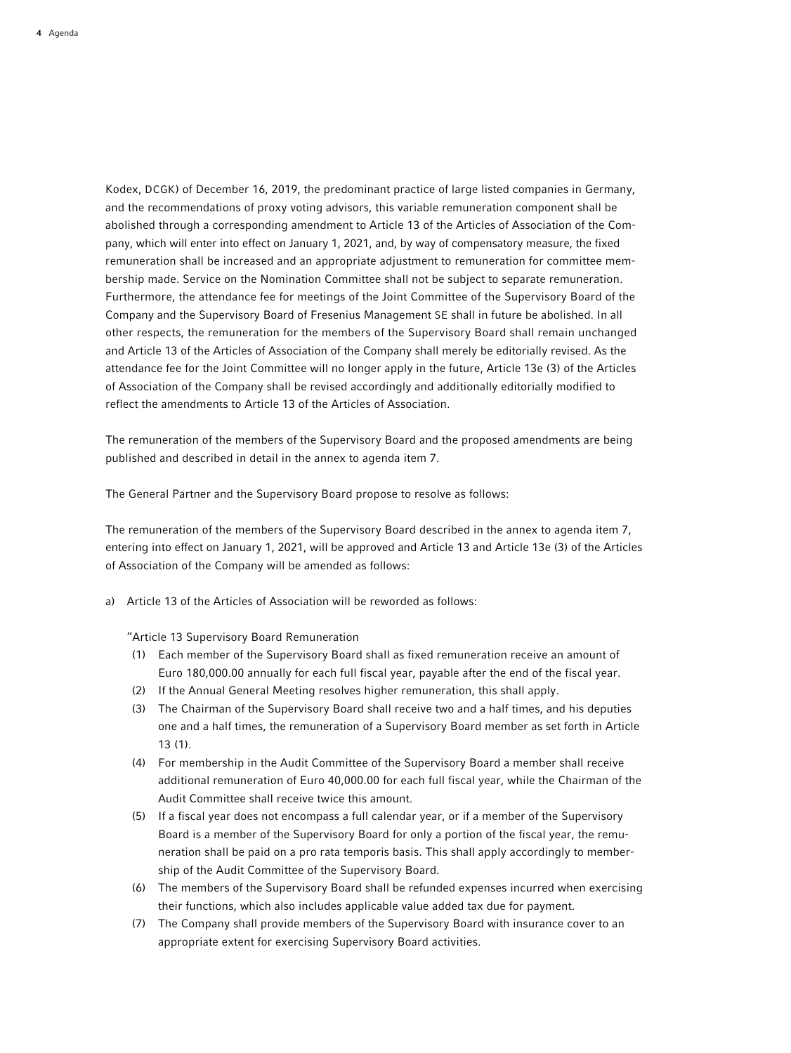Kodex, DCGK) of December 16, 2019, the predominant practice of large listed companies in Germany, and the recommendations of proxy voting advisors, this variable remuneration component shall be abolished through a corresponding amendment to Article 13 of the Articles of Association of the Company, which will enter into effect on January 1, 2021, and, by way of compensatory measure, the fixed remuneration shall be increased and an appropriate adjustment to remuneration for committee membership made. Service on the Nomination Committee shall not be subject to separate remuneration. Furthermore, the attendance fee for meetings of the Joint Committee of the Supervisory Board of the Company and the Supervisory Board of Fresenius Management SE shall in future be abolished. In all other respects, the remuneration for the members of the Supervisory Board shall remain unchanged and Article 13 of the Articles of Association of the Company shall merely be editorially revised. As the attendance fee for the Joint Committee will no longer apply in the future, Article 13e (3) of the Articles of Association of the Company shall be revised accordingly and additionally editorially modified to reflect the amendments to Article 13 of the Articles of Association.

The remuneration of the members of the Supervisory Board and the proposed amendments are being published and described in detail in the annex to agenda item 7.

The General Partner and the Supervisory Board propose to resolve as follows:

The remuneration of the members of the Supervisory Board described in the annex to agenda item 7, entering into effect on January 1, 2021, will be approved and Article 13 and Article 13e (3) of the Articles of Association of the Company will be amended as follows:

a) Article 13 of the Articles of Association will be reworded as follows:

"Article 13 Supervisory Board Remuneration

(1) Each member of the Supervisory Board shall as fixed remuneration receive an amount of Euro 180,000.00 annually for each full fiscal year, payable after the end of the fiscal year.

(2) If the Annual General Meeting resolves higher remuneration, this shall apply.

(3) The Chairman of the Supervisory Board shall receive two and a half times, and his deputies one and a half times, the remuneration of a Supervisory Board member as set forth in Article 13 (1).

(4) For membership in the Audit Committee of the Supervisory Board a member shall receive additional remuneration of Euro 40,000.00 for each full fiscal year, while the Chairman of the Audit Committee shall receive twice this amount.

(5) If a fiscal year does not encompass a full calendar year, or if a member of the Supervisory Board is a member of the Supervisory Board for only a portion of the fiscal year, the remuneration shall be paid on a pro rata temporis basis. This shall apply accordingly to membership of the Audit Committee of the Supervisory Board.

(6) The members of the Supervisory Board shall be refunded expenses incurred when exercising their functions, which also includes applicable value added tax due for payment.

(7) The Company shall provide members of the Supervisory Board with insurance cover to an appropriate extent for exercising Supervisory Board activities.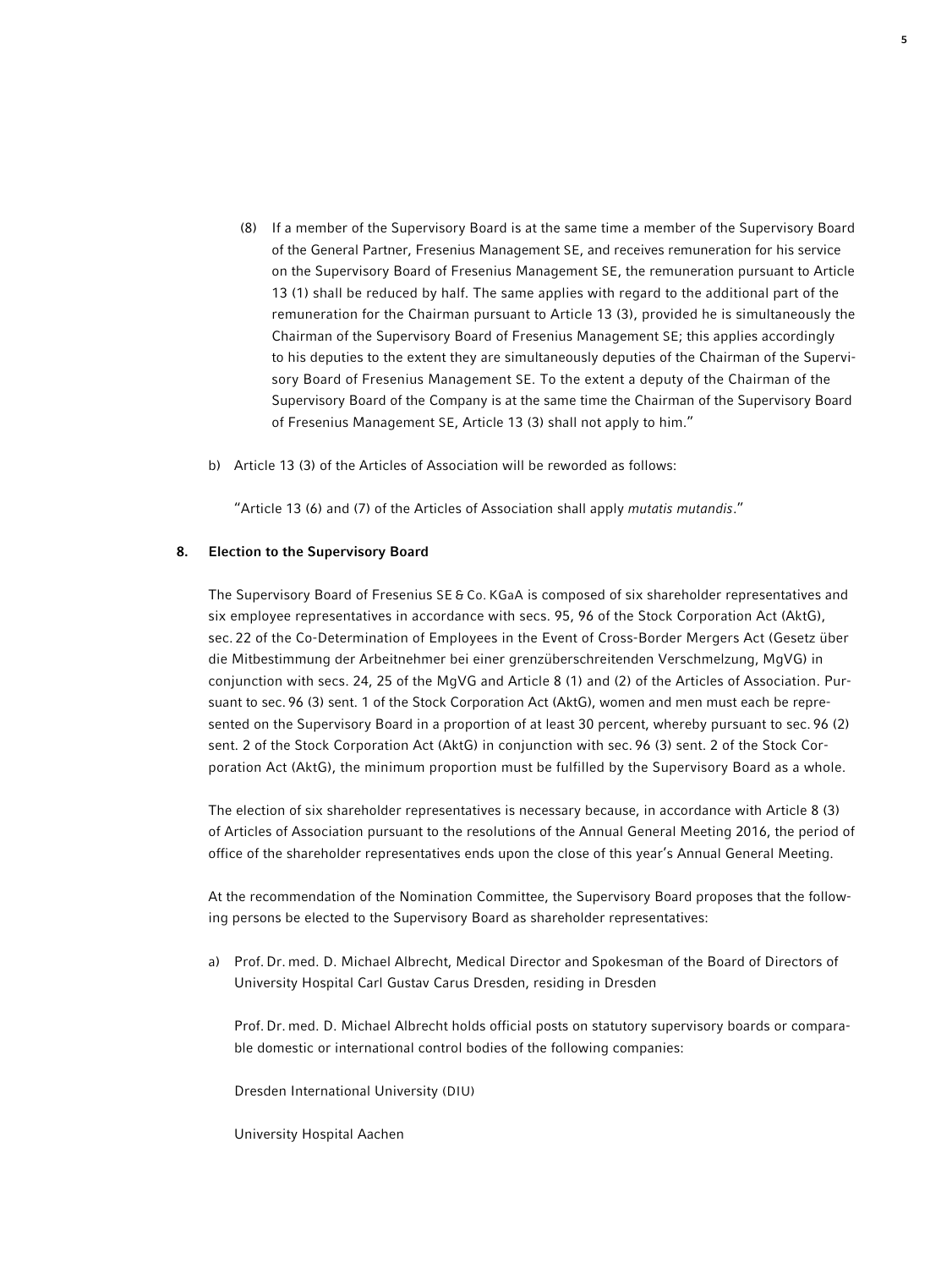(8) If a member of the Supervisory Board is at the same time a member of the Supervisory Board of the General Partner, Fresenius Management SE, and receives remuneration for his service on the Supervisory Board of Fresenius Management SE, the remuneration pursuant to Article 13 (1) shall be reduced by half. The same applies with regard to the additional part of the remuneration for the Chairman pursuant to Article 13 (3), provided he is simultaneously the Chairman of the Supervisory Board of Fresenius Management SE; this applies accordingly to his deputies to the extent they are simultaneously deputies of the Chairman of the Supervisory Board of Fresenius Management SE. To the extent a deputy of the Chairman of the Supervisory Board of the Company is at the same time the Chairman of the Supervisory Board of Fresenius Management SE, Article 13 (3) shall not apply to him."

b) Article 13 (3) of the Articles of Association will be reworded as follows:

"Article 13 (6) and (7) of the Articles of Association shall apply *mutatis mutandis*."

## 8. Election to the Supervisory Board

The Supervisory Board of Fresenius SE & Co. KGaA is composed of six shareholder representatives and six employee representatives in accordance with secs. 95, 96 of the Stock Corporation Act (AktG), sec. 22 of the Co-Determination of Employees in the Event of Cross-Border Mergers Act (Gesetz über die Mitbestimmung der Arbeitnehmer bei einer grenzüberschreitenden Verschmelzung, MgVG) in conjunction with secs. 24, 25 of the MgVG and Article 8 (1) and (2) of the Articles of Association. Pursuant to sec. 96 (3) sent. 1 of the Stock Corporation Act (AktG), women and men must each be represented on the Supervisory Board in a proportion of at least 30 percent, whereby pursuant to sec. 96 (2) sent. 2 of the Stock Corporation Act (AktG) in conjunction with sec. 96 (3) sent. 2 of the Stock Corporation Act (AktG), the minimum proportion must be fulfilled by the Supervisory Board as a whole.

The election of six shareholder representatives is necessary because, in accordance with Article 8 (3) of Articles of Association pursuant to the resolutions of the Annual General Meeting 2016, the period of office of the shareholder representatives ends upon the close of this year's Annual General Meeting.

At the recommendation of the Nomination Committee, the Supervisory Board proposes that the following persons be elected to the Supervisory Board as shareholder representatives:

a) Prof. Dr. med. D. Michael Albrecht, Medical Director and Spokesman of the Board of Directors of University Hospital Carl Gustav Carus Dresden, residing in Dresden

   Prof. Dr. med. D. Michael Albrecht holds official posts on statutory supervisory boards or comparable domestic or international control bodies of the following companies:

   Dresden International University (DIU)

   University Hospital Aachen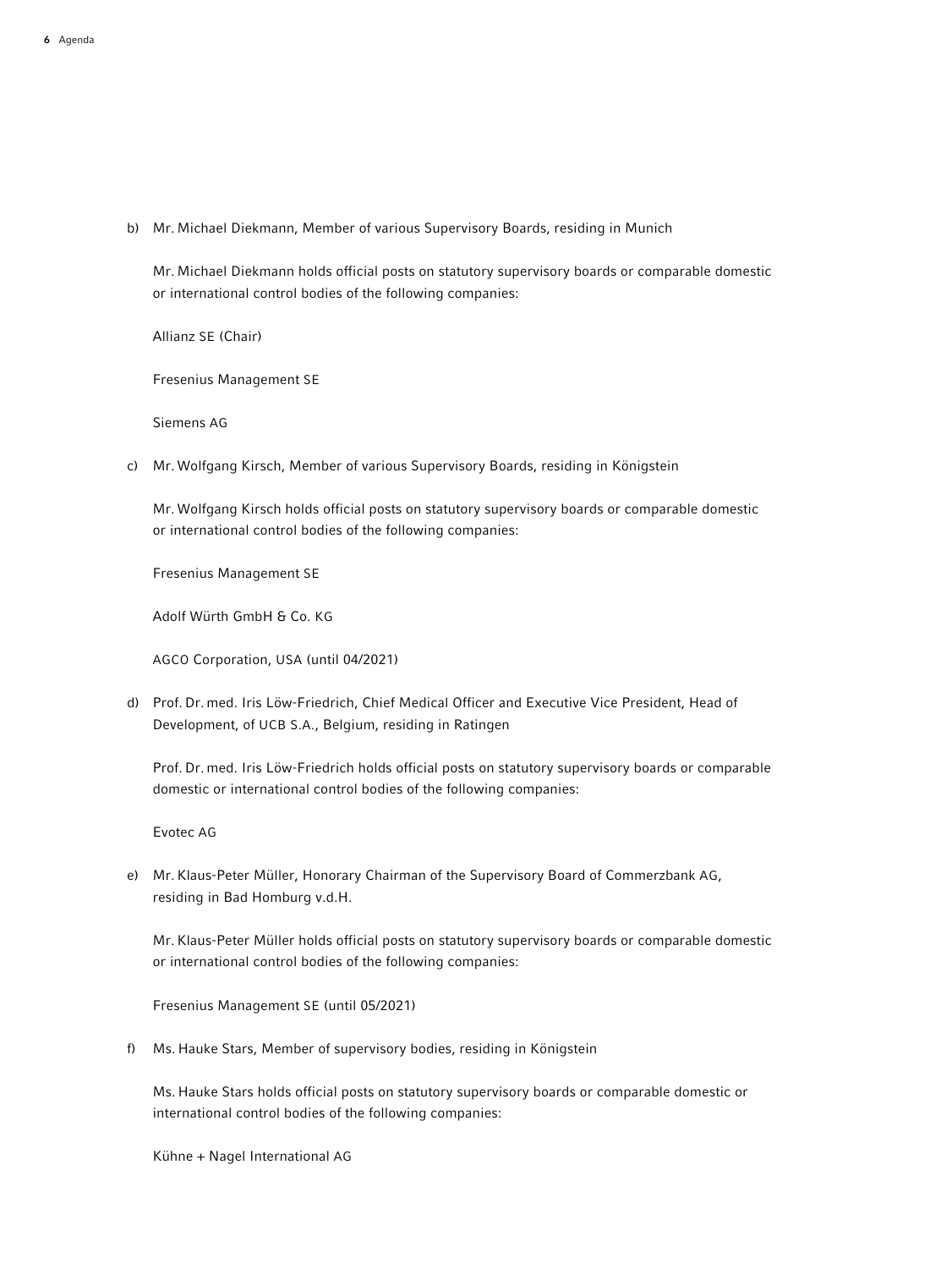b) Mr. Michael Diekmann, Member of various Supervisory Boards, residing in Munich

   Mr. Michael Diekmann holds official posts on statutory supervisory boards or comparable domestic or international control bodies of the following companies:

   Allianz SE (Chair)

   Fresenius Management SE

   Siemens AG

c) Mr. Wolfgang Kirsch, Member of various Supervisory Boards, residing in Königstein

   Mr. Wolfgang Kirsch holds official posts on statutory supervisory boards or comparable domestic or international control bodies of the following companies:

   Fresenius Management SE

   Adolf Würth GmbH & Co. KG

   AGCO Corporation, USA (until 04/2021)

d) Prof. Dr. med. Iris Löw-Friedrich, Chief Medical Officer and Executive Vice President, Head of Development, of UCB S.A., Belgium, residing in Ratingen

   Prof. Dr. med. Iris Löw-Friedrich holds official posts on statutory supervisory boards or comparable domestic or international control bodies of the following companies:

   Evotec AG

e) Mr. Klaus-Peter Müller, Honorary Chairman of the Supervisory Board of Commerzbank AG, residing in Bad Homburg v.d.H.

   Mr. Klaus-Peter Müller holds official posts on statutory supervisory boards or comparable domestic or international control bodies of the following companies:

   Fresenius Management SE (until 05/2021)

f) Ms. Hauke Stars, Member of supervisory bodies, residing in Königstein

   Ms. Hauke Stars holds official posts on statutory supervisory boards or comparable domestic or international control bodies of the following companies:

   Kühne + Nagel International AG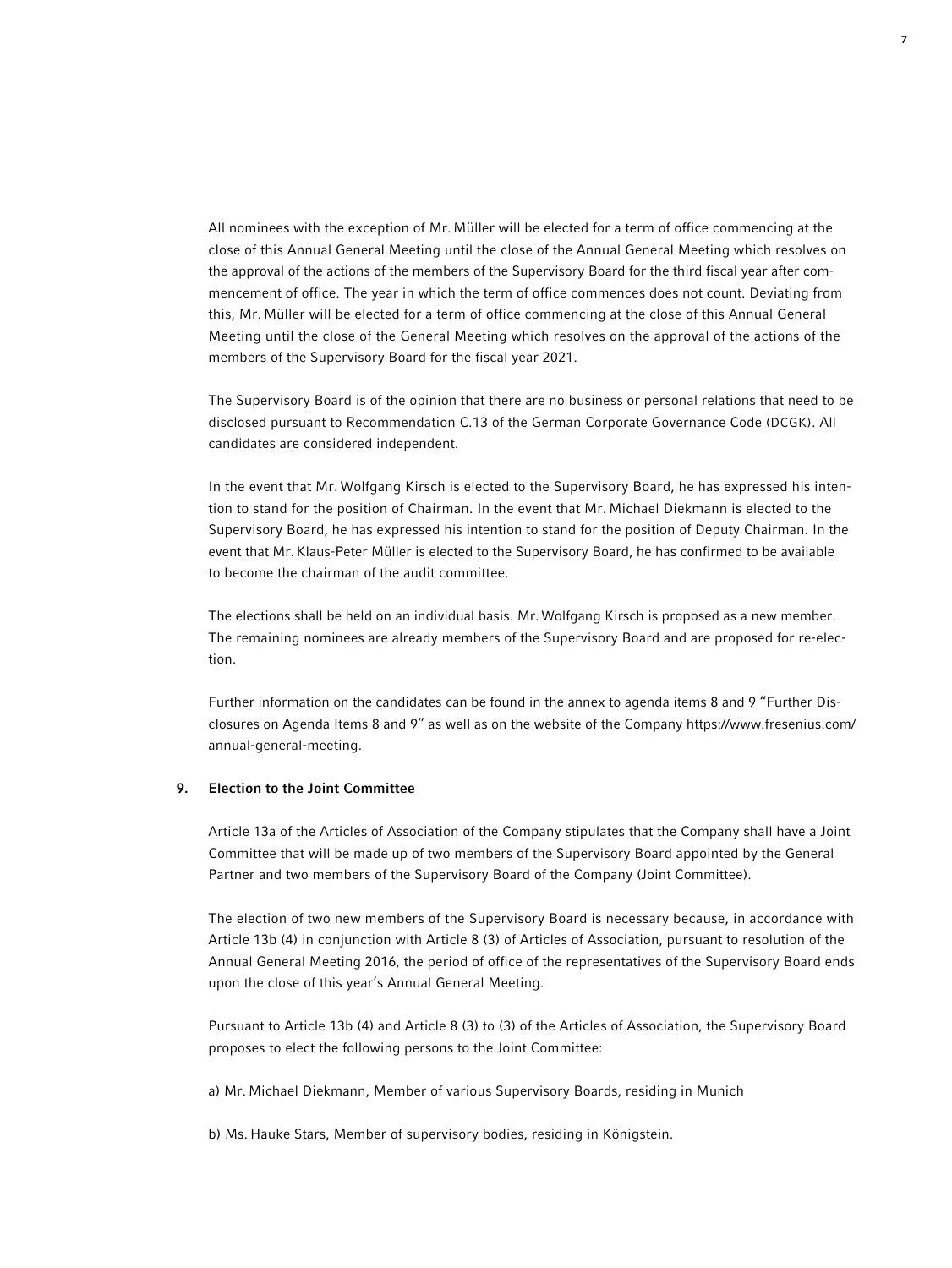All nominees with the exception of Mr. Müller will be elected for a term of office commencing at the close of this Annual General Meeting until the close of the Annual General Meeting which resolves on the approval of the actions of the members of the Supervisory Board for the third fiscal year after commencement of office. The year in which the term of office commences does not count. Deviating from this, Mr. Müller will be elected for a term of office commencing at the close of this Annual General Meeting until the close of the General Meeting which resolves on the approval of the actions of the members of the Supervisory Board for the fiscal year 2021.

The Supervisory Board is of the opinion that there are no business or personal relations that need to be disclosed pursuant to Recommendation C.13 of the German Corporate Governance Code (DCGK). All candidates are considered independent.

In the event that Mr. Wolfgang Kirsch is elected to the Supervisory Board, he has expressed his intention to stand for the position of Chairman. In the event that Mr. Michael Diekmann is elected to the Supervisory Board, he has expressed his intention to stand for the position of Deputy Chairman. In the event that Mr. Klaus-Peter Müller is elected to the Supervisory Board, he has confirmed to be available to become the chairman of the audit committee.

The elections shall be held on an individual basis. Mr. Wolfgang Kirsch is proposed as a new member. The remaining nominees are already members of the Supervisory Board and are proposed for re-election.

Further information on the candidates can be found in the annex to agenda items 8 and 9 "Further Disclosures on Agenda Items 8 and 9" as well as on the website of the Company https://www.fresenius.com/annual-general-meeting.

## 9. Election to the Joint Committee

Article 13a of the Articles of Association of the Company stipulates that the Company shall have a Joint Committee that will be made up of two members of the Supervisory Board appointed by the General Partner and two members of the Supervisory Board of the Company (Joint Committee).

The election of two new members of the Supervisory Board is necessary because, in accordance with Article 13b (4) in conjunction with Article 8 (3) of Articles of Association, pursuant to resolution of the Annual General Meeting 2016, the period of office of the representatives of the Supervisory Board ends upon the close of this year's Annual General Meeting.

Pursuant to Article 13b (4) and Article 8 (3) to (3) of the Articles of Association, the Supervisory Board proposes to elect the following persons to the Joint Committee:

a) Mr. Michael Diekmann, Member of various Supervisory Boards, residing in Munich

b) Ms. Hauke Stars, Member of supervisory bodies, residing in Königstein.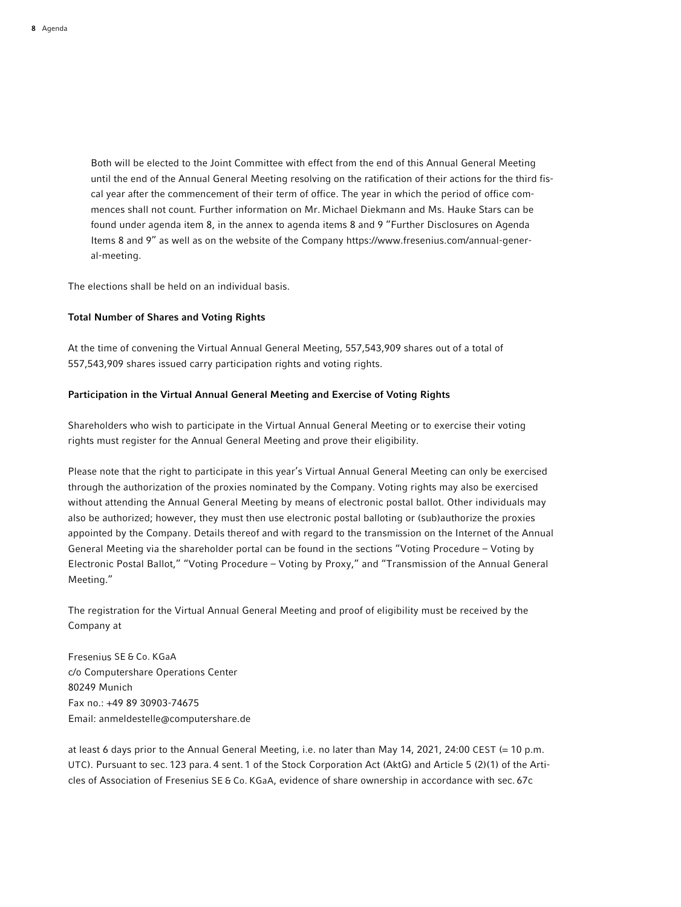Both will be elected to the Joint Committee with effect from the end of this Annual General Meeting until the end of the Annual General Meeting resolving on the ratification of their actions for the third fiscal year after the commencement of their term of office. The year in which the period of office commences shall not count. Further information on Mr. Michael Diekmann and Ms. Hauke Stars can be found under agenda item 8, in the annex to agenda items 8 and 9 "Further Disclosures on Agenda Items 8 and 9" as well as on the website of the Company https://www.fresenius.com/annual-general-meeting.

The elections shall be held on an individual basis.

### Total Number of Shares and Voting Rights

At the time of convening the Virtual Annual General Meeting, 557,543,909 shares out of a total of 557,543,909 shares issued carry participation rights and voting rights.

### Participation in the Virtual Annual General Meeting and Exercise of Voting Rights

Shareholders who wish to participate in the Virtual Annual General Meeting or to exercise their voting rights must register for the Annual General Meeting and prove their eligibility.

Please note that the right to participate in this year's Virtual Annual General Meeting can only be exercised through the authorization of the proxies nominated by the Company. Voting rights may also be exercised without attending the Annual General Meeting by means of electronic postal ballot. Other individuals may also be authorized; however, they must then use electronic postal balloting or (sub)authorize the proxies appointed by the Company. Details thereof and with regard to the transmission on the Internet of the Annual General Meeting via the shareholder portal can be found in the sections "Voting Procedure – Voting by Electronic Postal Ballot," "Voting Procedure – Voting by Proxy," and "Transmission of the Annual General Meeting."

The registration for the Virtual Annual General Meeting and proof of eligibility must be received by the Company at

Fresenius SE & Co. KGaA
c/o Computershare Operations Center
80249 Munich
Fax no.: +49 89 30903-74675
Email: anmeldestelle@computershare.de

at least 6 days prior to the Annual General Meeting, i.e. no later than May 14, 2021, 24:00 CEST (= 10 p.m. UTC). Pursuant to sec. 123 para. 4 sent. 1 of the Stock Corporation Act (AktG) and Article 5 (2)(1) of the Articles of Association of Fresenius SE & Co. KGaA, evidence of share ownership in accordance with sec. 67c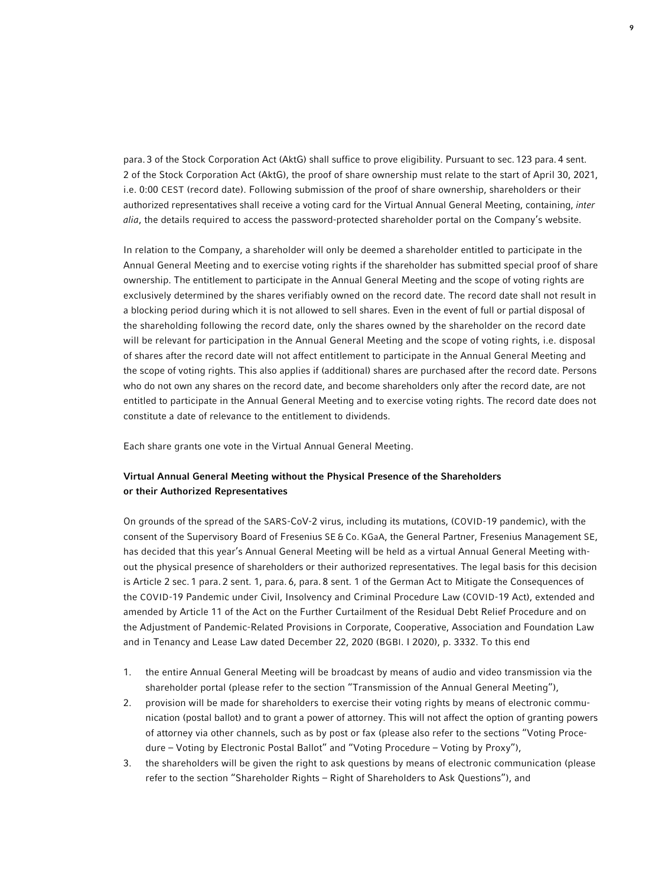para. 3 of the Stock Corporation Act (AktG) shall suffice to prove eligibility. Pursuant to sec. 123 para. 4 sent. 2 of the Stock Corporation Act (AktG), the proof of share ownership must relate to the start of April 30, 2021, i.e. 0:00 CEST (record date). Following submission of the proof of share ownership, shareholders or their authorized representatives shall receive a voting card for the Virtual Annual General Meeting, containing, *inter alia*, the details required to access the password-protected shareholder portal on the Company's website.

In relation to the Company, a shareholder will only be deemed a shareholder entitled to participate in the Annual General Meeting and to exercise voting rights if the shareholder has submitted special proof of share ownership. The entitlement to participate in the Annual General Meeting and the scope of voting rights are exclusively determined by the shares verifiably owned on the record date. The record date shall not result in a blocking period during which it is not allowed to sell shares. Even in the event of full or partial disposal of the shareholding following the record date, only the shares owned by the shareholder on the record date will be relevant for participation in the Annual General Meeting and the scope of voting rights, i.e. disposal of shares after the record date will not affect entitlement to participate in the Annual General Meeting and the scope of voting rights. This also applies if (additional) shares are purchased after the record date. Persons who do not own any shares on the record date, and become shareholders only after the record date, are not entitled to participate in the Annual General Meeting and to exercise voting rights. The record date does not constitute a date of relevance to the entitlement to dividends.

Each share grants one vote in the Virtual Annual General Meeting.

### Virtual Annual General Meeting without the Physical Presence of the Shareholders or their Authorized Representatives

On grounds of the spread of the SARS-CoV-2 virus, including its mutations, (COVID-19 pandemic), with the consent of the Supervisory Board of Fresenius SE & Co. KGaA, the General Partner, Fresenius Management SE, has decided that this year's Annual General Meeting will be held as a virtual Annual General Meeting without the physical presence of shareholders or their authorized representatives. The legal basis for this decision is Article 2 sec. 1 para. 2 sent. 1, para. 6, para. 8 sent. 1 of the German Act to Mitigate the Consequences of the COVID-19 Pandemic under Civil, Insolvency and Criminal Procedure Law (COVID-19 Act), extended and amended by Article 11 of the Act on the Further Curtailment of the Residual Debt Relief Procedure and on the Adjustment of Pandemic-Related Provisions in Corporate, Cooperative, Association and Foundation Law and in Tenancy and Lease Law dated December 22, 2020 (BGBl. I 2020), p. 3332. To this end

1. the entire Annual General Meeting will be broadcast by means of audio and video transmission via the shareholder portal (please refer to the section "Transmission of the Annual General Meeting"),
2. provision will be made for shareholders to exercise their voting rights by means of electronic communication (postal ballot) and to grant a power of attorney. This will not affect the option of granting powers of attorney via other channels, such as by post or fax (please also refer to the sections "Voting Procedure – Voting by Electronic Postal Ballot" and "Voting Procedure – Voting by Proxy"),
3. the shareholders will be given the right to ask questions by means of electronic communication (please refer to the section "Shareholder Rights – Right of Shareholders to Ask Questions"), and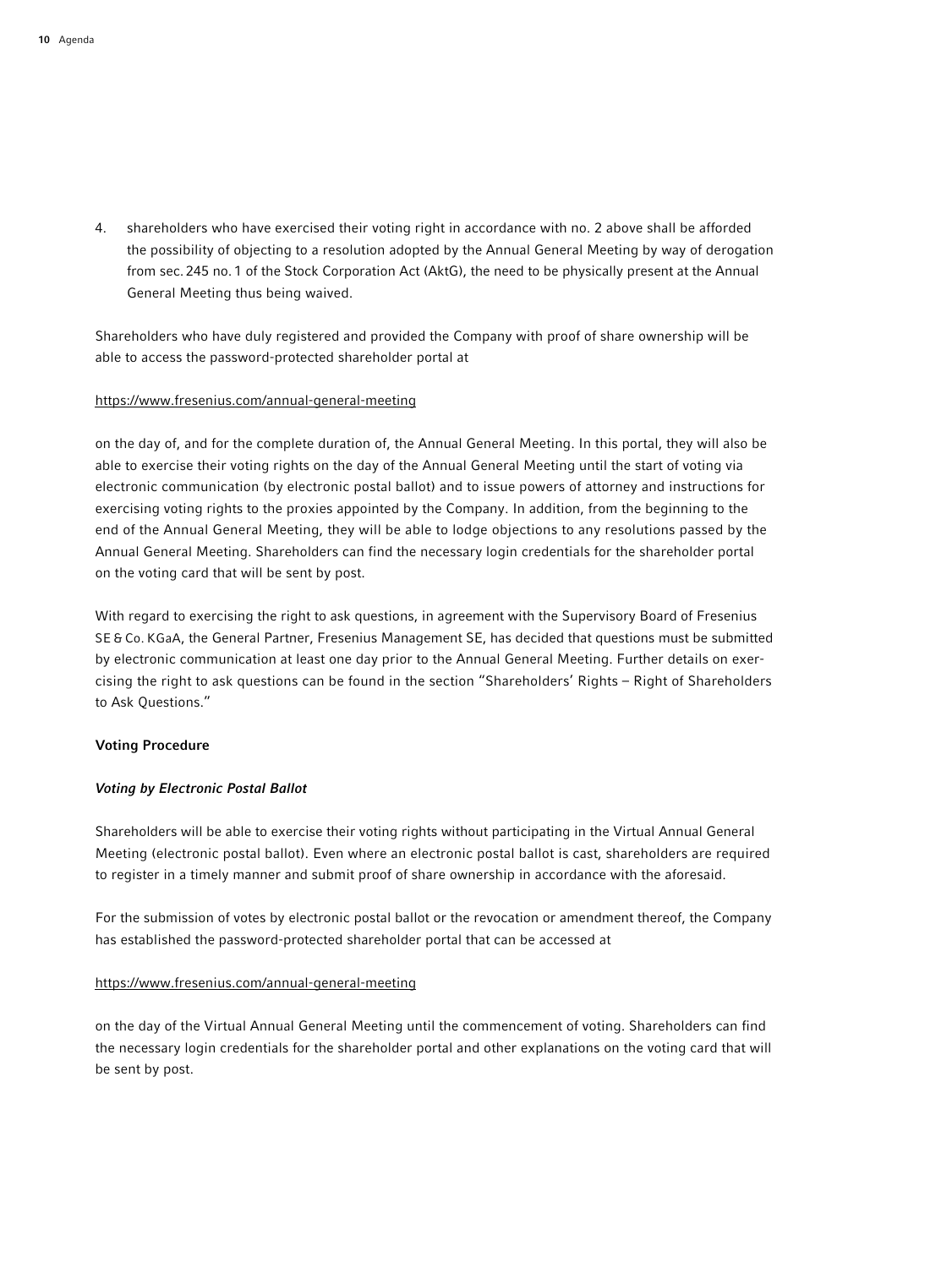4. shareholders who have exercised their voting right in accordance with no. 2 above shall be afforded the possibility of objecting to a resolution adopted by the Annual General Meeting by way of derogation from sec. 245 no. 1 of the Stock Corporation Act (AktG), the need to be physically present at the Annual General Meeting thus being waived.

Shareholders who have duly registered and provided the Company with proof of share ownership will be able to access the password-protected shareholder portal at

https://www.fresenius.com/annual-general-meeting

on the day of, and for the complete duration of, the Annual General Meeting. In this portal, they will also be able to exercise their voting rights on the day of the Annual General Meeting until the start of voting via electronic communication (by electronic postal ballot) and to issue powers of attorney and instructions for exercising voting rights to the proxies appointed by the Company. In addition, from the beginning to the end of the Annual General Meeting, they will be able to lodge objections to any resolutions passed by the Annual General Meeting. Shareholders can find the necessary login credentials for the shareholder portal on the voting card that will be sent by post.

With regard to exercising the right to ask questions, in agreement with the Supervisory Board of Fresenius SE & Co. KGaA, the General Partner, Fresenius Management SE, has decided that questions must be submitted by electronic communication at least one day prior to the Annual General Meeting. Further details on exercising the right to ask questions can be found in the section "Shareholders' Rights – Right of Shareholders to Ask Questions."

**Voting Procedure**

***Voting by Electronic Postal Ballot***

Shareholders will be able to exercise their voting rights without participating in the Virtual Annual General Meeting (electronic postal ballot). Even where an electronic postal ballot is cast, shareholders are required to register in a timely manner and submit proof of share ownership in accordance with the aforesaid.

For the submission of votes by electronic postal ballot or the revocation or amendment thereof, the Company has established the password-protected shareholder portal that can be accessed at

https://www.fresenius.com/annual-general-meeting

on the day of the Virtual Annual General Meeting until the commencement of voting. Shareholders can find the necessary login credentials for the shareholder portal and other explanations on the voting card that will be sent by post.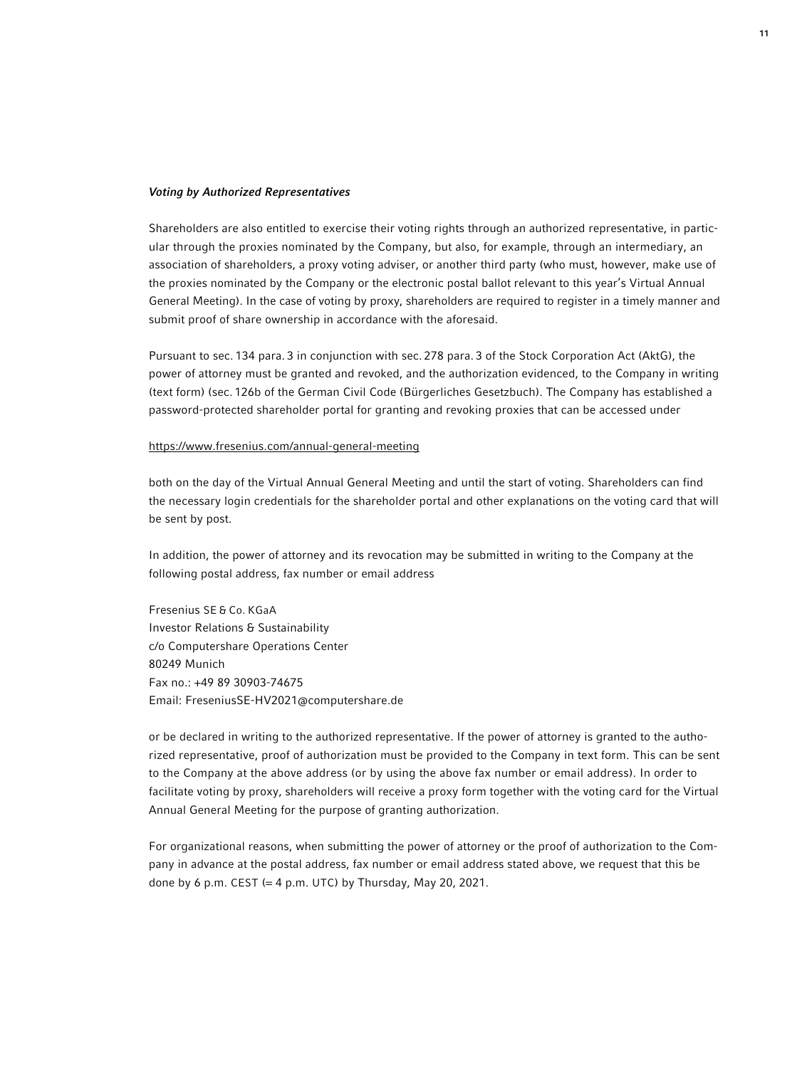### *Voting by Authorized Representatives*

Shareholders are also entitled to exercise their voting rights through an authorized representative, in particular through the proxies nominated by the Company, but also, for example, through an intermediary, an association of shareholders, a proxy voting adviser, or another third party (who must, however, make use of the proxies nominated by the Company or the electronic postal ballot relevant to this year's Virtual Annual General Meeting). In the case of voting by proxy, shareholders are required to register in a timely manner and submit proof of share ownership in accordance with the aforesaid.

Pursuant to sec. 134 para. 3 in conjunction with sec. 278 para. 3 of the Stock Corporation Act (AktG), the power of attorney must be granted and revoked, and the authorization evidenced, to the Company in writing (text form) (sec. 126b of the German Civil Code (Bürgerliches Gesetzbuch). The Company has established a password-protected shareholder portal for granting and revoking proxies that can be accessed under

https://www.fresenius.com/annual-general-meeting

both on the day of the Virtual Annual General Meeting and until the start of voting. Shareholders can find the necessary login credentials for the shareholder portal and other explanations on the voting card that will be sent by post.

In addition, the power of attorney and its revocation may be submitted in writing to the Company at the following postal address, fax number or email address

Fresenius SE & Co. KGaA
Investor Relations & Sustainability
c/o Computershare Operations Center
80249 Munich
Fax no.: +49 89 30903-74675
Email: FreseniusSE-HV2021@computershare.de

or be declared in writing to the authorized representative. If the power of attorney is granted to the authorized representative, proof of authorization must be provided to the Company in text form. This can be sent to the Company at the above address (or by using the above fax number or email address). In order to facilitate voting by proxy, shareholders will receive a proxy form together with the voting card for the Virtual Annual General Meeting for the purpose of granting authorization.

For organizational reasons, when submitting the power of attorney or the proof of authorization to the Company in advance at the postal address, fax number or email address stated above, we request that this be done by 6 p.m. CEST (= 4 p.m. UTC) by Thursday, May 20, 2021.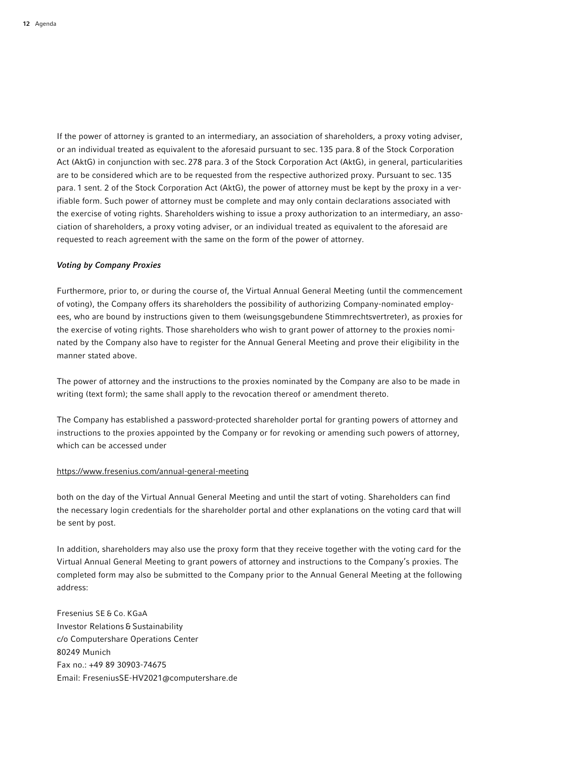If the power of attorney is granted to an intermediary, an association of shareholders, a proxy voting adviser, or an individual treated as equivalent to the aforesaid pursuant to sec. 135 para. 8 of the Stock Corporation Act (AktG) in conjunction with sec. 278 para. 3 of the Stock Corporation Act (AktG), in general, particularities are to be considered which are to be requested from the respective authorized proxy. Pursuant to sec. 135 para. 1 sent. 2 of the Stock Corporation Act (AktG), the power of attorney must be kept by the proxy in a verifiable form. Such power of attorney must be complete and may only contain declarations associated with the exercise of voting rights. Shareholders wishing to issue a proxy authorization to an intermediary, an association of shareholders, a proxy voting adviser, or an individual treated as equivalent to the aforesaid are requested to reach agreement with the same on the form of the power of attorney.

***Voting by Company Proxies***

Furthermore, prior to, or during the course of, the Virtual Annual General Meeting (until the commencement of voting), the Company offers its shareholders the possibility of authorizing Company-nominated employees, who are bound by instructions given to them (weisungsgebundene Stimmrechtsvertreter), as proxies for the exercise of voting rights. Those shareholders who wish to grant power of attorney to the proxies nominated by the Company also have to register for the Annual General Meeting and prove their eligibility in the manner stated above.

The power of attorney and the instructions to the proxies nominated by the Company are also to be made in writing (text form); the same shall apply to the revocation thereof or amendment thereto.

The Company has established a password-protected shareholder portal for granting powers of attorney and instructions to the proxies appointed by the Company or for revoking or amending such powers of attorney, which can be accessed under

https://www.fresenius.com/annual-general-meeting

both on the day of the Virtual Annual General Meeting and until the start of voting. Shareholders can find the necessary login credentials for the shareholder portal and other explanations on the voting card that will be sent by post.

In addition, shareholders may also use the proxy form that they receive together with the voting card for the Virtual Annual General Meeting to grant powers of attorney and instructions to the Company's proxies. The completed form may also be submitted to the Company prior to the Annual General Meeting at the following address:

Fresenius SE & Co. KGaA
Investor Relations & Sustainability
c/o Computershare Operations Center
80249 Munich
Fax no.: +49 89 30903-74675
Email: FreseniusSE-HV2021@computershare.de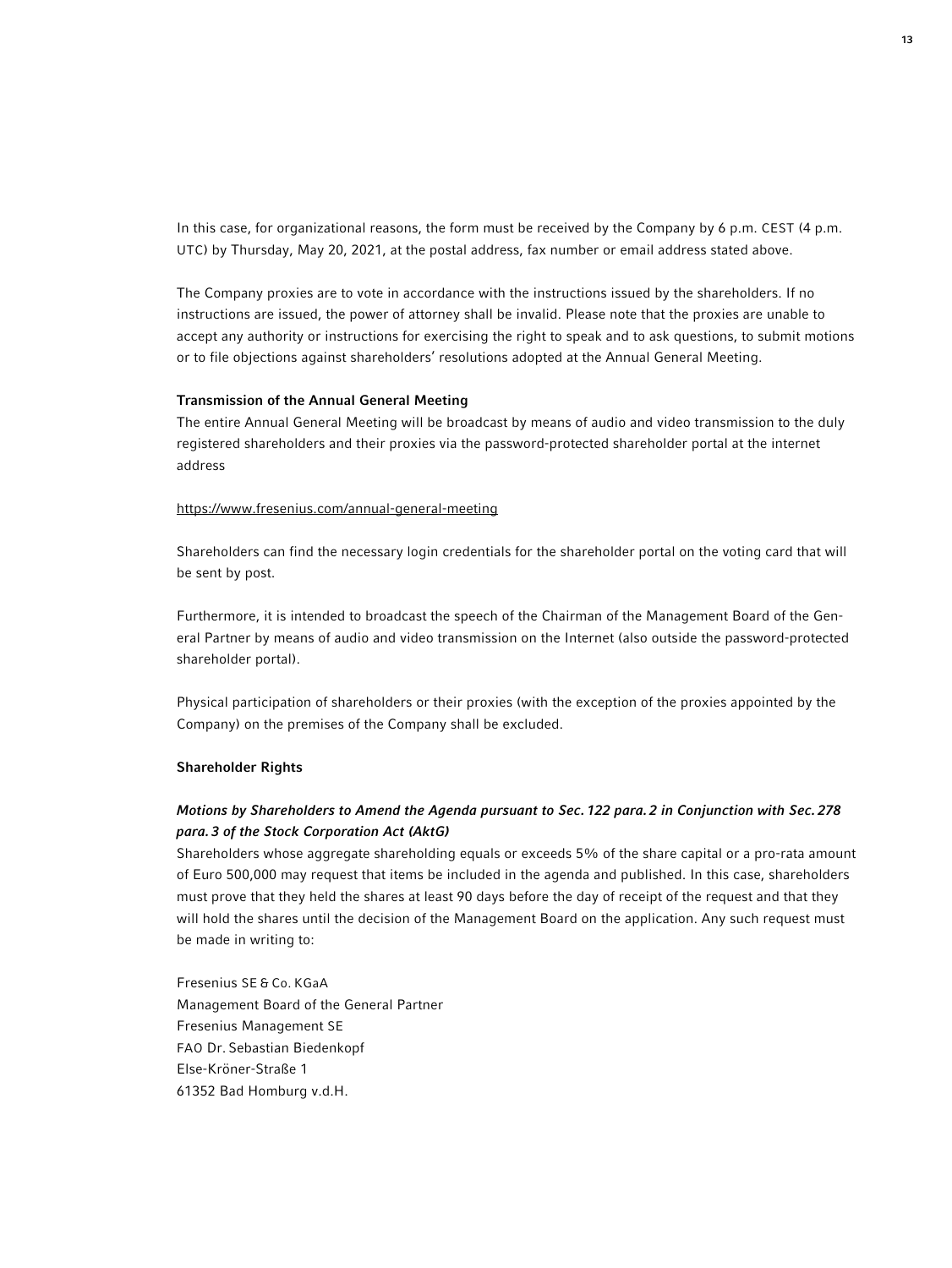In this case, for organizational reasons, the form must be received by the Company by 6 p.m. CEST (4 p.m. UTC) by Thursday, May 20, 2021, at the postal address, fax number or email address stated above.

The Company proxies are to vote in accordance with the instructions issued by the shareholders. If no instructions are issued, the power of attorney shall be invalid. Please note that the proxies are unable to accept any authority or instructions for exercising the right to speak and to ask questions, to submit motions or to file objections against shareholders' resolutions adopted at the Annual General Meeting.

**Transmission of the Annual General Meeting**

The entire Annual General Meeting will be broadcast by means of audio and video transmission to the duly registered shareholders and their proxies via the password-protected shareholder portal at the internet address

https://www.fresenius.com/annual-general-meeting

Shareholders can find the necessary login credentials for the shareholder portal on the voting card that will be sent by post.

Furthermore, it is intended to broadcast the speech of the Chairman of the Management Board of the General Partner by means of audio and video transmission on the Internet (also outside the password-protected shareholder portal).

Physical participation of shareholders or their proxies (with the exception of the proxies appointed by the Company) on the premises of the Company shall be excluded.

**Shareholder Rights**

***Motions by Shareholders to Amend the Agenda pursuant to Sec. 122 para. 2 in Conjunction with Sec. 278 para. 3 of the Stock Corporation Act (AktG)***

Shareholders whose aggregate shareholding equals or exceeds 5% of the share capital or a pro-rata amount of Euro 500,000 may request that items be included in the agenda and published. In this case, shareholders must prove that they held the shares at least 90 days before the day of receipt of the request and that they will hold the shares until the decision of the Management Board on the application. Any such request must be made in writing to:

Fresenius SE & Co. KGaA  
Management Board of the General Partner  
Fresenius Management SE  
FAO Dr. Sebastian Biedenkopf  
Else-Kröner-Straße 1  
61352 Bad Homburg v.d.H.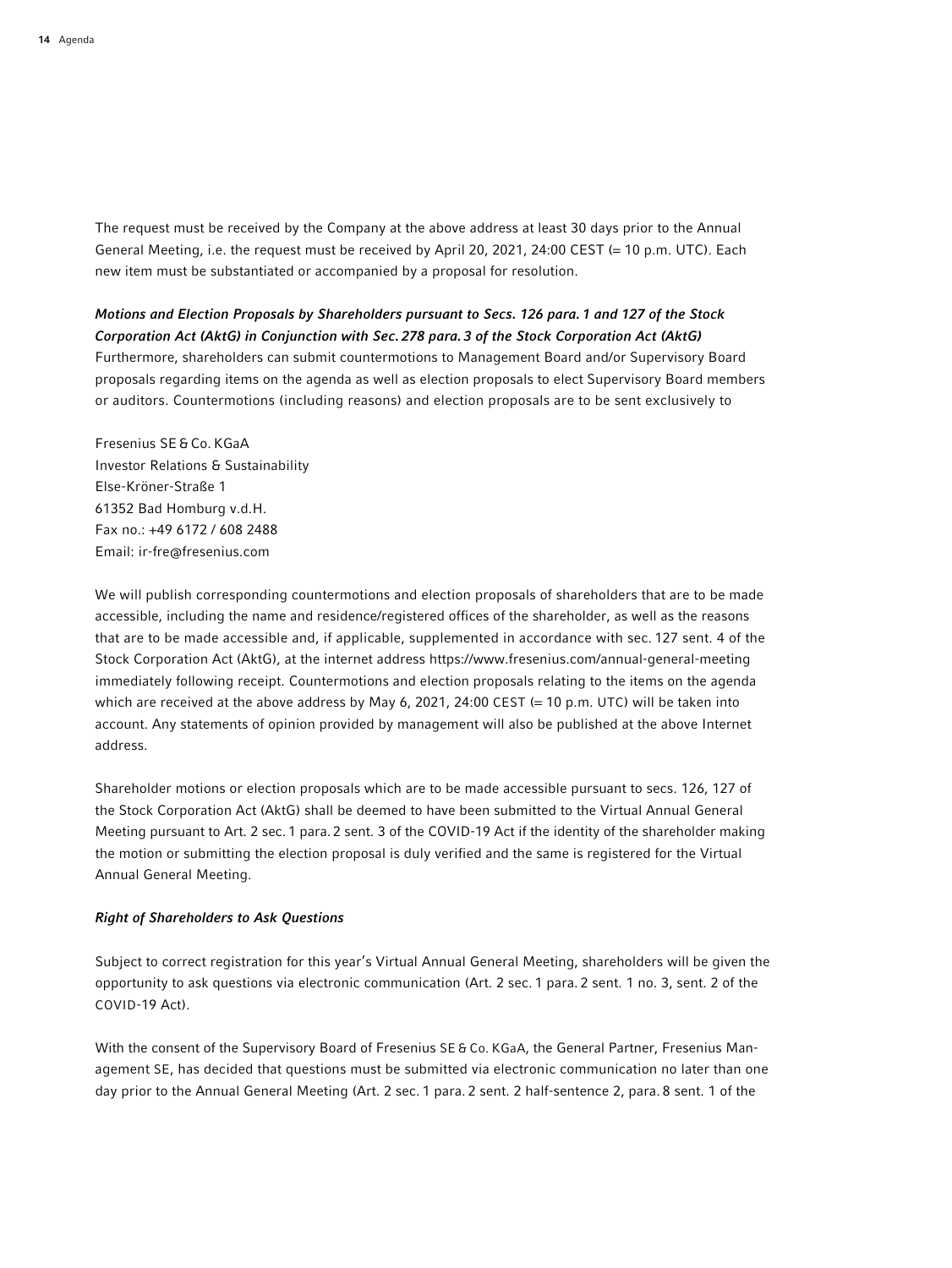The request must be received by the Company at the above address at least 30 days prior to the Annual General Meeting, i.e. the request must be received by April 20, 2021, 24:00 CEST (= 10 p.m. UTC). Each new item must be substantiated or accompanied by a proposal for resolution.

***Motions and Election Proposals by Shareholders pursuant to Secs. 126 para. 1 and 127 of the Stock Corporation Act (AktG) in Conjunction with Sec. 278 para. 3 of the Stock Corporation Act (AktG)***

Furthermore, shareholders can submit countermotions to Management Board and/or Supervisory Board proposals regarding items on the agenda as well as election proposals to elect Supervisory Board members or auditors. Countermotions (including reasons) and election proposals are to be sent exclusively to

Fresenius SE & Co. KGaA
Investor Relations & Sustainability
Else-Kröner-Straße 1
61352 Bad Homburg v.d.H.
Fax no.: +49 6172 / 608 2488
Email: ir-fre@fresenius.com

We will publish corresponding countermotions and election proposals of shareholders that are to be made accessible, including the name and residence/registered offices of the shareholder, as well as the reasons that are to be made accessible and, if applicable, supplemented in accordance with sec. 127 sent. 4 of the Stock Corporation Act (AktG), at the internet address https://www.fresenius.com/annual-general-meeting immediately following receipt. Countermotions and election proposals relating to the items on the agenda which are received at the above address by May 6, 2021, 24:00 CEST (= 10 p.m. UTC) will be taken into account. Any statements of opinion provided by management will also be published at the above Internet address.

Shareholder motions or election proposals which are to be made accessible pursuant to secs. 126, 127 of the Stock Corporation Act (AktG) shall be deemed to have been submitted to the Virtual Annual General Meeting pursuant to Art. 2 sec. 1 para. 2 sent. 3 of the COVID-19 Act if the identity of the shareholder making the motion or submitting the election proposal is duly verified and the same is registered for the Virtual Annual General Meeting.

***Right of Shareholders to Ask Questions***

Subject to correct registration for this year's Virtual Annual General Meeting, shareholders will be given the opportunity to ask questions via electronic communication (Art. 2 sec. 1 para. 2 sent. 1 no. 3, sent. 2 of the COVID-19 Act).

With the consent of the Supervisory Board of Fresenius SE & Co. KGaA, the General Partner, Fresenius Management SE, has decided that questions must be submitted via electronic communication no later than one day prior to the Annual General Meeting (Art. 2 sec. 1 para. 2 sent. 2 half-sentence 2, para. 8 sent. 1 of the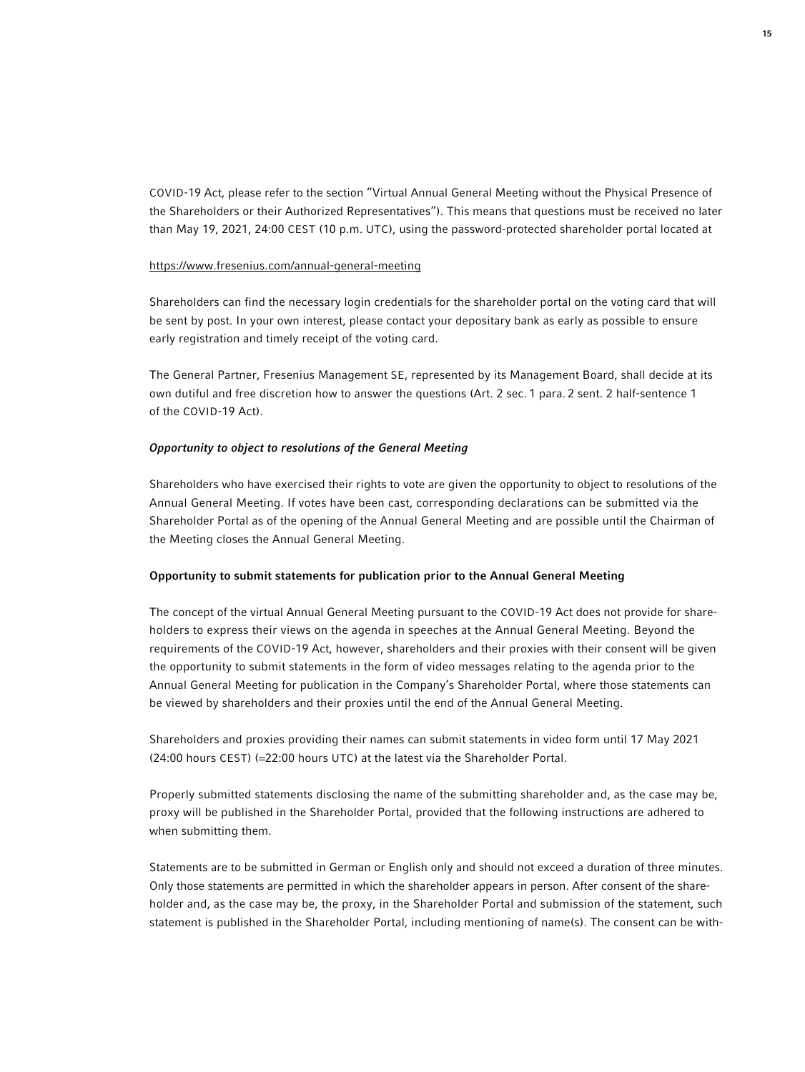COVID-19 Act, please refer to the section "Virtual Annual General Meeting without the Physical Presence of the Shareholders or their Authorized Representatives"). This means that questions must be received no later than May 19, 2021, 24:00 CEST (10 p.m. UTC), using the password-protected shareholder portal located at

https://www.fresenius.com/annual-general-meeting

Shareholders can find the necessary login credentials for the shareholder portal on the voting card that will be sent by post. In your own interest, please contact your depositary bank as early as possible to ensure early registration and timely receipt of the voting card.

The General Partner, Fresenius Management SE, represented by its Management Board, shall decide at its own dutiful and free discretion how to answer the questions (Art. 2 sec. 1 para. 2 sent. 2 half-sentence 1 of the COVID-19 Act).

***Opportunity to object to resolutions of the General Meeting***

Shareholders who have exercised their rights to vote are given the opportunity to object to resolutions of the Annual General Meeting. If votes have been cast, corresponding declarations can be submitted via the Shareholder Portal as of the opening of the Annual General Meeting and are possible until the Chairman of the Meeting closes the Annual General Meeting.

**Opportunity to submit statements for publication prior to the Annual General Meeting**

The concept of the virtual Annual General Meeting pursuant to the COVID-19 Act does not provide for shareholders to express their views on the agenda in speeches at the Annual General Meeting. Beyond the requirements of the COVID-19 Act, however, shareholders and their proxies with their consent will be given the opportunity to submit statements in the form of video messages relating to the agenda prior to the Annual General Meeting for publication in the Company's Shareholder Portal, where those statements can be viewed by shareholders and their proxies until the end of the Annual General Meeting.

Shareholders and proxies providing their names can submit statements in video form until 17 May 2021 (24:00 hours CEST) (=22:00 hours UTC) at the latest via the Shareholder Portal.

Properly submitted statements disclosing the name of the submitting shareholder and, as the case may be, proxy will be published in the Shareholder Portal, provided that the following instructions are adhered to when submitting them.

Statements are to be submitted in German or English only and should not exceed a duration of three minutes. Only those statements are permitted in which the shareholder appears in person. After consent of the shareholder and, as the case may be, the proxy, in the Shareholder Portal and submission of the statement, such statement is published in the Shareholder Portal, including mentioning of name(s). The consent can be with-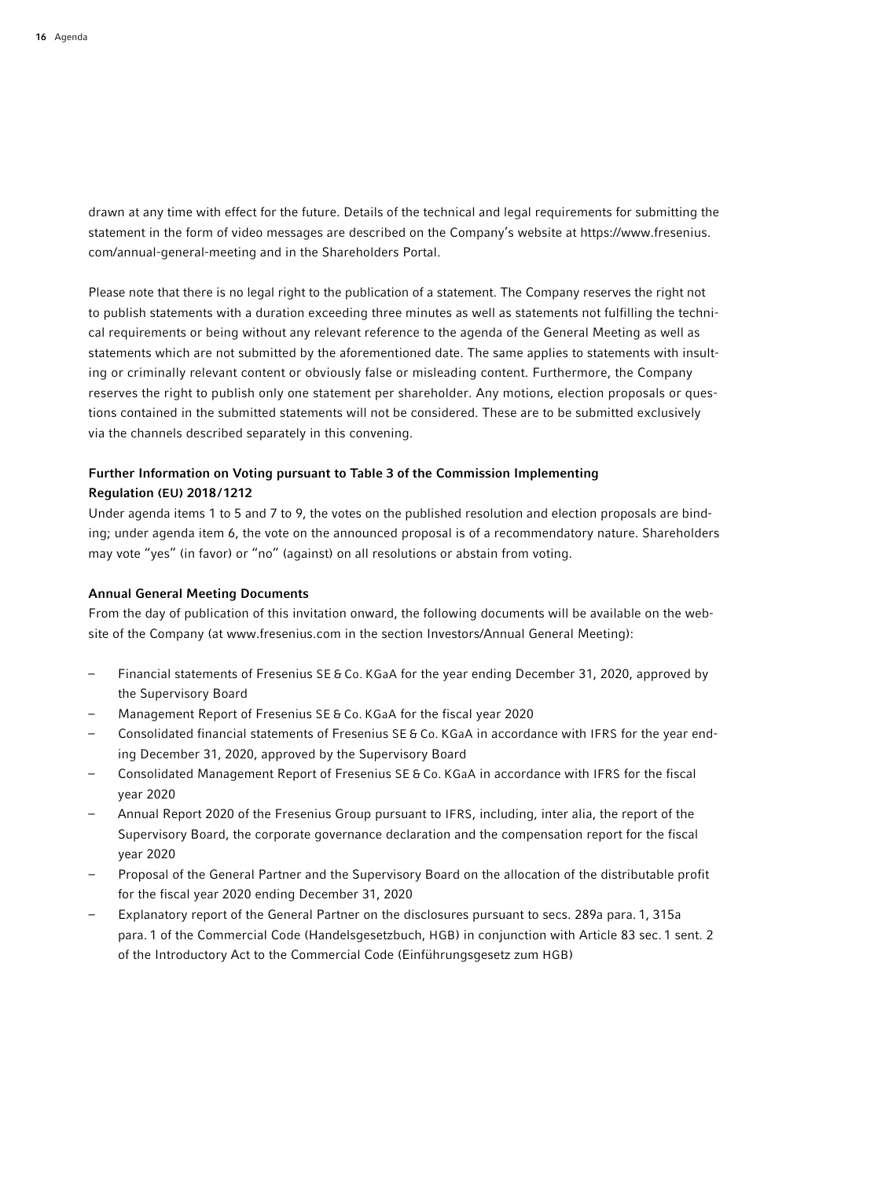drawn at any time with effect for the future. Details of the technical and legal requirements for submitting the statement in the form of video messages are described on the Company's website at https://www.fresenius.com/annual-general-meeting and in the Shareholders Portal.

Please note that there is no legal right to the publication of a statement. The Company reserves the right not to publish statements with a duration exceeding three minutes as well as statements not fulfilling the technical requirements or being without any relevant reference to the agenda of the General Meeting as well as statements which are not submitted by the aforementioned date. The same applies to statements with insulting or criminally relevant content or obviously false or misleading content. Furthermore, the Company reserves the right to publish only one statement per shareholder. Any motions, election proposals or questions contained in the submitted statements will not be considered. These are to be submitted exclusively via the channels described separately in this convening.

### Further Information on Voting pursuant to Table 3 of the Commission Implementing Regulation (EU) 2018/1212

Under agenda items 1 to 5 and 7 to 9, the votes on the published resolution and election proposals are binding; under agenda item 6, the vote on the announced proposal is of a recommendatory nature. Shareholders may vote "yes" (in favor) or "no" (against) on all resolutions or abstain from voting.

### Annual General Meeting Documents

From the day of publication of this invitation onward, the following documents will be available on the website of the Company (at www.fresenius.com in the section Investors/Annual General Meeting):

- Financial statements of Fresenius SE & Co. KGaA for the year ending December 31, 2020, approved by the Supervisory Board
- Management Report of Fresenius SE & Co. KGaA for the fiscal year 2020
- Consolidated financial statements of Fresenius SE & Co. KGaA in accordance with IFRS for the year ending December 31, 2020, approved by the Supervisory Board
- Consolidated Management Report of Fresenius SE & Co. KGaA in accordance with IFRS for the fiscal year 2020
- Annual Report 2020 of the Fresenius Group pursuant to IFRS, including, inter alia, the report of the Supervisory Board, the corporate governance declaration and the compensation report for the fiscal year 2020
- Proposal of the General Partner and the Supervisory Board on the allocation of the distributable profit for the fiscal year 2020 ending December 31, 2020
- Explanatory report of the General Partner on the disclosures pursuant to secs. 289a para. 1, 315a para. 1 of the Commercial Code (Handelsgesetzbuch, HGB) in conjunction with Article 83 sec. 1 sent. 2 of the Introductory Act to the Commercial Code (Einführungsgesetz zum HGB)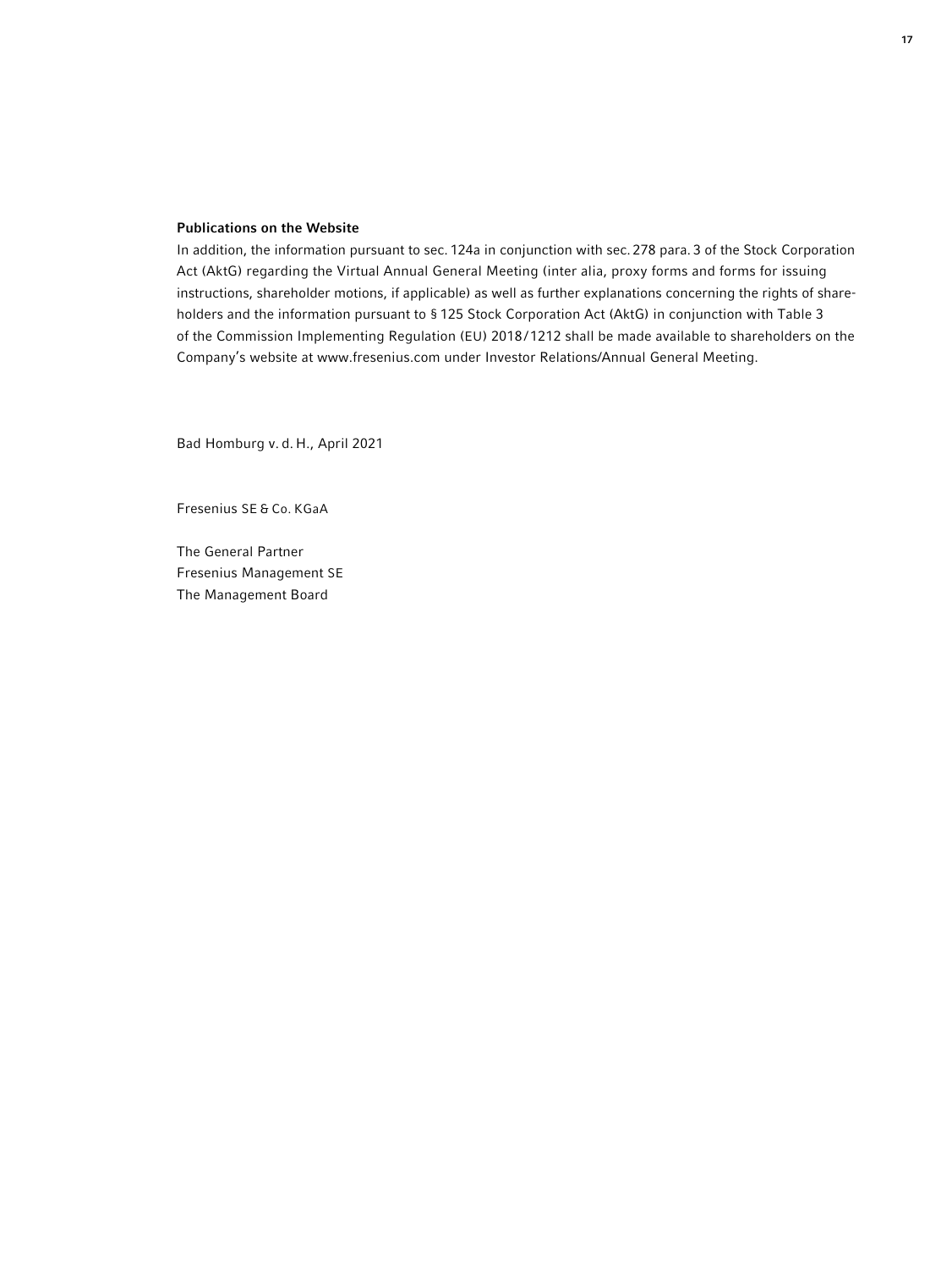**Publications on the Website**

In addition, the information pursuant to sec. 124a in conjunction with sec. 278 para. 3 of the Stock Corporation Act (AktG) regarding the Virtual Annual General Meeting (inter alia, proxy forms and forms for issuing instructions, shareholder motions, if applicable) as well as further explanations concerning the rights of shareholders and the information pursuant to § 125 Stock Corporation Act (AktG) in conjunction with Table 3 of the Commission Implementing Regulation (EU) 2018/1212 shall be made available to shareholders on the Company's website at www.fresenius.com under Investor Relations/Annual General Meeting.

Bad Homburg v. d. H., April 2021

Fresenius SE & Co. KGaA

The General Partner
Fresenius Management SE
The Management Board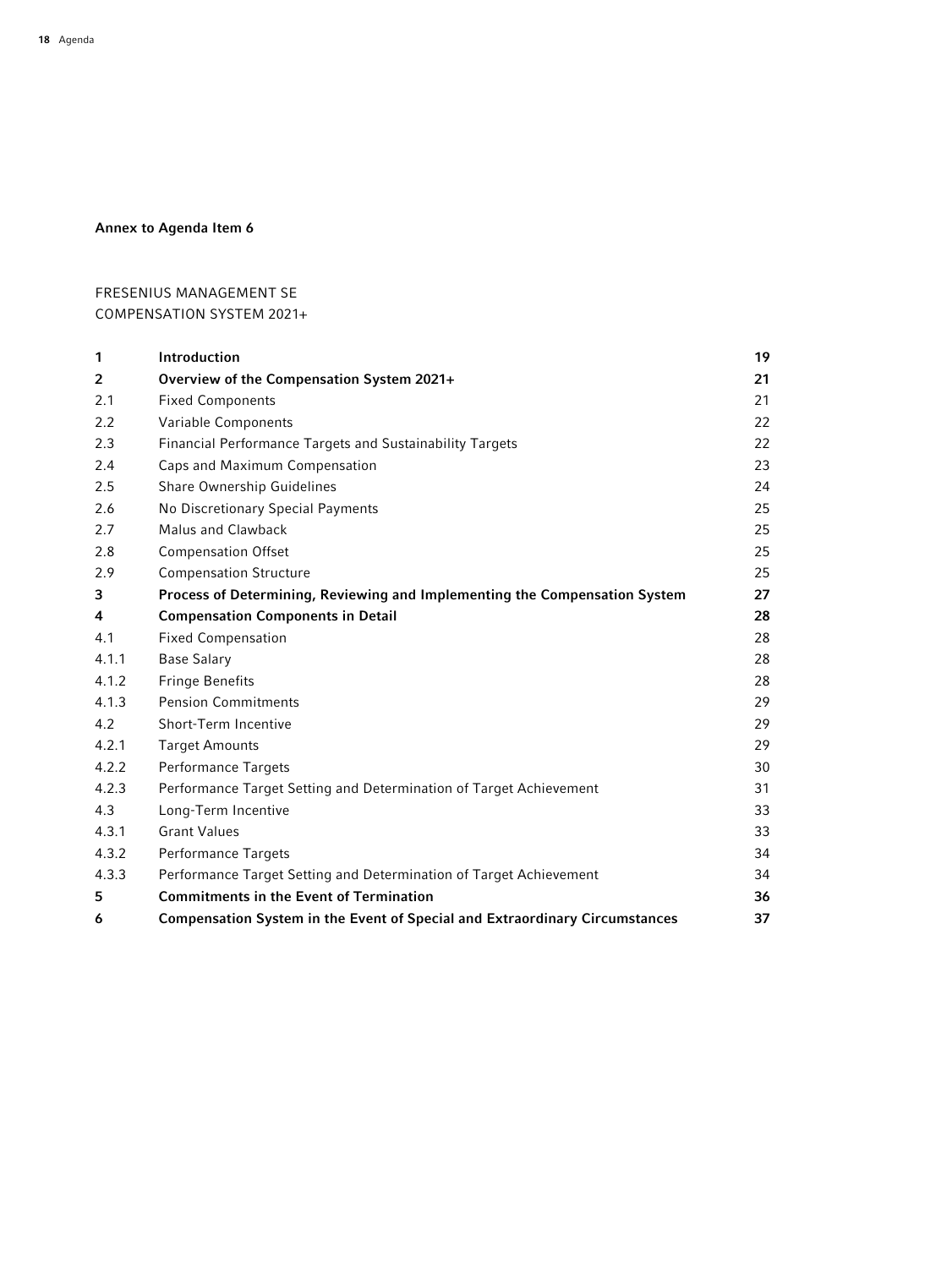**Annex to Agenda Item 6**

FRESENIUS MANAGEMENT SE
COMPENSATION SYSTEM 2021+

| | | |
|---|---|---|
| **1** | **Introduction** | **19** |
| **2** | **Overview of the Compensation System 2021+** | **21** |
| 2.1 | Fixed Components | 21 |
| 2.2 | Variable Components | 22 |
| 2.3 | Financial Performance Targets and Sustainability Targets | 22 |
| 2.4 | Caps and Maximum Compensation | 23 |
| 2.5 | Share Ownership Guidelines | 24 |
| 2.6 | No Discretionary Special Payments | 25 |
| 2.7 | Malus and Clawback | 25 |
| 2.8 | Compensation Offset | 25 |
| 2.9 | Compensation Structure | 25 |
| **3** | **Process of Determining, Reviewing and Implementing the Compensation System** | **27** |
| **4** | **Compensation Components in Detail** | **28** |
| 4.1 | Fixed Compensation | 28 |
| 4.1.1 | Base Salary | 28 |
| 4.1.2 | Fringe Benefits | 28 |
| 4.1.3 | Pension Commitments | 29 |
| 4.2 | Short-Term Incentive | 29 |
| 4.2.1 | Target Amounts | 29 |
| 4.2.2 | Performance Targets | 30 |
| 4.2.3 | Performance Target Setting and Determination of Target Achievement | 31 |
| 4.3 | Long-Term Incentive | 33 |
| 4.3.1 | Grant Values | 33 |
| 4.3.2 | Performance Targets | 34 |
| 4.3.3 | Performance Target Setting and Determination of Target Achievement | 34 |
| **5** | **Commitments in the Event of Termination** | **36** |
| **6** | **Compensation System in the Event of Special and Extraordinary Circumstances** | **37** |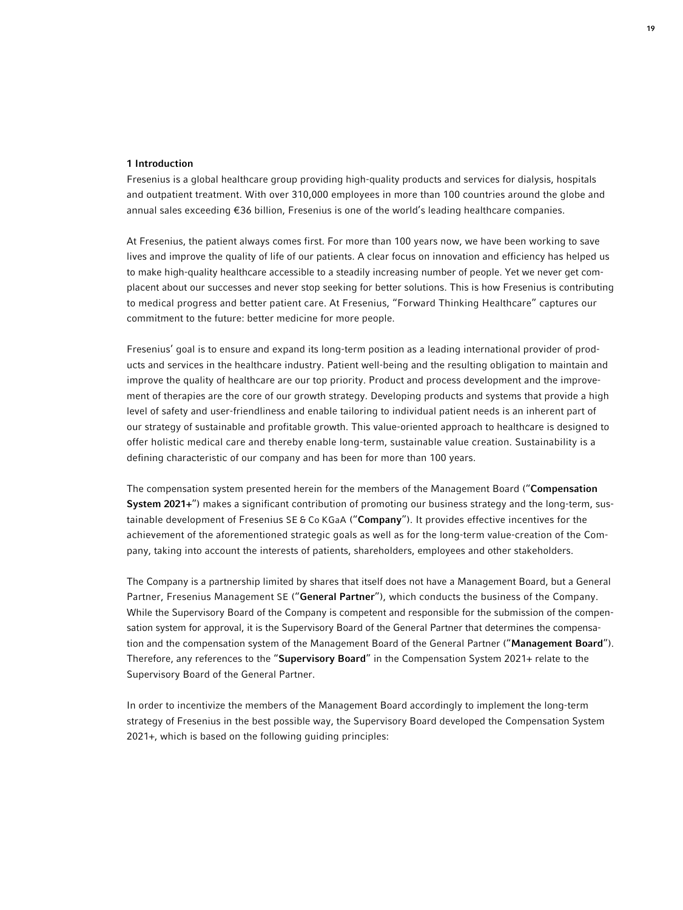## 1 Introduction

Fresenius is a global healthcare group providing high-quality products and services for dialysis, hospitals and outpatient treatment. With over 310,000 employees in more than 100 countries around the globe and annual sales exceeding €36 billion, Fresenius is one of the world's leading healthcare companies.

At Fresenius, the patient always comes first. For more than 100 years now, we have been working to save lives and improve the quality of life of our patients. A clear focus on innovation and efficiency has helped us to make high-quality healthcare accessible to a steadily increasing number of people. Yet we never get complacent about our successes and never stop seeking for better solutions. This is how Fresenius is contributing to medical progress and better patient care. At Fresenius, "Forward Thinking Healthcare" captures our commitment to the future: better medicine for more people.

Fresenius' goal is to ensure and expand its long-term position as a leading international provider of products and services in the healthcare industry. Patient well-being and the resulting obligation to maintain and improve the quality of healthcare are our top priority. Product and process development and the improvement of therapies are the core of our growth strategy. Developing products and systems that provide a high level of safety and user-friendliness and enable tailoring to individual patient needs is an inherent part of our strategy of sustainable and profitable growth. This value-oriented approach to healthcare is designed to offer holistic medical care and thereby enable long-term, sustainable value creation. Sustainability is a defining characteristic of our company and has been for more than 100 years.

The compensation system presented herein for the members of the Management Board ("**Compensation System 2021+**") makes a significant contribution of promoting our business strategy and the long-term, sustainable development of Fresenius SE & Co KGaA ("**Company**"). It provides effective incentives for the achievement of the aforementioned strategic goals as well as for the long-term value-creation of the Company, taking into account the interests of patients, shareholders, employees and other stakeholders.

The Company is a partnership limited by shares that itself does not have a Management Board, but a General Partner, Fresenius Management SE ("**General Partner**"), which conducts the business of the Company. While the Supervisory Board of the Company is competent and responsible for the submission of the compensation system for approval, it is the Supervisory Board of the General Partner that determines the compensation and the compensation system of the Management Board of the General Partner ("**Management Board**"). Therefore, any references to the "**Supervisory Board**" in the Compensation System 2021+ relate to the Supervisory Board of the General Partner.

In order to incentivize the members of the Management Board accordingly to implement the long-term strategy of Fresenius in the best possible way, the Supervisory Board developed the Compensation System 2021+, which is based on the following guiding principles: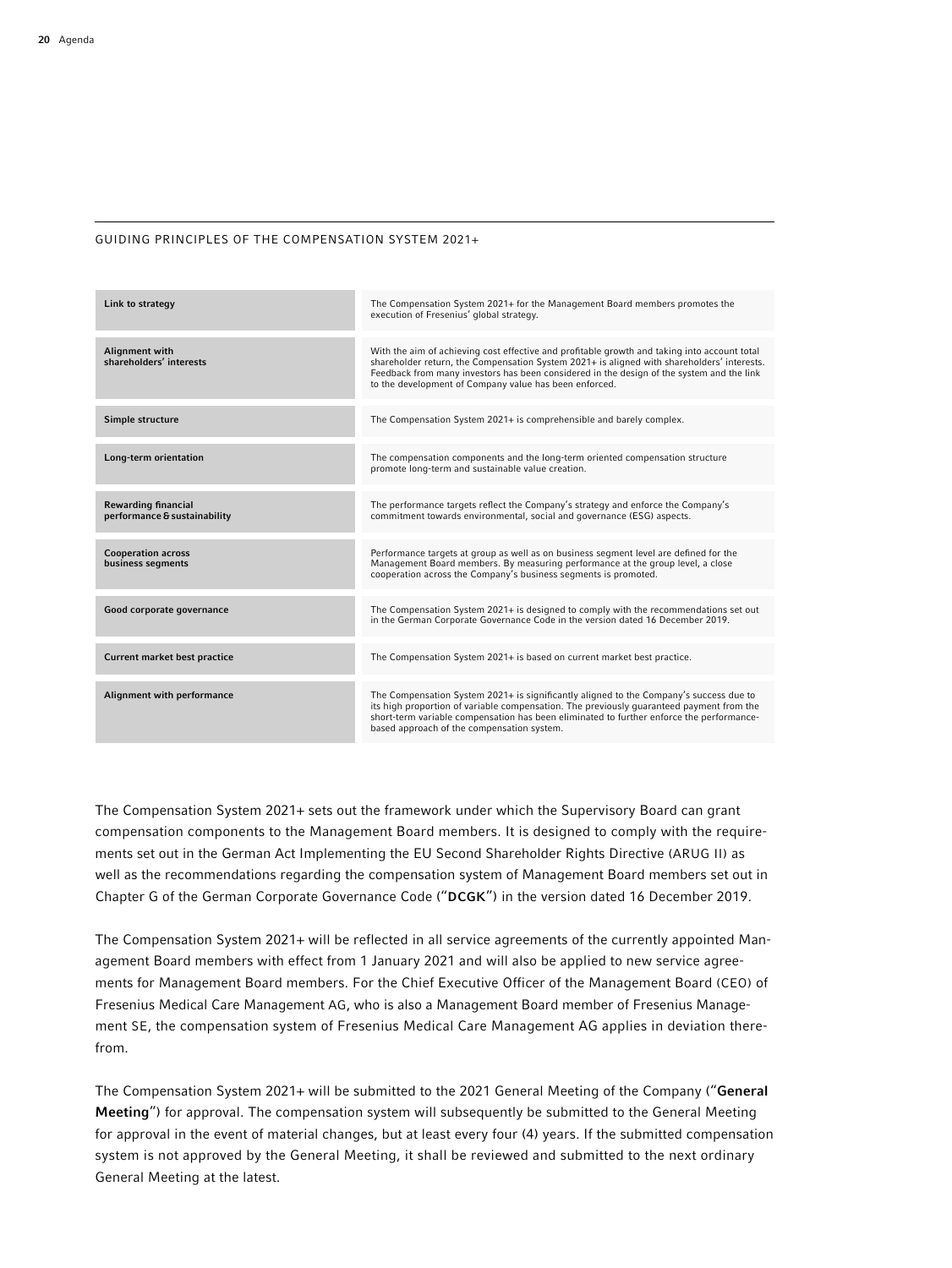### GUIDING PRINCIPLES OF THE COMPENSATION SYSTEM 2021+

| | |
|---|---|
| **Link to strategy** | The Compensation System 2021+ for the Management Board members promotes the execution of Fresenius' global strategy. |
| **Alignment with shareholders' interests** | With the aim of achieving cost effective and profitable growth and taking into account total shareholder return, the Compensation System 2021+ is aligned with shareholders' interests. Feedback from many investors has been considered in the design of the system and the link to the development of Company value has been enforced. |
| **Simple structure** | The Compensation System 2021+ is comprehensible and barely complex. |
| **Long-term orientation** | The compensation components and the long-term oriented compensation structure promote long-term and sustainable value creation. |
| **Rewarding financial performance & sustainability** | The performance targets reflect the Company's strategy and enforce the Company's commitment towards environmental, social and governance (ESG) aspects. |
| **Cooperation across business segments** | Performance targets at group as well as on business segment level are defined for the Management Board members. By measuring performance at the group level, a close cooperation across the Company's business segments is promoted. |
| **Good corporate governance** | The Compensation System 2021+ is designed to comply with the recommendations set out in the German Corporate Governance Code in the version dated 16 December 2019. |
| **Current market best practice** | The Compensation System 2021+ is based on current market best practice. |
| **Alignment with performance** | The Compensation System 2021+ is significantly aligned to the Company's success due to its high proportion of variable compensation. The previously guaranteed payment from the short-term variable compensation has been eliminated to further enforce the performance-based approach of the compensation system. |

The Compensation System 2021+ sets out the framework under which the Supervisory Board can grant compensation components to the Management Board members. It is designed to comply with the requirements set out in the German Act Implementing the EU Second Shareholder Rights Directive (ARUG II) as well as the recommendations regarding the compensation system of Management Board members set out in Chapter G of the German Corporate Governance Code ("**DCGK**") in the version dated 16 December 2019.

The Compensation System 2021+ will be reflected in all service agreements of the currently appointed Management Board members with effect from 1 January 2021 and will also be applied to new service agreements for Management Board members. For the Chief Executive Officer of the Management Board (CEO) of Fresenius Medical Care Management AG, who is also a Management Board member of Fresenius Management SE, the compensation system of Fresenius Medical Care Management AG applies in deviation therefrom.

The Compensation System 2021+ will be submitted to the 2021 General Meeting of the Company ("**General Meeting**") for approval. The compensation system will subsequently be submitted to the General Meeting for approval in the event of material changes, but at least every four (4) years. If the submitted compensation system is not approved by the General Meeting, it shall be reviewed and submitted to the next ordinary General Meeting at the latest.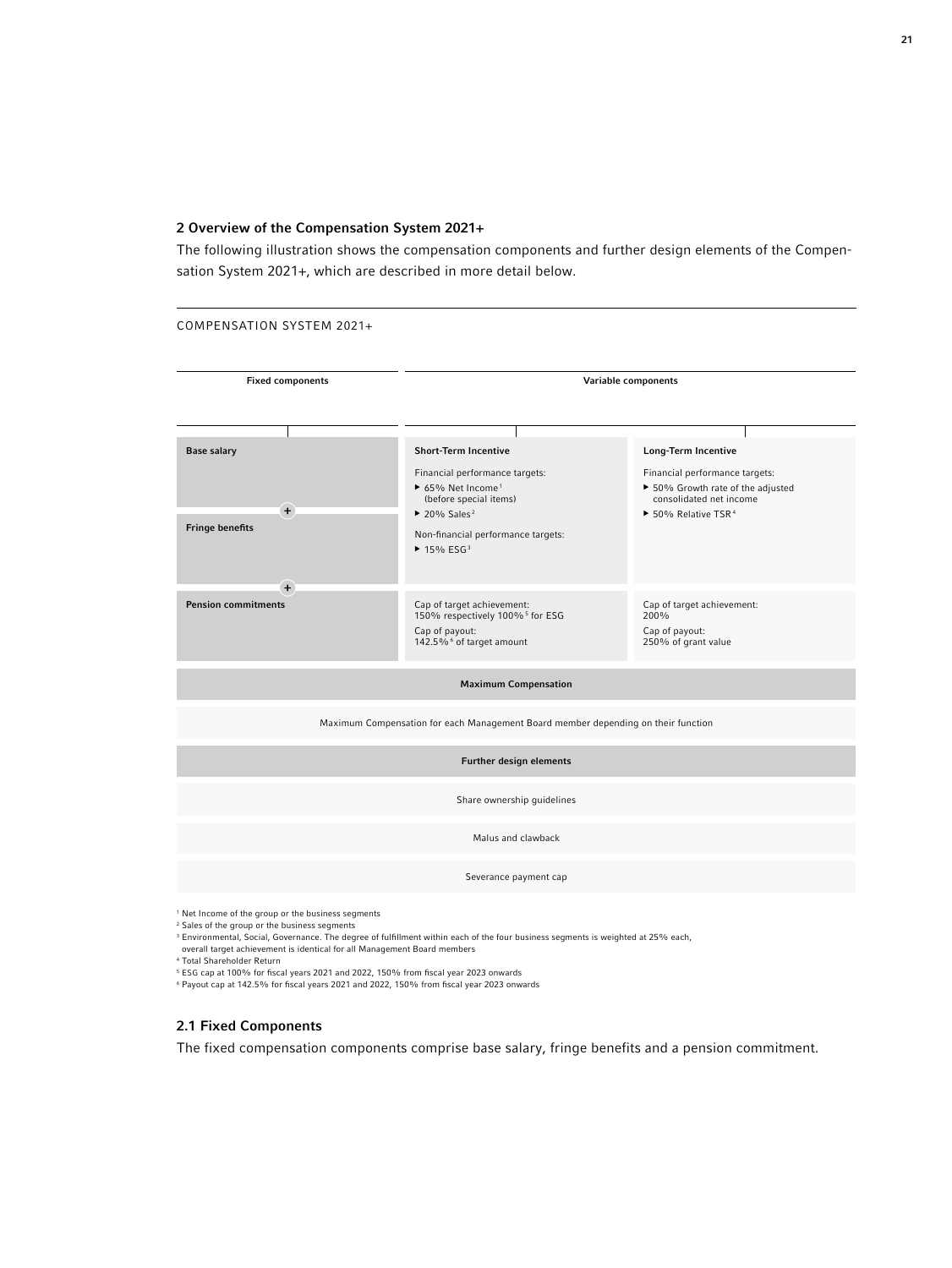## 2 Overview of the Compensation System 2021+

The following illustration shows the compensation components and further design elements of the Compensation System 2021+, which are described in more detail below.

COMPENSATION SYSTEM 2021+

| Fixed components | Variable components | |
|---|---|---|
| **Base salary** + **Fringe benefits** + **Pension commitments** | **Short-Term Incentive**<br>Financial performance targets:<br>▶ 65% Net Income[1] (before special items)<br>▶ 20% Sales[2]<br>Non-financial performance targets:<br>▶ 15% ESG[3] | **Long-Term Incentive**<br>Financial performance targets:<br>▶ 50% Growth rate of the adjusted consolidated net income<br>▶ 50% Relative TSR[4] |
| | Cap of target achievement:<br>150% respectively 100%[5] for ESG<br>Cap of payout:<br>142.5%[6] of target amount | Cap of target achievement:<br>200%<br>Cap of payout:<br>250% of grant value |

**Maximum Compensation**

Maximum Compensation for each Management Board member depending on their function

**Further design elements**

Share ownership guidelines

Malus and clawback

Severance payment cap

[1] Net Income of the group or the business segments
[2] Sales of the group or the business segments
[3] Environmental, Social, Governance. The degree of fulfillment within each of the four business segments is weighted at 25% each, overall target achievement is identical for all Management Board members
[4] Total Shareholder Return
[5] ESG cap at 100% for fiscal years 2021 and 2022, 150% from fiscal year 2023 onwards
[6] Payout cap at 142.5% for fiscal years 2021 and 2022, 150% from fiscal year 2023 onwards

### 2.1 Fixed Components

The fixed compensation components comprise base salary, fringe benefits and a pension commitment.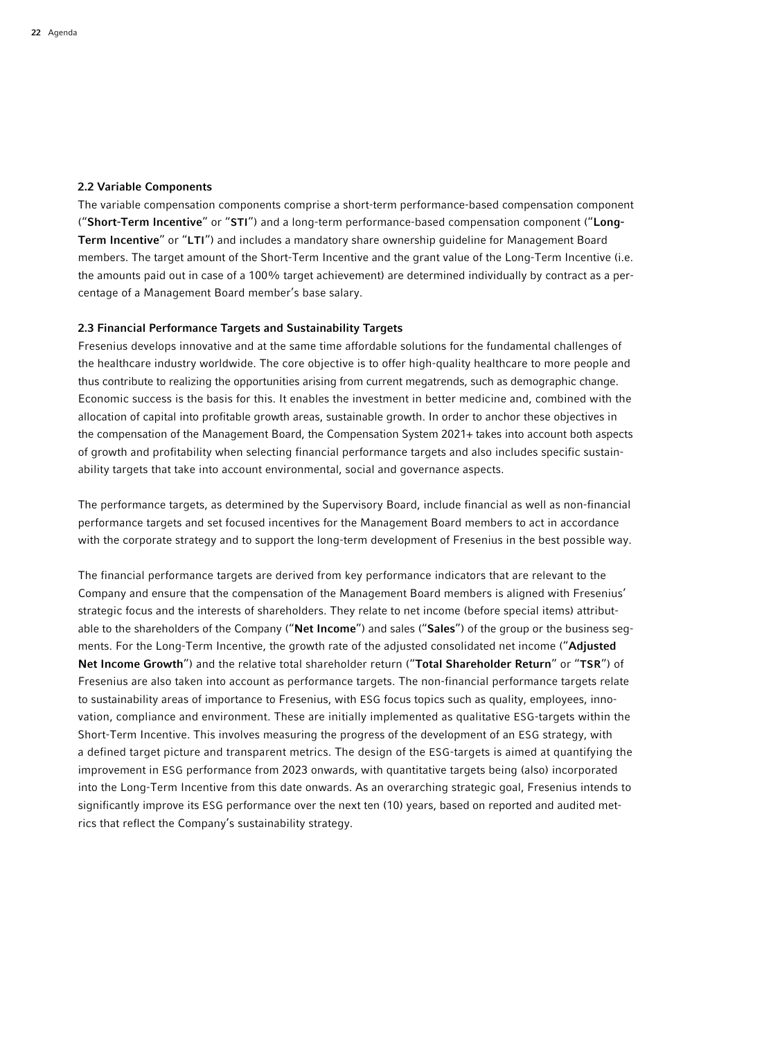### 2.2 Variable Components

The variable compensation components comprise a short-term performance-based compensation component ("**Short-Term Incentive**" or "**STI**") and a long-term performance-based compensation component ("**Long-Term Incentive**" or "**LTI**") and includes a mandatory share ownership guideline for Management Board members. The target amount of the Short-Term Incentive and the grant value of the Long-Term Incentive (i.e. the amounts paid out in case of a 100% target achievement) are determined individually by contract as a percentage of a Management Board member's base salary.

### 2.3 Financial Performance Targets and Sustainability Targets

Fresenius develops innovative and at the same time affordable solutions for the fundamental challenges of the healthcare industry worldwide. The core objective is to offer high-quality healthcare to more people and thus contribute to realizing the opportunities arising from current megatrends, such as demographic change. Economic success is the basis for this. It enables the investment in better medicine and, combined with the allocation of capital into profitable growth areas, sustainable growth. In order to anchor these objectives in the compensation of the Management Board, the Compensation System 2021+ takes into account both aspects of growth and profitability when selecting financial performance targets and also includes specific sustainability targets that take into account environmental, social and governance aspects.

The performance targets, as determined by the Supervisory Board, include financial as well as non-financial performance targets and set focused incentives for the Management Board members to act in accordance with the corporate strategy and to support the long-term development of Fresenius in the best possible way.

The financial performance targets are derived from key performance indicators that are relevant to the Company and ensure that the compensation of the Management Board members is aligned with Fresenius' strategic focus and the interests of shareholders. They relate to net income (before special items) attributable to the shareholders of the Company ("**Net Income**") and sales ("**Sales**") of the group or the business segments. For the Long-Term Incentive, the growth rate of the adjusted consolidated net income ("**Adjusted Net Income Growth**") and the relative total shareholder return ("**Total Shareholder Return**" or "**TSR**") of Fresenius are also taken into account as performance targets. The non-financial performance targets relate to sustainability areas of importance to Fresenius, with ESG focus topics such as quality, employees, innovation, compliance and environment. These are initially implemented as qualitative ESG-targets within the Short-Term Incentive. This involves measuring the progress of the development of an ESG strategy, with a defined target picture and transparent metrics. The design of the ESG-targets is aimed at quantifying the improvement in ESG performance from 2023 onwards, with quantitative targets being (also) incorporated into the Long-Term Incentive from this date onwards. As an overarching strategic goal, Fresenius intends to significantly improve its ESG performance over the next ten (10) years, based on reported and audited metrics that reflect the Company's sustainability strategy.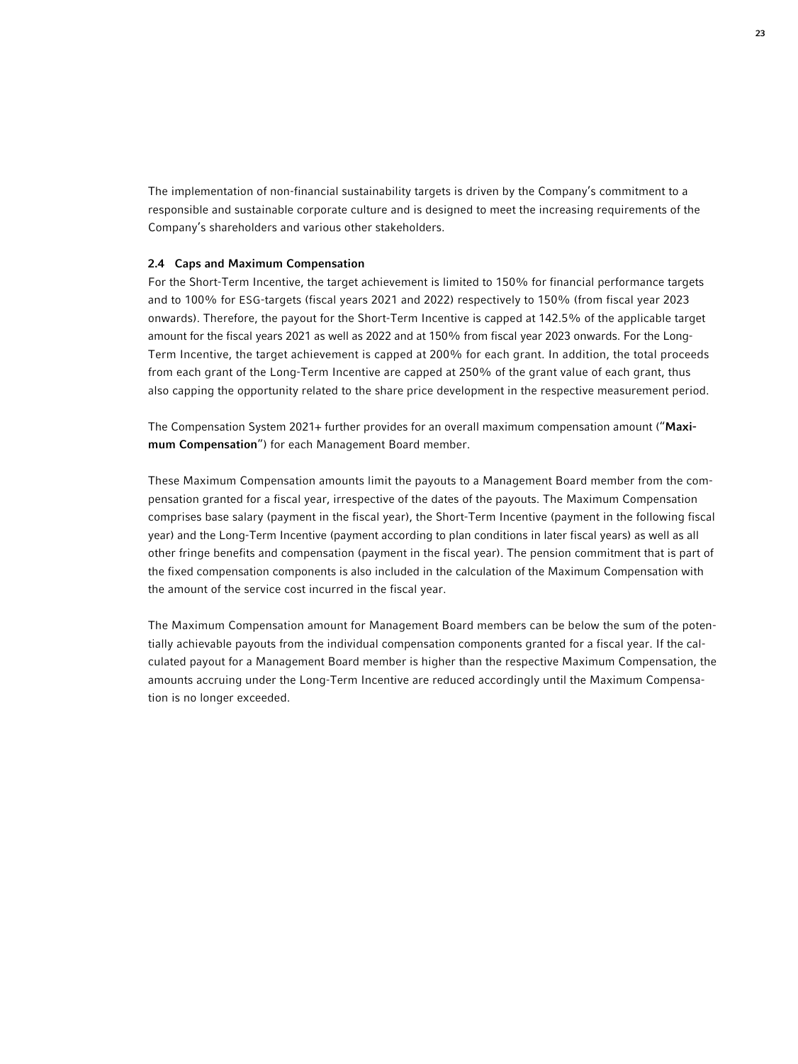The implementation of non-financial sustainability targets is driven by the Company's commitment to a responsible and sustainable corporate culture and is designed to meet the increasing requirements of the Company's shareholders and various other stakeholders.

### 2.4 Caps and Maximum Compensation

For the Short-Term Incentive, the target achievement is limited to 150% for financial performance targets and to 100% for ESG-targets (fiscal years 2021 and 2022) respectively to 150% (from fiscal year 2023 onwards). Therefore, the payout for the Short-Term Incentive is capped at 142.5% of the applicable target amount for the fiscal years 2021 as well as 2022 and at 150% from fiscal year 2023 onwards. For the Long-Term Incentive, the target achievement is capped at 200% for each grant. In addition, the total proceeds from each grant of the Long-Term Incentive are capped at 250% of the grant value of each grant, thus also capping the opportunity related to the share price development in the respective measurement period.

The Compensation System 2021+ further provides for an overall maximum compensation amount ("**Maximum Compensation**") for each Management Board member.

These Maximum Compensation amounts limit the payouts to a Management Board member from the compensation granted for a fiscal year, irrespective of the dates of the payouts. The Maximum Compensation comprises base salary (payment in the fiscal year), the Short-Term Incentive (payment in the following fiscal year) and the Long-Term Incentive (payment according to plan conditions in later fiscal years) as well as all other fringe benefits and compensation (payment in the fiscal year). The pension commitment that is part of the fixed compensation components is also included in the calculation of the Maximum Compensation with the amount of the service cost incurred in the fiscal year.

The Maximum Compensation amount for Management Board members can be below the sum of the potentially achievable payouts from the individual compensation components granted for a fiscal year. If the calculated payout for a Management Board member is higher than the respective Maximum Compensation, the amounts accruing under the Long-Term Incentive are reduced accordingly until the Maximum Compensation is no longer exceeded.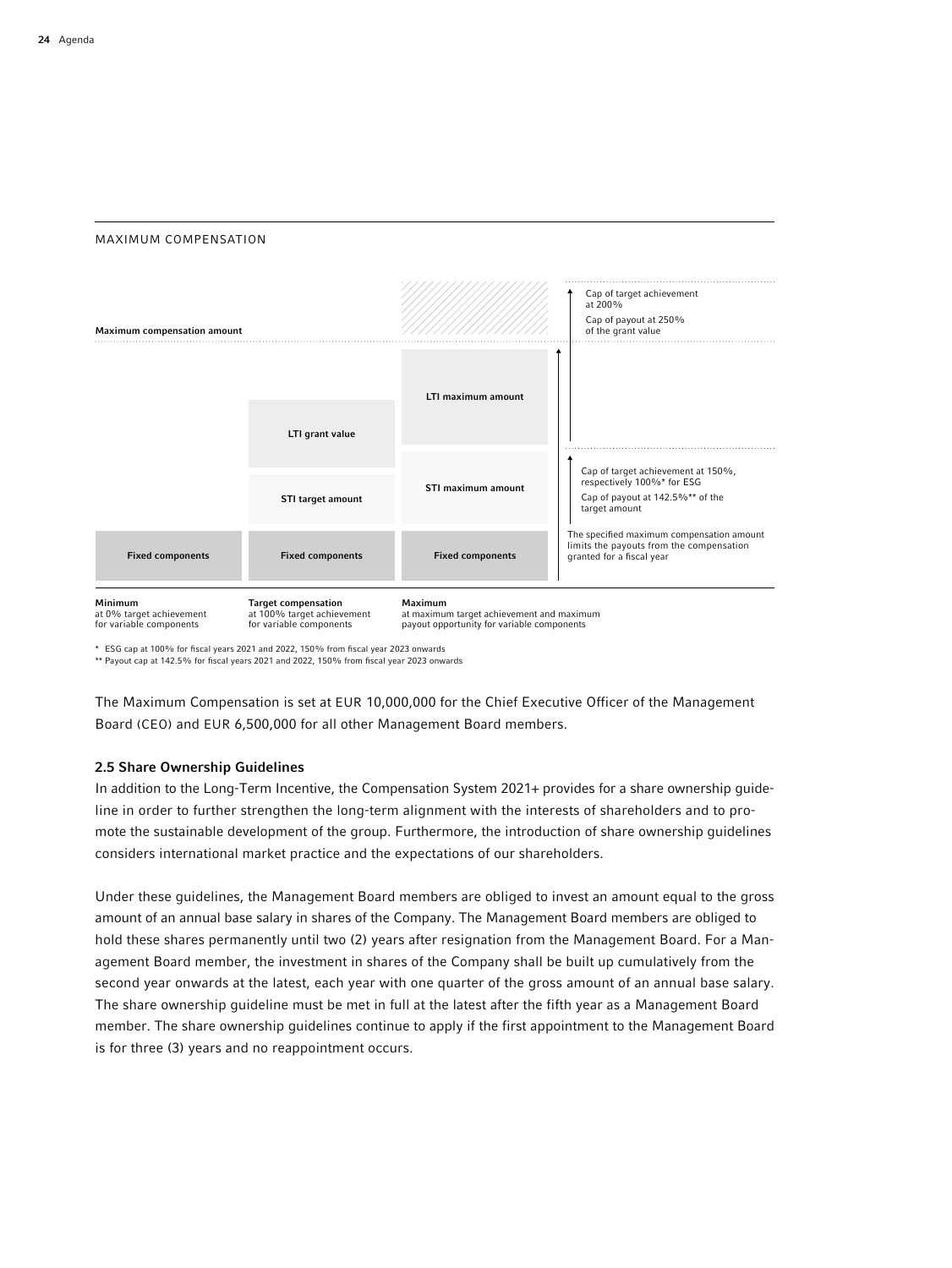MAXIMUM COMPENSATION

Maximum compensation amount

| Minimum<br>at 0% target achievement for variable components | Target compensation<br>at 100% target achievement for variable components | Maximum<br>at maximum target achievement and maximum payout opportunity for variable components | |
|---|---|---|---|
| | | | Cap of target achievement at 200%<br>Cap of payout at 250% of the grant value |
| | LTI grant value | LTI maximum amount | |
| | STI target amount | STI maximum amount | Cap of target achievement at 150%, respectively 100%* for ESG<br>Cap of payout at 142.5%** of the target amount |
| Fixed components | Fixed components | Fixed components | The specified maximum compensation amount limits the payouts from the compensation granted for a fiscal year |

\* ESG cap at 100% for fiscal years 2021 and 2022, 150% from fiscal year 2023 onwards

\*\* Payout cap at 142.5% for fiscal years 2021 and 2022, 150% from fiscal year 2023 onwards

The Maximum Compensation is set at EUR 10,000,000 for the Chief Executive Officer of the Management Board (CEO) and EUR 6,500,000 for all other Management Board members.

### 2.5 Share Ownership Guidelines

In addition to the Long-Term Incentive, the Compensation System 2021+ provides for a share ownership guideline in order to further strengthen the long-term alignment with the interests of shareholders and to promote the sustainable development of the group. Furthermore, the introduction of share ownership guidelines considers international market practice and the expectations of our shareholders.

Under these guidelines, the Management Board members are obliged to invest an amount equal to the gross amount of an annual base salary in shares of the Company. The Management Board members are obliged to hold these shares permanently until two (2) years after resignation from the Management Board. For a Management Board member, the investment in shares of the Company shall be built up cumulatively from the second year onwards at the latest, each year with one quarter of the gross amount of an annual base salary. The share ownership guideline must be met in full at the latest after the fifth year as a Management Board member. The share ownership guidelines continue to apply if the first appointment to the Management Board is for three (3) years and no reappointment occurs.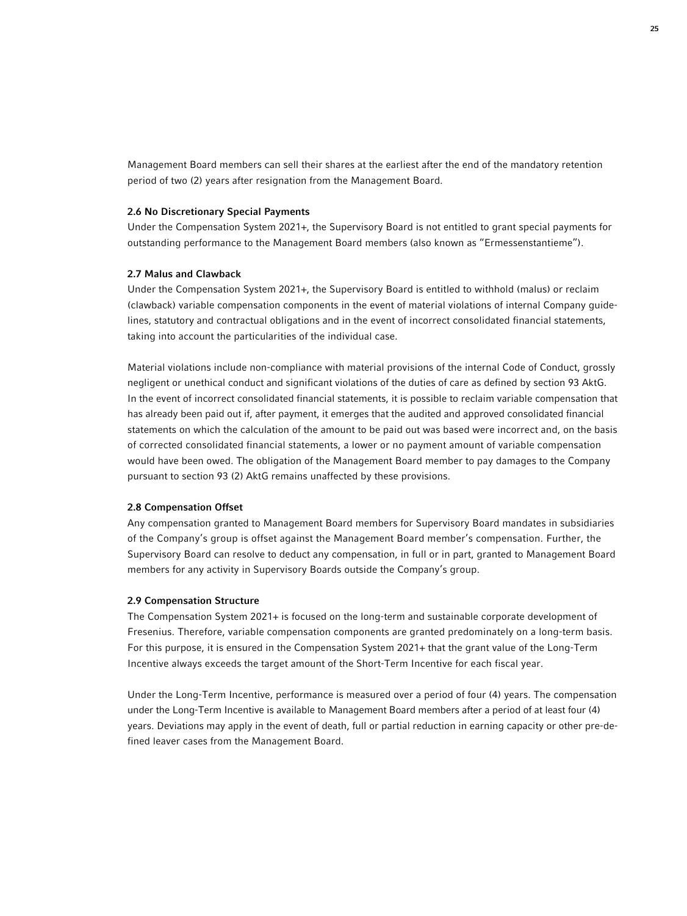Management Board members can sell their shares at the earliest after the end of the mandatory retention period of two (2) years after resignation from the Management Board.

### 2.6 No Discretionary Special Payments

Under the Compensation System 2021+, the Supervisory Board is not entitled to grant special payments for outstanding performance to the Management Board members (also known as "Ermessenstantieme").

### 2.7 Malus and Clawback

Under the Compensation System 2021+, the Supervisory Board is entitled to withhold (malus) or reclaim (clawback) variable compensation components in the event of material violations of internal Company guidelines, statutory and contractual obligations and in the event of incorrect consolidated financial statements, taking into account the particularities of the individual case.

Material violations include non-compliance with material provisions of the internal Code of Conduct, grossly negligent or unethical conduct and significant violations of the duties of care as defined by section 93 AktG. In the event of incorrect consolidated financial statements, it is possible to reclaim variable compensation that has already been paid out if, after payment, it emerges that the audited and approved consolidated financial statements on which the calculation of the amount to be paid out was based were incorrect and, on the basis of corrected consolidated financial statements, a lower or no payment amount of variable compensation would have been owed. The obligation of the Management Board member to pay damages to the Company pursuant to section 93 (2) AktG remains unaffected by these provisions.

### 2.8 Compensation Offset

Any compensation granted to Management Board members for Supervisory Board mandates in subsidiaries of the Company's group is offset against the Management Board member's compensation. Further, the Supervisory Board can resolve to deduct any compensation, in full or in part, granted to Management Board members for any activity in Supervisory Boards outside the Company's group.

### 2.9 Compensation Structure

The Compensation System 2021+ is focused on the long-term and sustainable corporate development of Fresenius. Therefore, variable compensation components are granted predominately on a long-term basis. For this purpose, it is ensured in the Compensation System 2021+ that the grant value of the Long-Term Incentive always exceeds the target amount of the Short-Term Incentive for each fiscal year.

Under the Long-Term Incentive, performance is measured over a period of four (4) years. The compensation under the Long-Term Incentive is available to Management Board members after a period of at least four (4) years. Deviations may apply in the event of death, full or partial reduction in earning capacity or other pre-defined leaver cases from the Management Board.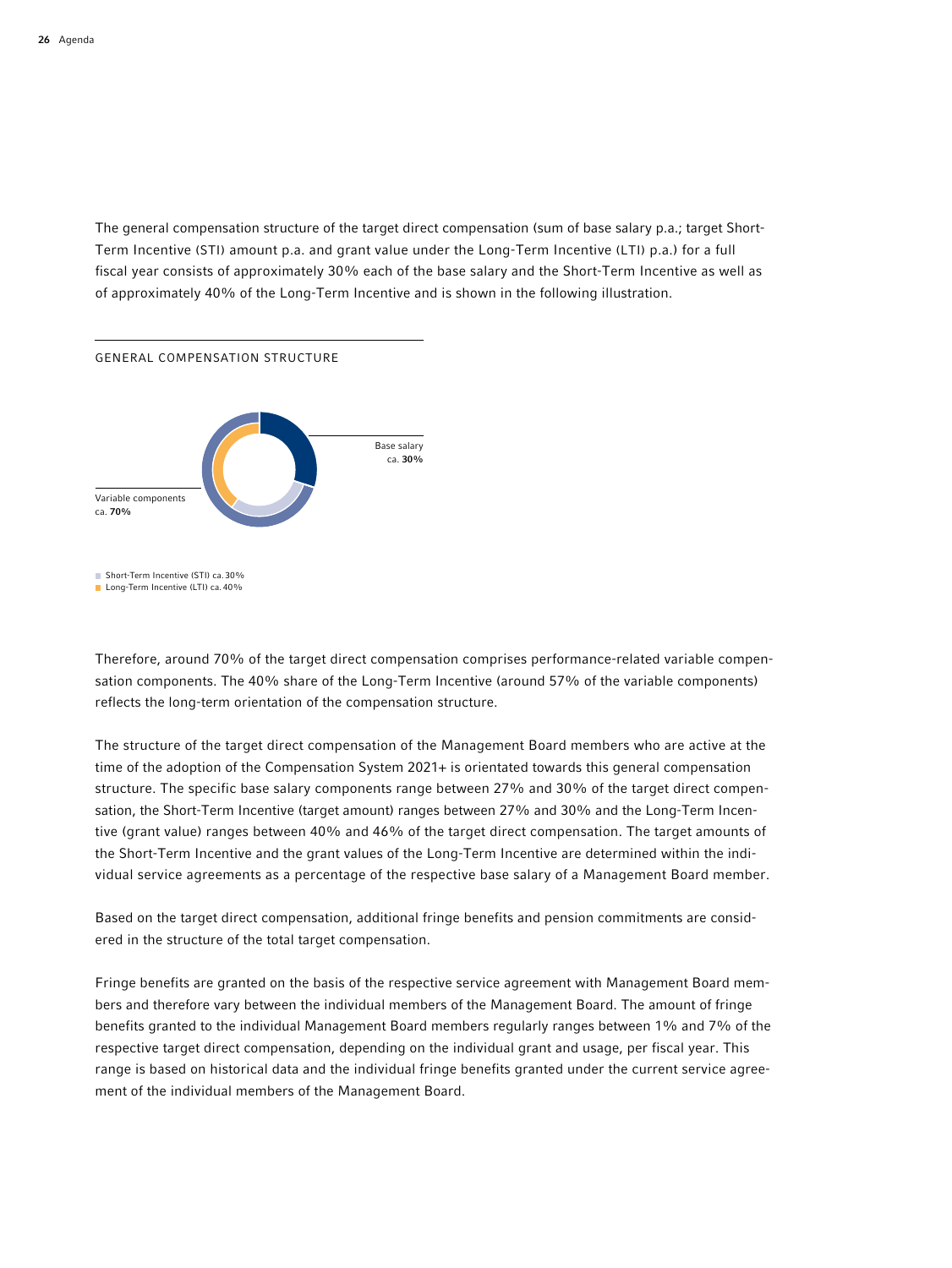The general compensation structure of the target direct compensation (sum of base salary p.a.; target Short-Term Incentive (STI) amount p.a. and grant value under the Long-Term Incentive (LTI) p.a.) for a full fiscal year consists of approximately 30% each of the base salary and the Short-Term Incentive as well as of approximately 40% of the Long-Term Incentive and is shown in the following illustration.

GENERAL COMPENSATION STRUCTURE

Base salary
ca. **30%**

Variable components
ca. **70%**

- Short-Term Incentive (STI) ca. 30%
- Long-Term Incentive (LTI) ca. 40%

Therefore, around 70% of the target direct compensation comprises performance-related variable compensation components. The 40% share of the Long-Term Incentive (around 57% of the variable components) reflects the long-term orientation of the compensation structure.

The structure of the target direct compensation of the Management Board members who are active at the time of the adoption of the Compensation System 2021+ is orientated towards this general compensation structure. The specific base salary components range between 27% and 30% of the target direct compensation, the Short-Term Incentive (target amount) ranges between 27% and 30% and the Long-Term Incentive (grant value) ranges between 40% and 46% of the target direct compensation. The target amounts of the Short-Term Incentive and the grant values of the Long-Term Incentive are determined within the individual service agreements as a percentage of the respective base salary of a Management Board member.

Based on the target direct compensation, additional fringe benefits and pension commitments are considered in the structure of the total target compensation.

Fringe benefits are granted on the basis of the respective service agreement with Management Board members and therefore vary between the individual members of the Management Board. The amount of fringe benefits granted to the individual Management Board members regularly ranges between 1% and 7% of the respective target direct compensation, depending on the individual grant and usage, per fiscal year. This range is based on historical data and the individual fringe benefits granted under the current service agreement of the individual members of the Management Board.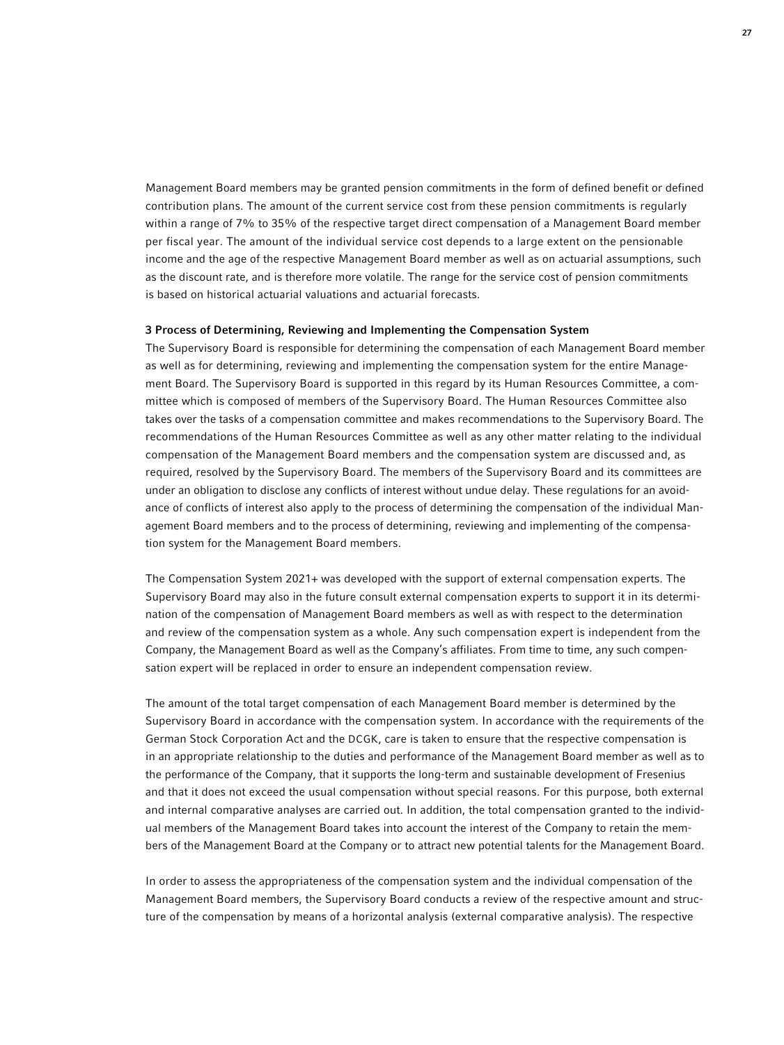Management Board members may be granted pension commitments in the form of defined benefit or defined contribution plans. The amount of the current service cost from these pension commitments is regularly within a range of 7% to 35% of the respective target direct compensation of a Management Board member per fiscal year. The amount of the individual service cost depends to a large extent on the pensionable income and the age of the respective Management Board member as well as on actuarial assumptions, such as the discount rate, and is therefore more volatile. The range for the service cost of pension commitments is based on historical actuarial valuations and actuarial forecasts.

### 3 Process of Determining, Reviewing and Implementing the Compensation System

The Supervisory Board is responsible for determining the compensation of each Management Board member as well as for determining, reviewing and implementing the compensation system for the entire Management Board. The Supervisory Board is supported in this regard by its Human Resources Committee, a committee which is composed of members of the Supervisory Board. The Human Resources Committee also takes over the tasks of a compensation committee and makes recommendations to the Supervisory Board. The recommendations of the Human Resources Committee as well as any other matter relating to the individual compensation of the Management Board members and the compensation system are discussed and, as required, resolved by the Supervisory Board. The members of the Supervisory Board and its committees are under an obligation to disclose any conflicts of interest without undue delay. These regulations for an avoidance of conflicts of interest also apply to the process of determining the compensation of the individual Management Board members and to the process of determining, reviewing and implementing of the compensation system for the Management Board members.

The Compensation System 2021+ was developed with the support of external compensation experts. The Supervisory Board may also in the future consult external compensation experts to support it in its determination of the compensation of Management Board members as well as with respect to the determination and review of the compensation system as a whole. Any such compensation expert is independent from the Company, the Management Board as well as the Company's affiliates. From time to time, any such compensation expert will be replaced in order to ensure an independent compensation review.

The amount of the total target compensation of each Management Board member is determined by the Supervisory Board in accordance with the compensation system. In accordance with the requirements of the German Stock Corporation Act and the DCGK, care is taken to ensure that the respective compensation is in an appropriate relationship to the duties and performance of the Management Board member as well as to the performance of the Company, that it supports the long-term and sustainable development of Fresenius and that it does not exceed the usual compensation without special reasons. For this purpose, both external and internal comparative analyses are carried out. In addition, the total compensation granted to the individual members of the Management Board takes into account the interest of the Company to retain the members of the Management Board at the Company or to attract new potential talents for the Management Board.

In order to assess the appropriateness of the compensation system and the individual compensation of the Management Board members, the Supervisory Board conducts a review of the respective amount and structure of the compensation by means of a horizontal analysis (external comparative analysis). The respective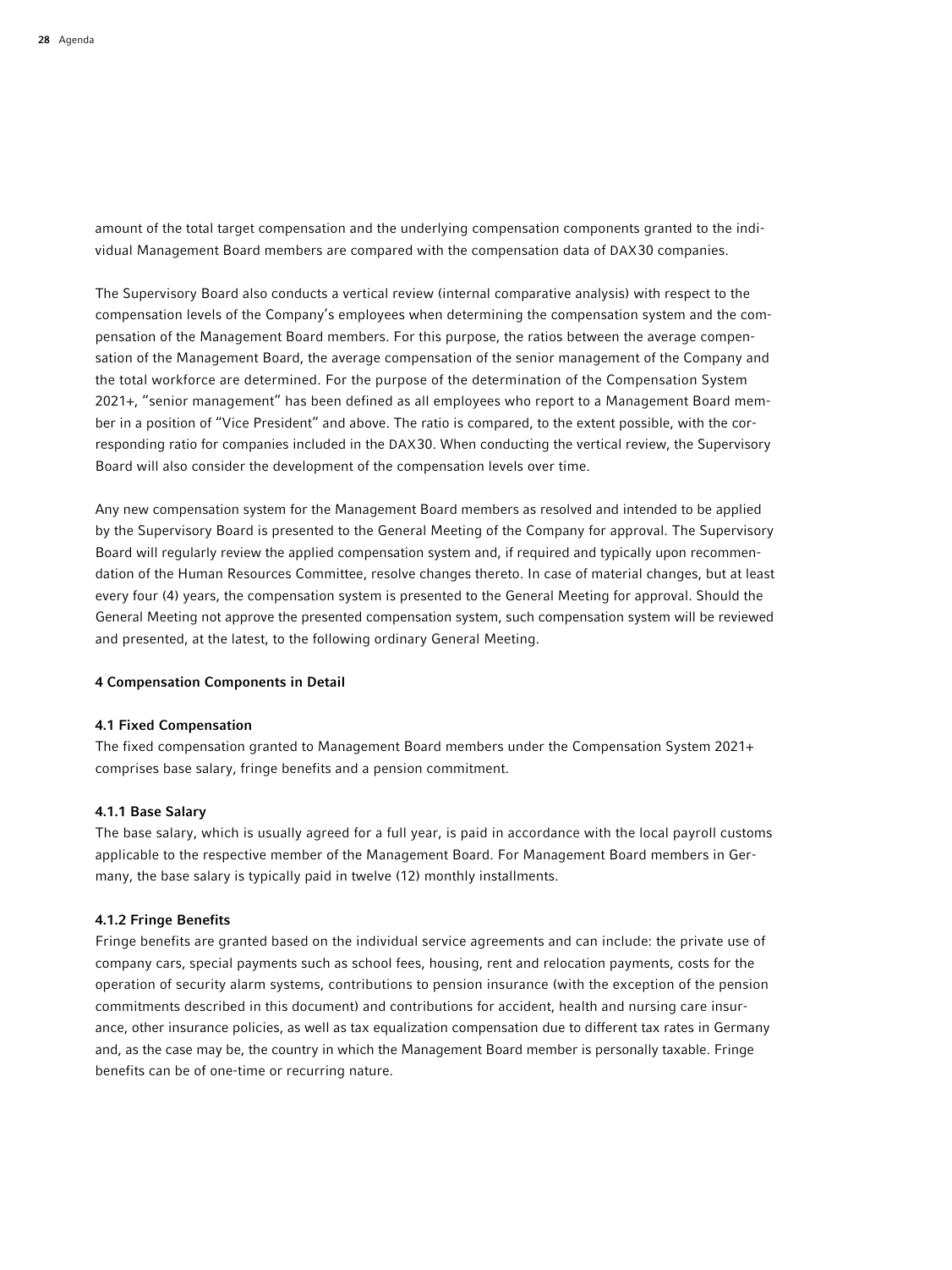amount of the total target compensation and the underlying compensation components granted to the individual Management Board members are compared with the compensation data of DAX30 companies.

The Supervisory Board also conducts a vertical review (internal comparative analysis) with respect to the compensation levels of the Company's employees when determining the compensation system and the compensation of the Management Board members. For this purpose, the ratios between the average compensation of the Management Board, the average compensation of the senior management of the Company and the total workforce are determined. For the purpose of the determination of the Compensation System 2021+, "senior management" has been defined as all employees who report to a Management Board member in a position of "Vice President" and above. The ratio is compared, to the extent possible, with the corresponding ratio for companies included in the DAX30. When conducting the vertical review, the Supervisory Board will also consider the development of the compensation levels over time.

Any new compensation system for the Management Board members as resolved and intended to be applied by the Supervisory Board is presented to the General Meeting of the Company for approval. The Supervisory Board will regularly review the applied compensation system and, if required and typically upon recommendation of the Human Resources Committee, resolve changes thereto. In case of material changes, but at least every four (4) years, the compensation system is presented to the General Meeting for approval. Should the General Meeting not approve the presented compensation system, such compensation system will be reviewed and presented, at the latest, to the following ordinary General Meeting.

## 4 Compensation Components in Detail

### 4.1 Fixed Compensation

The fixed compensation granted to Management Board members under the Compensation System 2021+ comprises base salary, fringe benefits and a pension commitment.

#### 4.1.1 Base Salary

The base salary, which is usually agreed for a full year, is paid in accordance with the local payroll customs applicable to the respective member of the Management Board. For Management Board members in Germany, the base salary is typically paid in twelve (12) monthly installments.

#### 4.1.2 Fringe Benefits

Fringe benefits are granted based on the individual service agreements and can include: the private use of company cars, special payments such as school fees, housing, rent and relocation payments, costs for the operation of security alarm systems, contributions to pension insurance (with the exception of the pension commitments described in this document) and contributions for accident, health and nursing care insurance, other insurance policies, as well as tax equalization compensation due to different tax rates in Germany and, as the case may be, the country in which the Management Board member is personally taxable. Fringe benefits can be of one-time or recurring nature.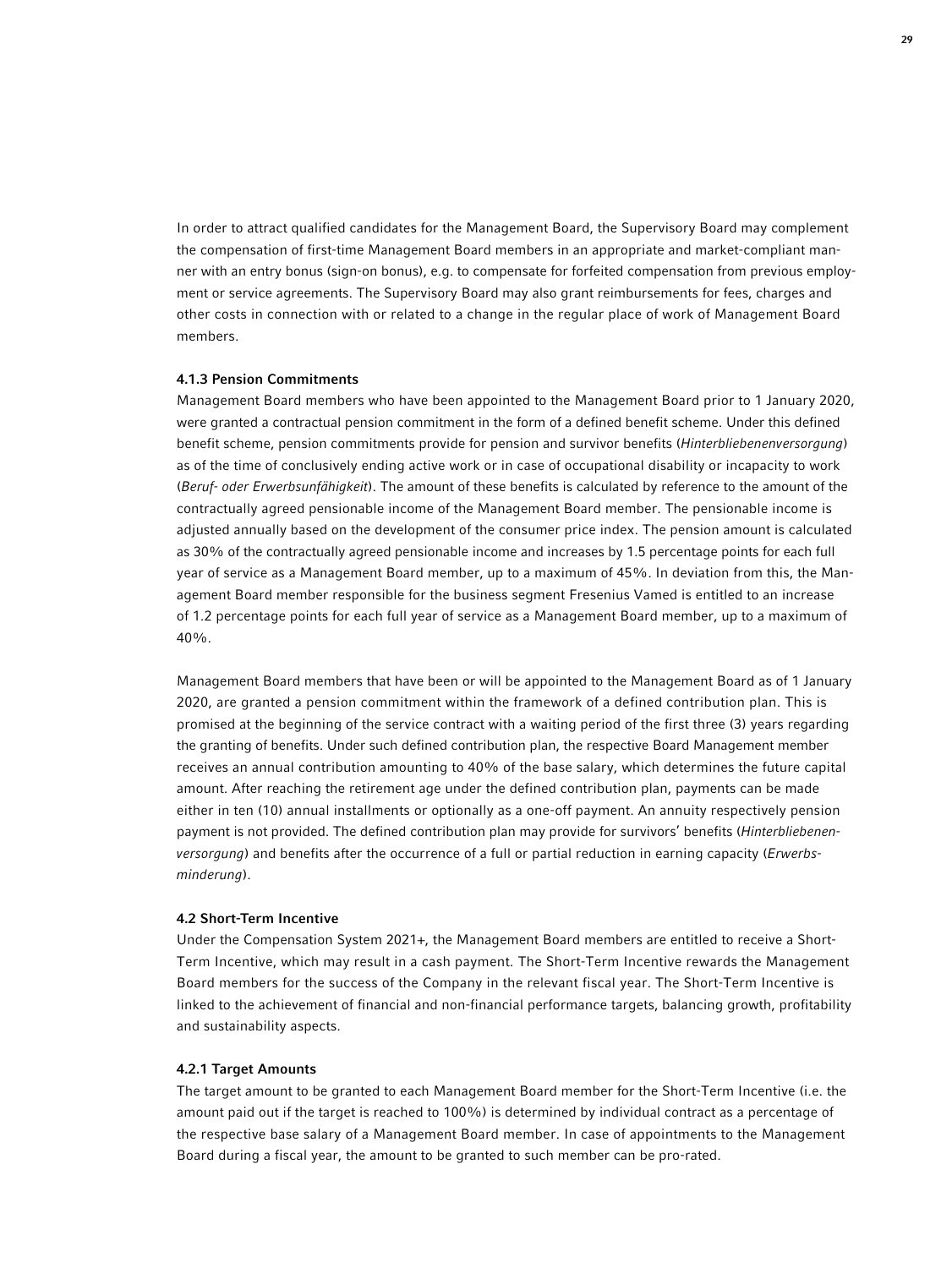In order to attract qualified candidates for the Management Board, the Supervisory Board may complement the compensation of first-time Management Board members in an appropriate and market-compliant manner with an entry bonus (sign-on bonus), e.g. to compensate for forfeited compensation from previous employment or service agreements. The Supervisory Board may also grant reimbursements for fees, charges and other costs in connection with or related to a change in the regular place of work of Management Board members.

#### 4.1.3 Pension Commitments

Management Board members who have been appointed to the Management Board prior to 1 January 2020, were granted a contractual pension commitment in the form of a defined benefit scheme. Under this defined benefit scheme, pension commitments provide for pension and survivor benefits (*Hinterbliebenenversorgung*) as of the time of conclusively ending active work or in case of occupational disability or incapacity to work (*Beruf- oder Erwerbsunfähigkeit*). The amount of these benefits is calculated by reference to the amount of the contractually agreed pensionable income of the Management Board member. The pensionable income is adjusted annually based on the development of the consumer price index. The pension amount is calculated as 30% of the contractually agreed pensionable income and increases by 1.5 percentage points for each full year of service as a Management Board member, up to a maximum of 45%. In deviation from this, the Management Board member responsible for the business segment Fresenius Vamed is entitled to an increase of 1.2 percentage points for each full year of service as a Management Board member, up to a maximum of 40%.

Management Board members that have been or will be appointed to the Management Board as of 1 January 2020, are granted a pension commitment within the framework of a defined contribution plan. This is promised at the beginning of the service contract with a waiting period of the first three (3) years regarding the granting of benefits. Under such defined contribution plan, the respective Board Management member receives an annual contribution amounting to 40% of the base salary, which determines the future capital amount. After reaching the retirement age under the defined contribution plan, payments can be made either in ten (10) annual installments or optionally as a one-off payment. An annuity respectively pension payment is not provided. The defined contribution plan may provide for survivors' benefits (*Hinterbliebenenversorgung*) and benefits after the occurrence of a full or partial reduction in earning capacity (*Erwerbsminderung*).

### 4.2 Short-Term Incentive

Under the Compensation System 2021+, the Management Board members are entitled to receive a Short-Term Incentive, which may result in a cash payment. The Short-Term Incentive rewards the Management Board members for the success of the Company in the relevant fiscal year. The Short-Term Incentive is linked to the achievement of financial and non-financial performance targets, balancing growth, profitability and sustainability aspects.

#### 4.2.1 Target Amounts

The target amount to be granted to each Management Board member for the Short-Term Incentive (i.e. the amount paid out if the target is reached to 100%) is determined by individual contract as a percentage of the respective base salary of a Management Board member. In case of appointments to the Management Board during a fiscal year, the amount to be granted to such member can be pro-rated.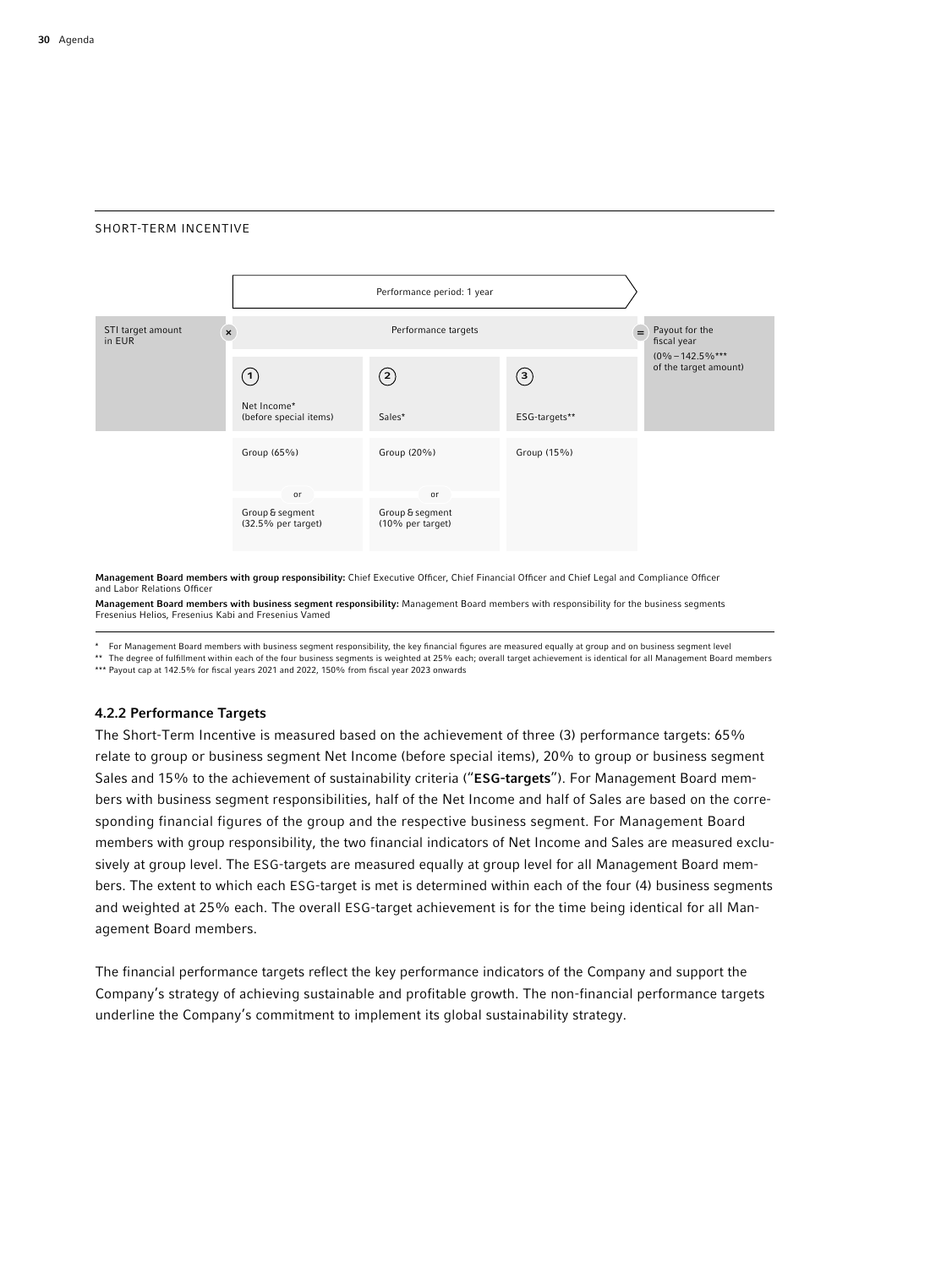SHORT-TERM INCENTIVE

| | | Performance period: 1 year | | | |
|---|---|---|---|---|---|
| STI target amount in EUR | × | Performance targets | | = | Payout for the fiscal year (0% – 142.5%*** of the target amount) |
| | ① Net Income* (before special items) | ② Sales* | ③ ESG-targets** | | |
| | Group (65%) or Group & segment (32.5% per target) | Group (20%) or Group & segment (10% per target) | Group (15%) | | |

**Management Board members with group responsibility:** Chief Executive Officer, Chief Financial Officer and Chief Legal and Compliance Officer and Labor Relations Officer

**Management Board members with business segment responsibility:** Management Board members with responsibility for the business segments Fresenius Helios, Fresenius Kabi and Fresenius Vamed

\* For Management Board members with business segment responsibility, the key financial figures are measured equally at group and on business segment level

\*\* The degree of fulfillment within each of the four business segments is weighted at 25% each; overall target achievement is identical for all Management Board members

\*\*\* Payout cap at 142.5% for fiscal years 2021 and 2022, 150% from fiscal year 2023 onwards

### 4.2.2 Performance Targets

The Short-Term Incentive is measured based on the achievement of three (3) performance targets: 65% relate to group or business segment Net Income (before special items), 20% to group or business segment Sales and 15% to the achievement of sustainability criteria ("**ESG-targets**"). For Management Board members with business segment responsibilities, half of the Net Income and half of Sales are based on the corresponding financial figures of the group and the respective business segment. For Management Board members with group responsibility, the two financial indicators of Net Income and Sales are measured exclusively at group level. The ESG-targets are measured equally at group level for all Management Board members. The extent to which each ESG-target is met is determined within each of the four (4) business segments and weighted at 25% each. The overall ESG-target achievement is for the time being identical for all Management Board members.

The financial performance targets reflect the key performance indicators of the Company and support the Company's strategy of achieving sustainable and profitable growth. The non-financial performance targets underline the Company's commitment to implement its global sustainability strategy.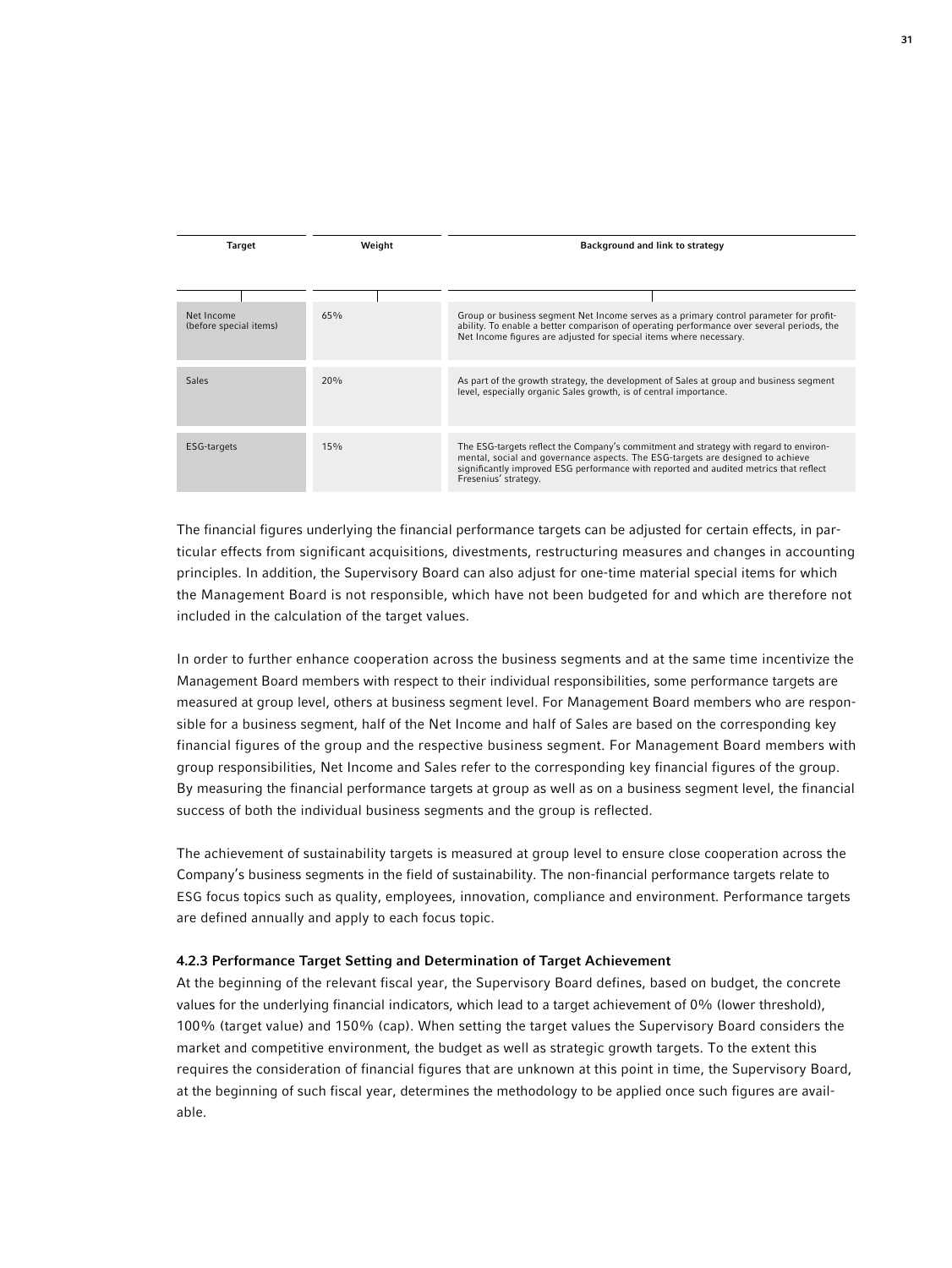| Target | Weight | Background and link to strategy |
|---|---|---|
| Net Income (before special items) | 65% | Group or business segment Net Income serves as a primary control parameter for profitability. To enable a better comparison of operating performance over several periods, the Net Income figures are adjusted for special items where necessary. |
| Sales | 20% | As part of the growth strategy, the development of Sales at group and business segment level, especially organic Sales growth, is of central importance. |
| ESG-targets | 15% | The ESG-targets reflect the Company's commitment and strategy with regard to environmental, social and governance aspects. The ESG-targets are designed to achieve significantly improved ESG performance with reported and audited metrics that reflect Fresenius' strategy. |

The financial figures underlying the financial performance targets can be adjusted for certain effects, in particular effects from significant acquisitions, divestments, restructuring measures and changes in accounting principles. In addition, the Supervisory Board can also adjust for one-time material special items for which the Management Board is not responsible, which have not been budgeted for and which are therefore not included in the calculation of the target values.

In order to further enhance cooperation across the business segments and at the same time incentivize the Management Board members with respect to their individual responsibilities, some performance targets are measured at group level, others at business segment level. For Management Board members who are responsible for a business segment, half of the Net Income and half of Sales are based on the corresponding key financial figures of the group and the respective business segment. For Management Board members with group responsibilities, Net Income and Sales refer to the corresponding key financial figures of the group. By measuring the financial performance targets at group as well as on a business segment level, the financial success of both the individual business segments and the group is reflected.

The achievement of sustainability targets is measured at group level to ensure close cooperation across the Company's business segments in the field of sustainability. The non-financial performance targets relate to ESG focus topics such as quality, employees, innovation, compliance and environment. Performance targets are defined annually and apply to each focus topic.

#### 4.2.3 Performance Target Setting and Determination of Target Achievement

At the beginning of the relevant fiscal year, the Supervisory Board defines, based on budget, the concrete values for the underlying financial indicators, which lead to a target achievement of 0% (lower threshold), 100% (target value) and 150% (cap). When setting the target values the Supervisory Board considers the market and competitive environment, the budget as well as strategic growth targets. To the extent this requires the consideration of financial figures that are unknown at this point in time, the Supervisory Board, at the beginning of such fiscal year, determines the methodology to be applied once such figures are available.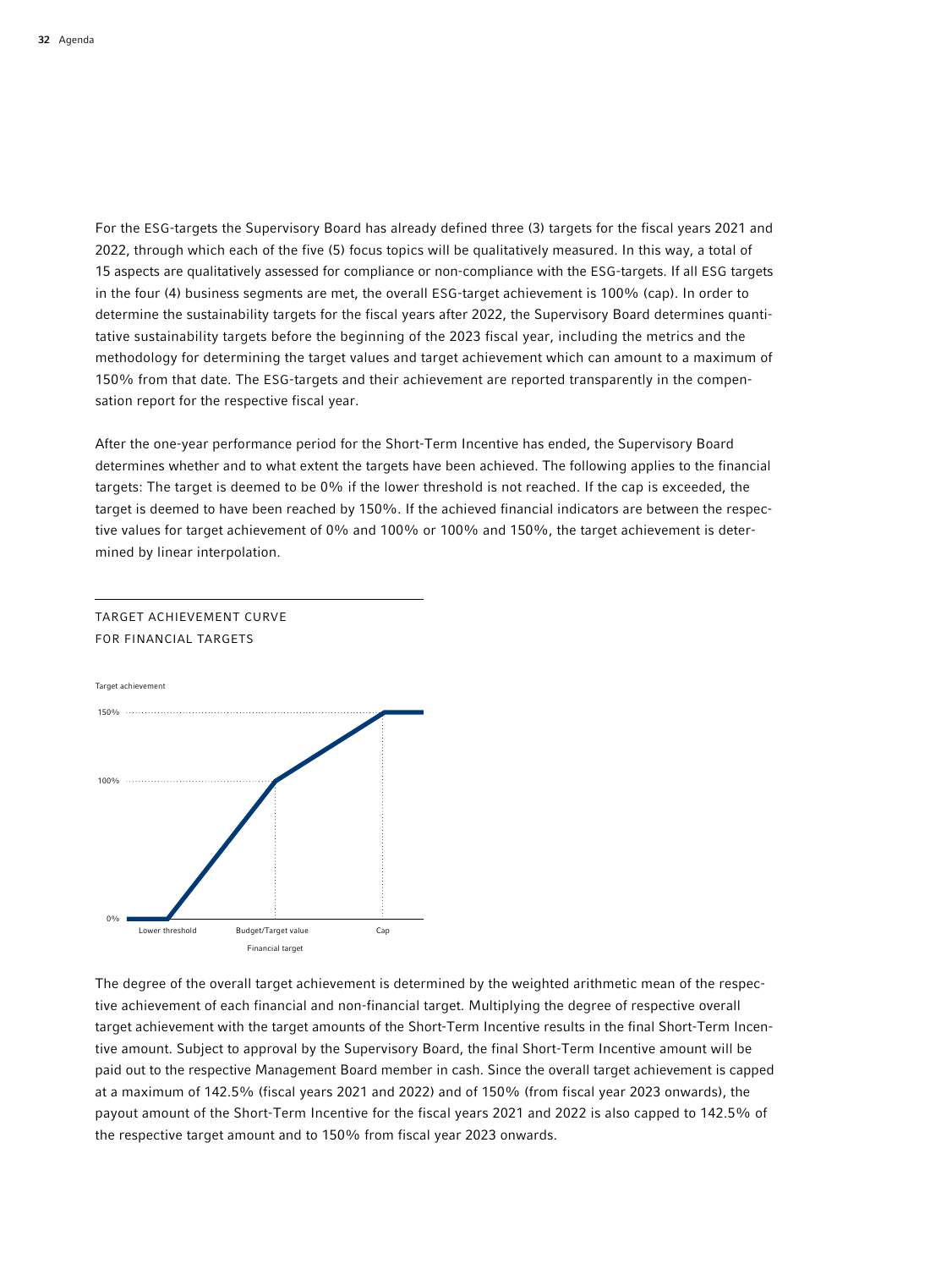For the ESG-targets the Supervisory Board has already defined three (3) targets for the fiscal years 2021 and 2022, through which each of the five (5) focus topics will be qualitatively measured. In this way, a total of 15 aspects are qualitatively assessed for compliance or non-compliance with the ESG-targets. If all ESG targets in the four (4) business segments are met, the overall ESG-target achievement is 100% (cap). In order to determine the sustainability targets for the fiscal years after 2022, the Supervisory Board determines quantitative sustainability targets before the beginning of the 2023 fiscal year, including the metrics and the methodology for determining the target values and target achievement which can amount to a maximum of 150% from that date. The ESG-targets and their achievement are reported transparently in the compensation report for the respective fiscal year.

After the one-year performance period for the Short-Term Incentive has ended, the Supervisory Board determines whether and to what extent the targets have been achieved. The following applies to the financial targets: The target is deemed to be 0% if the lower threshold is not reached. If the cap is exceeded, the target is deemed to have been reached by 150%. If the achieved financial indicators are between the respective values for target achievement of 0% and 100% or 100% and 150%, the target achievement is determined by linear interpolation.

TARGET ACHIEVEMENT CURVE FOR FINANCIAL TARGETS

Target achievement

150%

100%

0%

Lower threshold Budget/Target value Cap

Financial target

The degree of the overall target achievement is determined by the weighted arithmetic mean of the respective achievement of each financial and non-financial target. Multiplying the degree of respective overall target achievement with the target amounts of the Short-Term Incentive results in the final Short-Term Incentive amount. Subject to approval by the Supervisory Board, the final Short-Term Incentive amount will be paid out to the respective Management Board member in cash. Since the overall target achievement is capped at a maximum of 142.5% (fiscal years 2021 and 2022) and of 150% (from fiscal year 2023 onwards), the payout amount of the Short-Term Incentive for the fiscal years 2021 and 2022 is also capped to 142.5% of the respective target amount and to 150% from fiscal year 2023 onwards.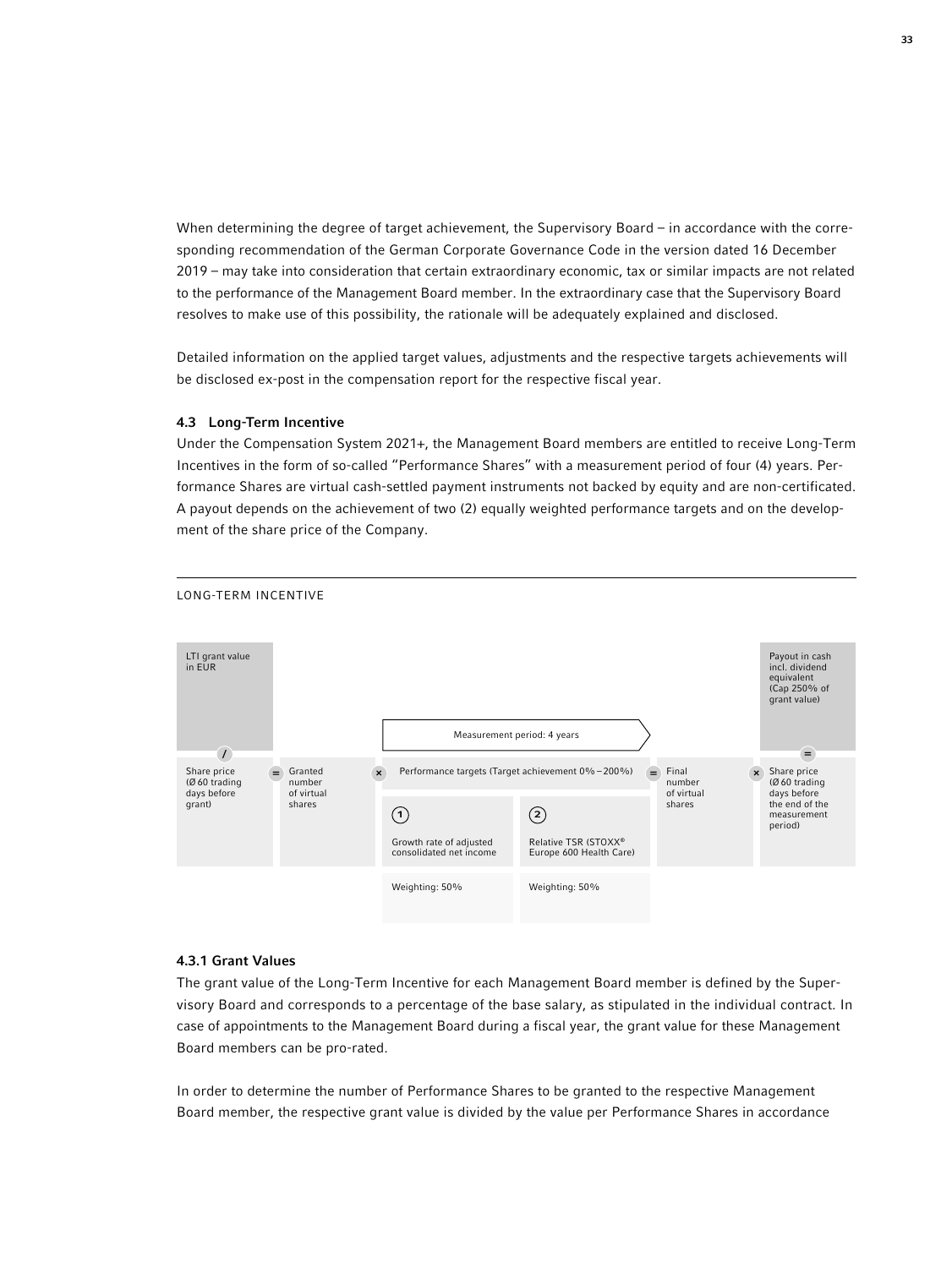When determining the degree of target achievement, the Supervisory Board – in accordance with the corresponding recommendation of the German Corporate Governance Code in the version dated 16 December 2019 – may take into consideration that certain extraordinary economic, tax or similar impacts are not related to the performance of the Management Board member. In the extraordinary case that the Supervisory Board resolves to make use of this possibility, the rationale will be adequately explained and disclosed.

Detailed information on the applied target values, adjustments and the respective targets achievements will be disclosed ex-post in the compensation report for the respective fiscal year.

### 4.3 Long-Term Incentive

Under the Compensation System 2021+, the Management Board members are entitled to receive Long-Term Incentives in the form of so-called "Performance Shares" with a measurement period of four (4) years. Performance Shares are virtual cash-settled payment instruments not backed by equity and are non-certificated. A payout depends on the achievement of two (2) equally weighted performance targets and on the development of the share price of the Company.

LONG-TERM INCENTIVE

LTI grant value in EUR / Share price (Ø 60 trading days before grant) = Granted number of virtual shares × Performance targets (Target achievement 0% – 200%) = Final number of virtual shares × Share price (Ø 60 trading days before the end of the measurement period) = Payout in cash incl. dividend equivalent (Cap 250% of grant value)

Measurement period: 4 years

Performance targets:
1. Growth rate of adjusted consolidated net income – Weighting: 50%
2. Relative TSR (STOXX® Europe 600 Health Care) – Weighting: 50%

#### 4.3.1 Grant Values

The grant value of the Long-Term Incentive for each Management Board member is defined by the Supervisory Board and corresponds to a percentage of the base salary, as stipulated in the individual contract. In case of appointments to the Management Board during a fiscal year, the grant value for these Management Board members can be pro-rated.

In order to determine the number of Performance Shares to be granted to the respective Management Board member, the respective grant value is divided by the value per Performance Shares in accordance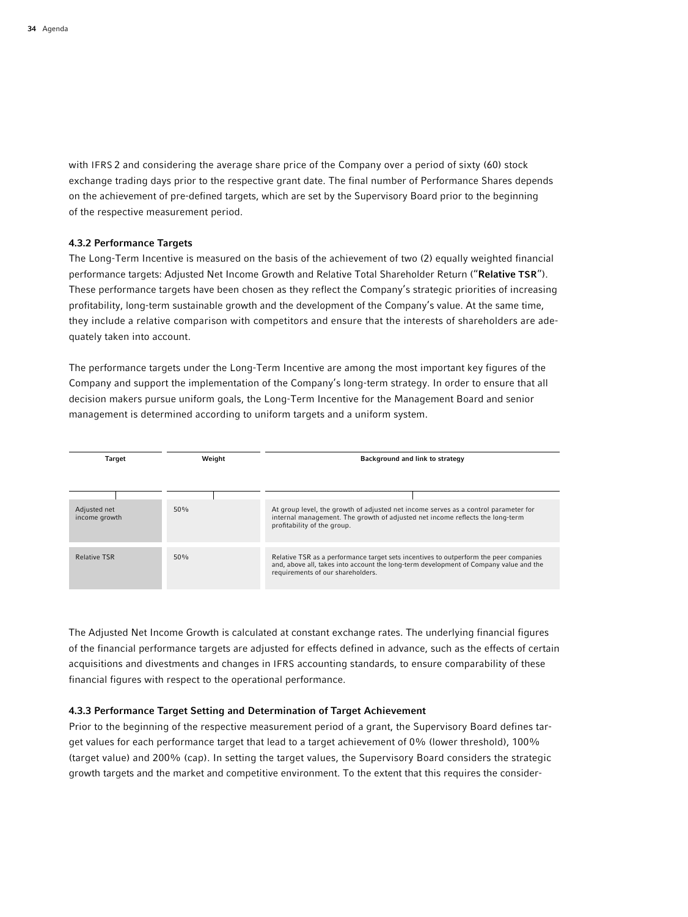with IFRS 2 and considering the average share price of the Company over a period of sixty (60) stock exchange trading days prior to the respective grant date. The final number of Performance Shares depends on the achievement of pre-defined targets, which are set by the Supervisory Board prior to the beginning of the respective measurement period.

#### 4.3.2 Performance Targets

The Long-Term Incentive is measured on the basis of the achievement of two (2) equally weighted financial performance targets: Adjusted Net Income Growth and Relative Total Shareholder Return ("**Relative TSR**"). These performance targets have been chosen as they reflect the Company's strategic priorities of increasing profitability, long-term sustainable growth and the development of the Company's value. At the same time, they include a relative comparison with competitors and ensure that the interests of shareholders are adequately taken into account.

The performance targets under the Long-Term Incentive are among the most important key figures of the Company and support the implementation of the Company's long-term strategy. In order to ensure that all decision makers pursue uniform goals, the Long-Term Incentive for the Management Board and senior management is determined according to uniform targets and a uniform system.

| Target | Weight | Background and link to strategy |
|---|---|---|
| Adjusted net income growth | 50% | At group level, the growth of adjusted net income serves as a control parameter for internal management. The growth of adjusted net income reflects the long-term profitability of the group. |
| Relative TSR | 50% | Relative TSR as a performance target sets incentives to outperform the peer companies and, above all, takes into account the long-term development of Company value and the requirements of our shareholders. |

The Adjusted Net Income Growth is calculated at constant exchange rates. The underlying financial figures of the financial performance targets are adjusted for effects defined in advance, such as the effects of certain acquisitions and divestments and changes in IFRS accounting standards, to ensure comparability of these financial figures with respect to the operational performance.

#### 4.3.3 Performance Target Setting and Determination of Target Achievement

Prior to the beginning of the respective measurement period of a grant, the Supervisory Board defines target values for each performance target that lead to a target achievement of 0% (lower threshold), 100% (target value) and 200% (cap). In setting the target values, the Supervisory Board considers the strategic growth targets and the market and competitive environment. To the extent that this requires the consider-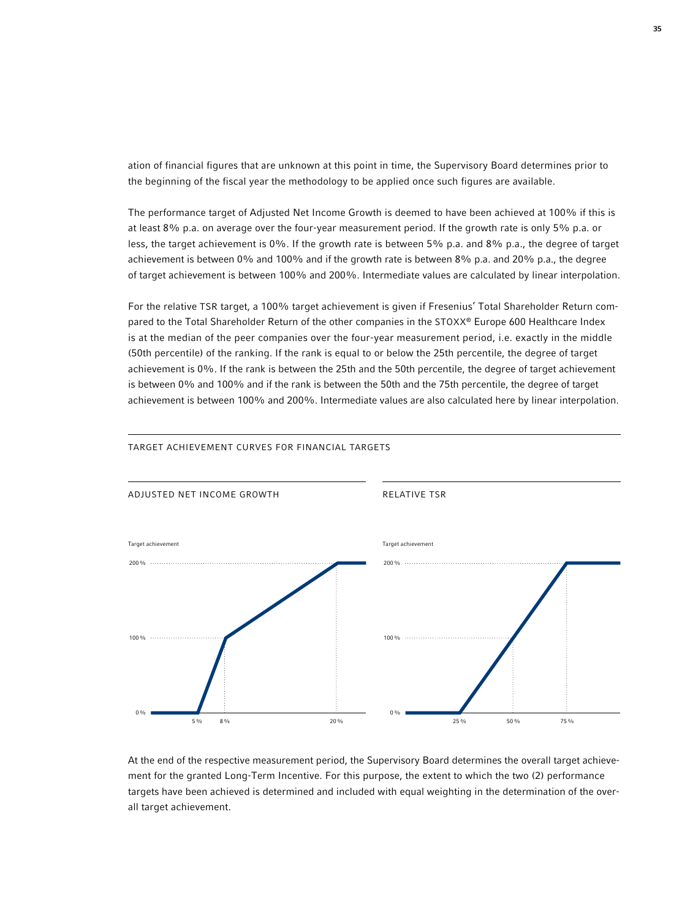ation of financial figures that are unknown at this point in time, the Supervisory Board determines prior to the beginning of the fiscal year the methodology to be applied once such figures are available.

The performance target of Adjusted Net Income Growth is deemed to have been achieved at 100% if this is at least 8% p.a. on average over the four-year measurement period. If the growth rate is only 5% p.a. or less, the target achievement is 0%. If the growth rate is between 5% p.a. and 8% p.a., the degree of target achievement is between 0% and 100% and if the growth rate is between 8% p.a. and 20% p.a., the degree of target achievement is between 100% and 200%. Intermediate values are calculated by linear interpolation.

For the relative TSR target, a 100% target achievement is given if Fresenius' Total Shareholder Return compared to the Total Shareholder Return of the other companies in the STOXX® Europe 600 Healthcare Index is at the median of the peer companies over the four-year measurement period, i.e. exactly in the middle (50th percentile) of the ranking. If the rank is equal to or below the 25th percentile, the degree of target achievement is 0%. If the rank is between the 25th and the 50th percentile, the degree of target achievement is between 0% and 100% and if the rank is between the 50th and the 75th percentile, the degree of target achievement is between 100% and 200%. Intermediate values are also calculated here by linear interpolation.

TARGET ACHIEVEMENT CURVES FOR FINANCIAL TARGETS

ADJUSTED NET INCOME GROWTH

Target achievement

200 %

100 %

0 %

5 % 8 % 20 %

RELATIVE TSR

Target achievement

200 %

100 %

0 %

25 % 50 % 75 %

At the end of the respective measurement period, the Supervisory Board determines the overall target achievement for the granted Long-Term Incentive. For this purpose, the extent to which the two (2) performance targets have been achieved is determined and included with equal weighting in the determination of the overall target achievement.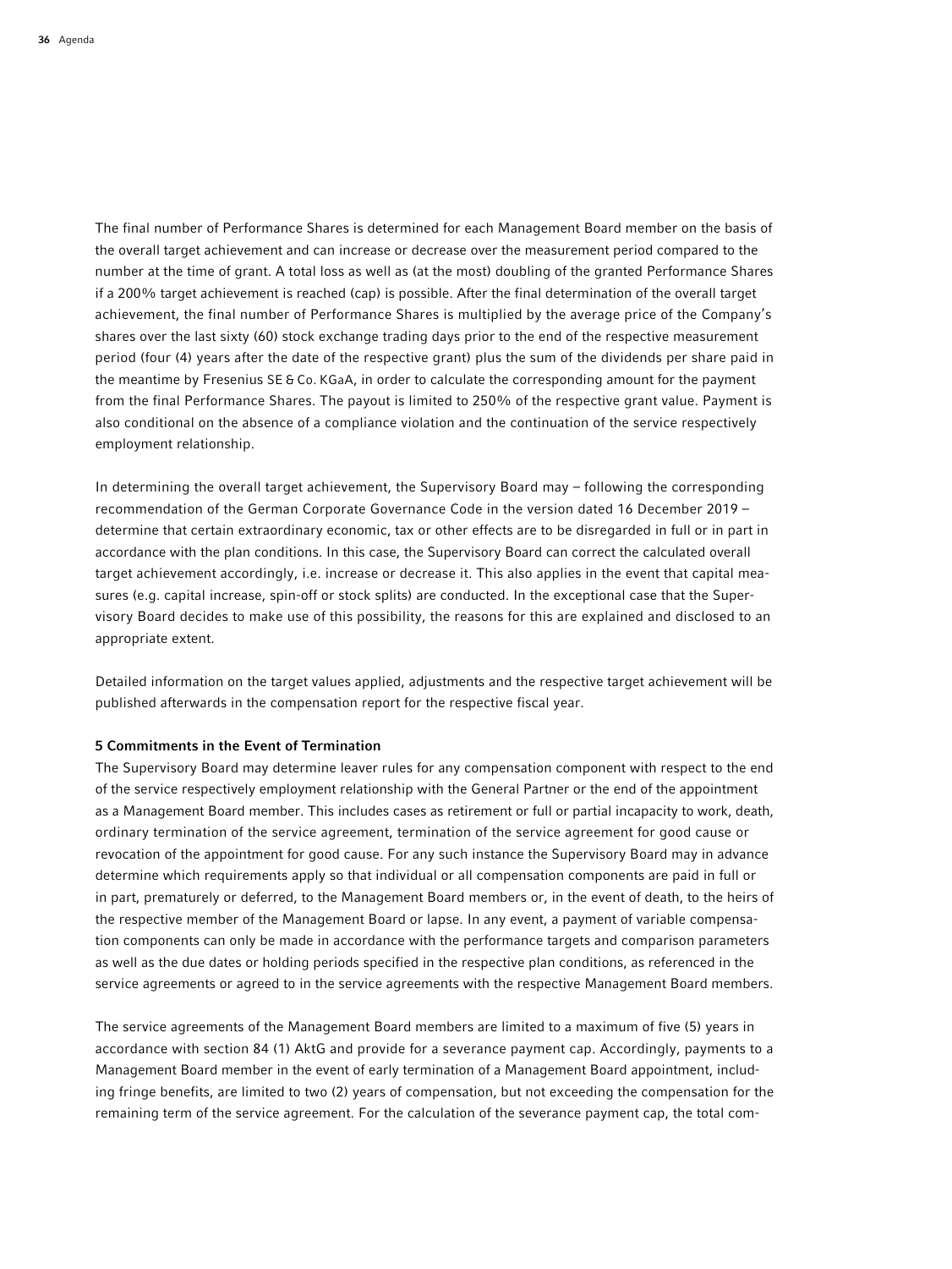The final number of Performance Shares is determined for each Management Board member on the basis of the overall target achievement and can increase or decrease over the measurement period compared to the number at the time of grant. A total loss as well as (at the most) doubling of the granted Performance Shares if a 200% target achievement is reached (cap) is possible. After the final determination of the overall target achievement, the final number of Performance Shares is multiplied by the average price of the Company's shares over the last sixty (60) stock exchange trading days prior to the end of the respective measurement period (four (4) years after the date of the respective grant) plus the sum of the dividends per share paid in the meantime by Fresenius SE & Co. KGaA, in order to calculate the corresponding amount for the payment from the final Performance Shares. The payout is limited to 250% of the respective grant value. Payment is also conditional on the absence of a compliance violation and the continuation of the service respectively employment relationship.

In determining the overall target achievement, the Supervisory Board may – following the corresponding recommendation of the German Corporate Governance Code in the version dated 16 December 2019 – determine that certain extraordinary economic, tax or other effects are to be disregarded in full or in part in accordance with the plan conditions. In this case, the Supervisory Board can correct the calculated overall target achievement accordingly, i.e. increase or decrease it. This also applies in the event that capital measures (e.g. capital increase, spin-off or stock splits) are conducted. In the exceptional case that the Supervisory Board decides to make use of this possibility, the reasons for this are explained and disclosed to an appropriate extent.

Detailed information on the target values applied, adjustments and the respective target achievement will be published afterwards in the compensation report for the respective fiscal year.

**5 Commitments in the Event of Termination**

The Supervisory Board may determine leaver rules for any compensation component with respect to the end of the service respectively employment relationship with the General Partner or the end of the appointment as a Management Board member. This includes cases as retirement or full or partial incapacity to work, death, ordinary termination of the service agreement, termination of the service agreement for good cause or revocation of the appointment for good cause. For any such instance the Supervisory Board may in advance determine which requirements apply so that individual or all compensation components are paid in full or in part, prematurely or deferred, to the Management Board members or, in the event of death, to the heirs of the respective member of the Management Board or lapse. In any event, a payment of variable compensation components can only be made in accordance with the performance targets and comparison parameters as well as the due dates or holding periods specified in the respective plan conditions, as referenced in the service agreements or agreed to in the service agreements with the respective Management Board members.

The service agreements of the Management Board members are limited to a maximum of five (5) years in accordance with section 84 (1) AktG and provide for a severance payment cap. Accordingly, payments to a Management Board member in the event of early termination of a Management Board appointment, including fringe benefits, are limited to two (2) years of compensation, but not exceeding the compensation for the remaining term of the service agreement. For the calculation of the severance payment cap, the total com-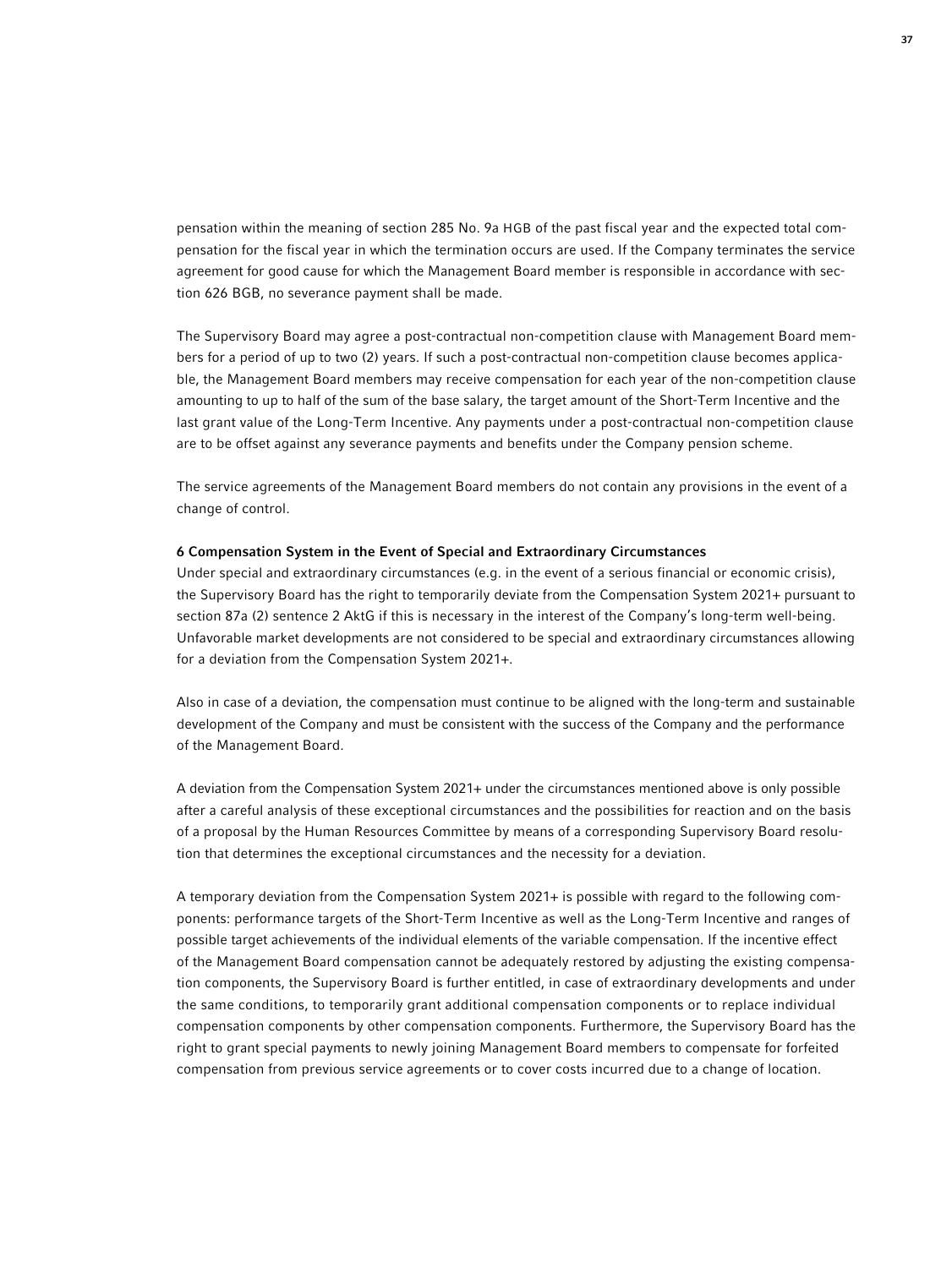pensation within the meaning of section 285 No. 9a HGB of the past fiscal year and the expected total compensation for the fiscal year in which the termination occurs are used. If the Company terminates the service agreement for good cause for which the Management Board member is responsible in accordance with section 626 BGB, no severance payment shall be made.

The Supervisory Board may agree a post-contractual non-competition clause with Management Board members for a period of up to two (2) years. If such a post-contractual non-competition clause becomes applicable, the Management Board members may receive compensation for each year of the non-competition clause amounting to up to half of the sum of the base salary, the target amount of the Short-Term Incentive and the last grant value of the Long-Term Incentive. Any payments under a post-contractual non-competition clause are to be offset against any severance payments and benefits under the Company pension scheme.

The service agreements of the Management Board members do not contain any provisions in the event of a change of control.

### 6 Compensation System in the Event of Special and Extraordinary Circumstances

Under special and extraordinary circumstances (e.g. in the event of a serious financial or economic crisis), the Supervisory Board has the right to temporarily deviate from the Compensation System 2021+ pursuant to section 87a (2) sentence 2 AktG if this is necessary in the interest of the Company's long-term well-being. Unfavorable market developments are not considered to be special and extraordinary circumstances allowing for a deviation from the Compensation System 2021+.

Also in case of a deviation, the compensation must continue to be aligned with the long-term and sustainable development of the Company and must be consistent with the success of the Company and the performance of the Management Board.

A deviation from the Compensation System 2021+ under the circumstances mentioned above is only possible after a careful analysis of these exceptional circumstances and the possibilities for reaction and on the basis of a proposal by the Human Resources Committee by means of a corresponding Supervisory Board resolution that determines the exceptional circumstances and the necessity for a deviation.

A temporary deviation from the Compensation System 2021+ is possible with regard to the following components: performance targets of the Short-Term Incentive as well as the Long-Term Incentive and ranges of possible target achievements of the individual elements of the variable compensation. If the incentive effect of the Management Board compensation cannot be adequately restored by adjusting the existing compensation components, the Supervisory Board is further entitled, in case of extraordinary developments and under the same conditions, to temporarily grant additional compensation components or to replace individual compensation components by other compensation components. Furthermore, the Supervisory Board has the right to grant special payments to newly joining Management Board members to compensate for forfeited compensation from previous service agreements or to cover costs incurred due to a change of location.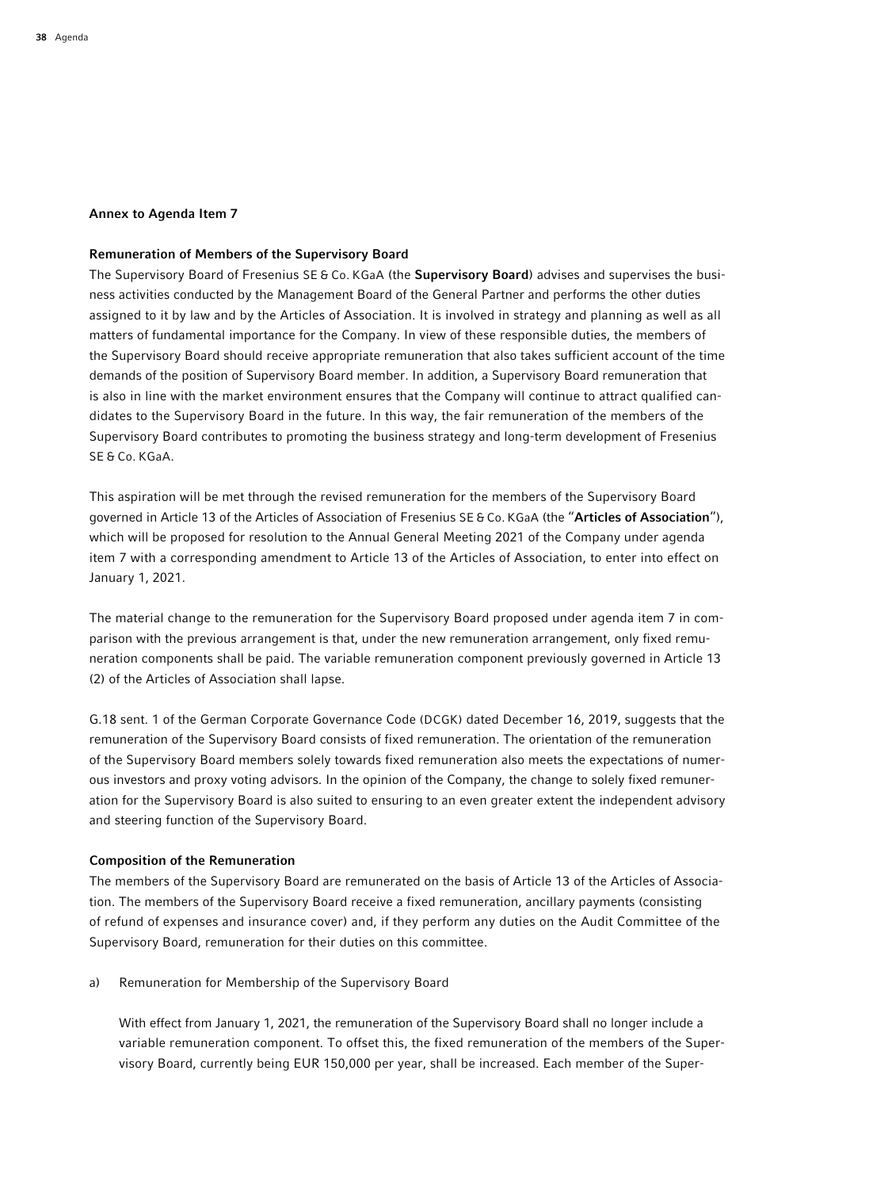**Annex to Agenda Item 7**

**Remuneration of Members of the Supervisory Board**

The Supervisory Board of Fresenius SE & Co. KGaA (the **Supervisory Board**) advises and supervises the business activities conducted by the Management Board of the General Partner and performs the other duties assigned to it by law and by the Articles of Association. It is involved in strategy and planning as well as all matters of fundamental importance for the Company. In view of these responsible duties, the members of the Supervisory Board should receive appropriate remuneration that also takes sufficient account of the time demands of the position of Supervisory Board member. In addition, a Supervisory Board remuneration that is also in line with the market environment ensures that the Company will continue to attract qualified candidates to the Supervisory Board in the future. In this way, the fair remuneration of the members of the Supervisory Board contributes to promoting the business strategy and long-term development of Fresenius SE & Co. KGaA.

This aspiration will be met through the revised remuneration for the members of the Supervisory Board governed in Article 13 of the Articles of Association of Fresenius SE & Co. KGaA (the "**Articles of Association**"), which will be proposed for resolution to the Annual General Meeting 2021 of the Company under agenda item 7 with a corresponding amendment to Article 13 of the Articles of Association, to enter into effect on January 1, 2021.

The material change to the remuneration for the Supervisory Board proposed under agenda item 7 in comparison with the previous arrangement is that, under the new remuneration arrangement, only fixed remuneration components shall be paid. The variable remuneration component previously governed in Article 13 (2) of the Articles of Association shall lapse.

G.18 sent. 1 of the German Corporate Governance Code (DCGK) dated December 16, 2019, suggests that the remuneration of the Supervisory Board consists of fixed remuneration. The orientation of the remuneration of the Supervisory Board members solely towards fixed remuneration also meets the expectations of numerous investors and proxy voting advisors. In the opinion of the Company, the change to solely fixed remuneration for the Supervisory Board is also suited to ensuring to an even greater extent the independent advisory and steering function of the Supervisory Board.

**Composition of the Remuneration**

The members of the Supervisory Board are remunerated on the basis of Article 13 of the Articles of Association. The members of the Supervisory Board receive a fixed remuneration, ancillary payments (consisting of refund of expenses and insurance cover) and, if they perform any duties on the Audit Committee of the Supervisory Board, remuneration for their duties on this committee.

a) Remuneration for Membership of the Supervisory Board

With effect from January 1, 2021, the remuneration of the Supervisory Board shall no longer include a variable remuneration component. To offset this, the fixed remuneration of the members of the Supervisory Board, currently being EUR 150,000 per year, shall be increased. Each member of the Super-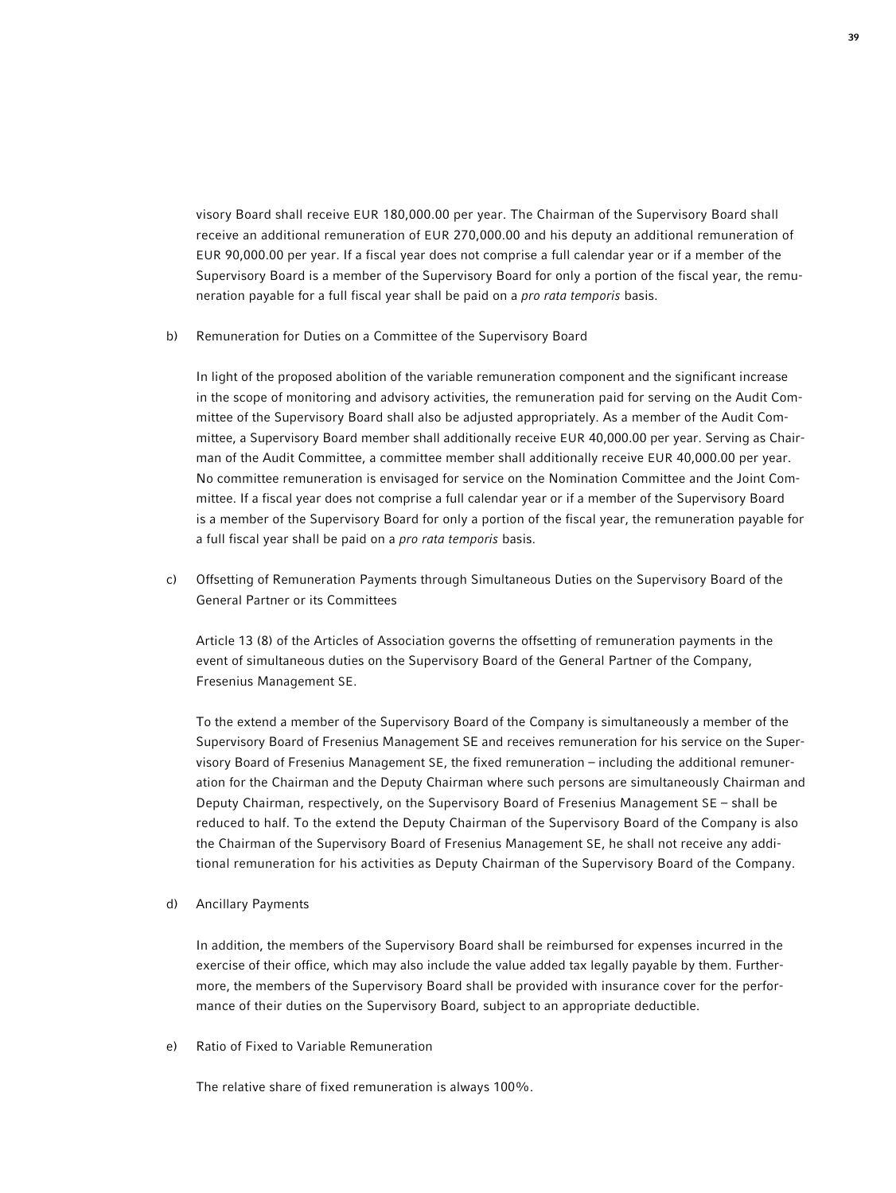visory Board shall receive EUR 180,000.00 per year. The Chairman of the Supervisory Board shall receive an additional remuneration of EUR 270,000.00 and his deputy an additional remuneration of EUR 90,000.00 per year. If a fiscal year does not comprise a full calendar year or if a member of the Supervisory Board is a member of the Supervisory Board for only a portion of the fiscal year, the remuneration payable for a full fiscal year shall be paid on a *pro rata temporis* basis.

b) Remuneration for Duties on a Committee of the Supervisory Board

In light of the proposed abolition of the variable remuneration component and the significant increase in the scope of monitoring and advisory activities, the remuneration paid for serving on the Audit Committee of the Supervisory Board shall also be adjusted appropriately. As a member of the Audit Committee, a Supervisory Board member shall additionally receive EUR 40,000.00 per year. Serving as Chairman of the Audit Committee, a committee member shall additionally receive EUR 40,000.00 per year. No committee remuneration is envisaged for service on the Nomination Committee and the Joint Committee. If a fiscal year does not comprise a full calendar year or if a member of the Supervisory Board is a member of the Supervisory Board for only a portion of the fiscal year, the remuneration payable for a full fiscal year shall be paid on a *pro rata temporis* basis.

c) Offsetting of Remuneration Payments through Simultaneous Duties on the Supervisory Board of the General Partner or its Committees

Article 13 (8) of the Articles of Association governs the offsetting of remuneration payments in the event of simultaneous duties on the Supervisory Board of the General Partner of the Company, Fresenius Management SE.

To the extend a member of the Supervisory Board of the Company is simultaneously a member of the Supervisory Board of Fresenius Management SE and receives remuneration for his service on the Supervisory Board of Fresenius Management SE, the fixed remuneration – including the additional remuneration for the Chairman and the Deputy Chairman where such persons are simultaneously Chairman and Deputy Chairman, respectively, on the Supervisory Board of Fresenius Management SE – shall be reduced to half. To the extend the Deputy Chairman of the Supervisory Board of the Company is also the Chairman of the Supervisory Board of Fresenius Management SE, he shall not receive any additional remuneration for his activities as Deputy Chairman of the Supervisory Board of the Company.

d) Ancillary Payments

In addition, the members of the Supervisory Board shall be reimbursed for expenses incurred in the exercise of their office, which may also include the value added tax legally payable by them. Furthermore, the members of the Supervisory Board shall be provided with insurance cover for the performance of their duties on the Supervisory Board, subject to an appropriate deductible.

e) Ratio of Fixed to Variable Remuneration

The relative share of fixed remuneration is always 100%.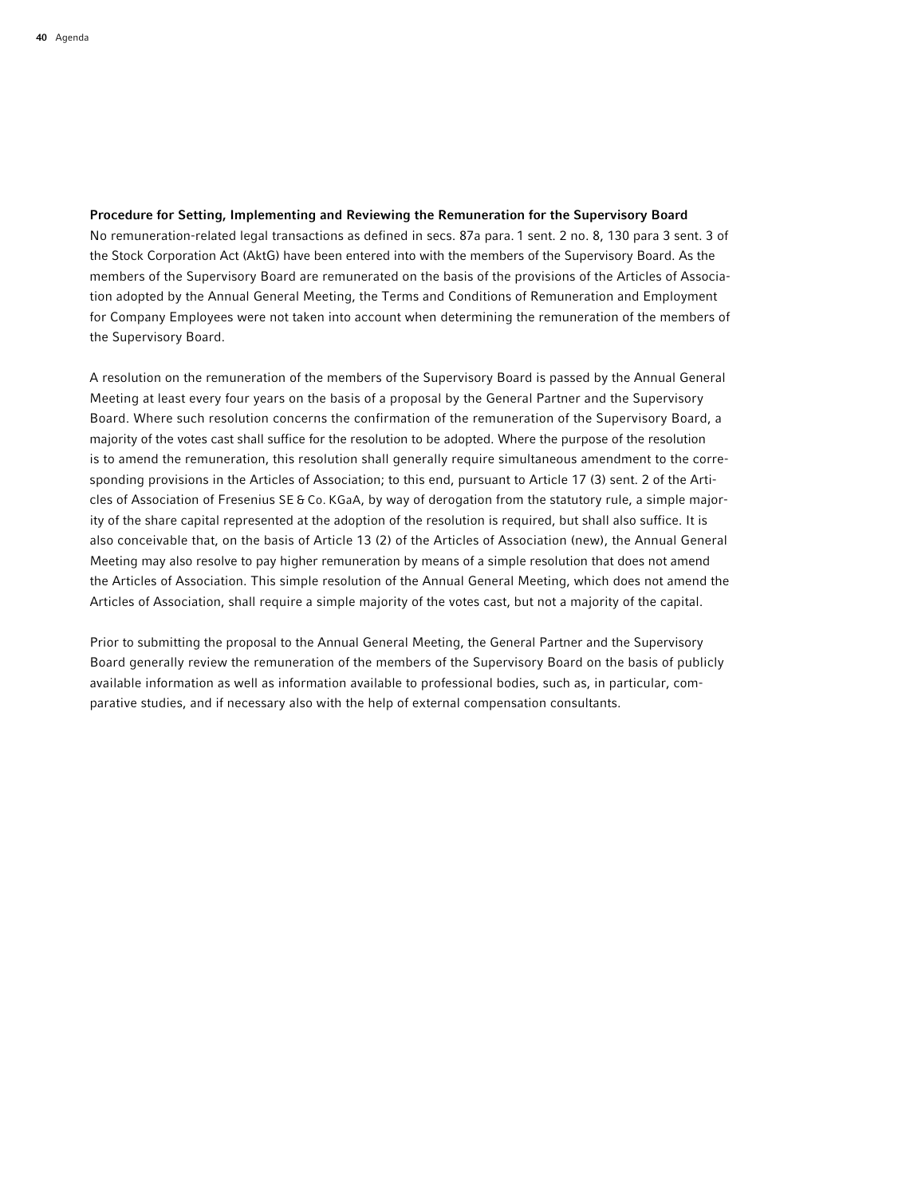### Procedure for Setting, Implementing and Reviewing the Remuneration for the Supervisory Board

No remuneration-related legal transactions as defined in secs. 87a para. 1 sent. 2 no. 8, 130 para 3 sent. 3 of the Stock Corporation Act (AktG) have been entered into with the members of the Supervisory Board. As the members of the Supervisory Board are remunerated on the basis of the provisions of the Articles of Association adopted by the Annual General Meeting, the Terms and Conditions of Remuneration and Employment for Company Employees were not taken into account when determining the remuneration of the members of the Supervisory Board.

A resolution on the remuneration of the members of the Supervisory Board is passed by the Annual General Meeting at least every four years on the basis of a proposal by the General Partner and the Supervisory Board. Where such resolution concerns the confirmation of the remuneration of the Supervisory Board, a majority of the votes cast shall suffice for the resolution to be adopted. Where the purpose of the resolution is to amend the remuneration, this resolution shall generally require simultaneous amendment to the corresponding provisions in the Articles of Association; to this end, pursuant to Article 17 (3) sent. 2 of the Articles of Association of Fresenius SE & Co. KGaA, by way of derogation from the statutory rule, a simple majority of the share capital represented at the adoption of the resolution is required, but shall also suffice. It is also conceivable that, on the basis of Article 13 (2) of the Articles of Association (new), the Annual General Meeting may also resolve to pay higher remuneration by means of a simple resolution that does not amend the Articles of Association. This simple resolution of the Annual General Meeting, which does not amend the Articles of Association, shall require a simple majority of the votes cast, but not a majority of the capital.

Prior to submitting the proposal to the Annual General Meeting, the General Partner and the Supervisory Board generally review the remuneration of the members of the Supervisory Board on the basis of publicly available information as well as information available to professional bodies, such as, in particular, comparative studies, and if necessary also with the help of external compensation consultants.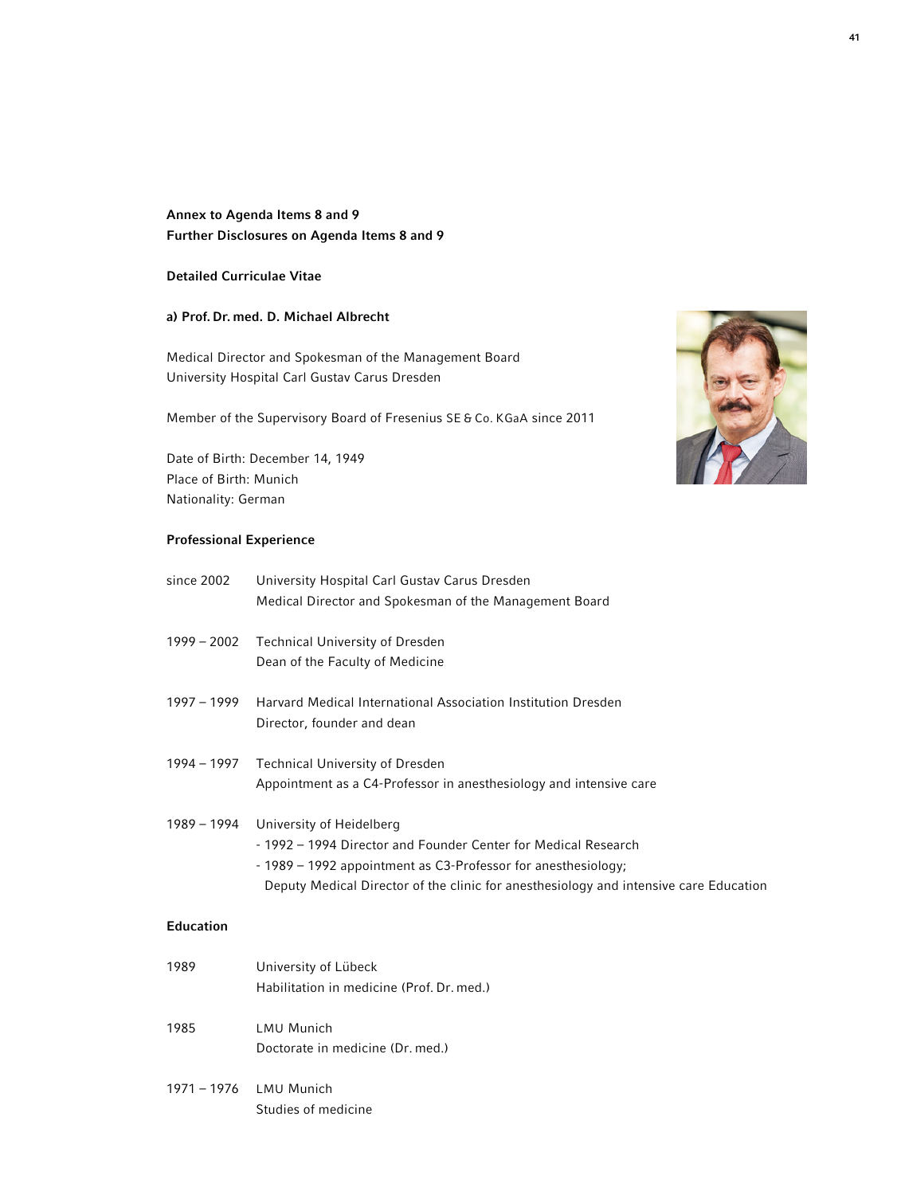**Annex to Agenda Items 8 and 9**
**Further Disclosures on Agenda Items 8 and 9**

**Detailed Curriculae Vitae**

**a) Prof. Dr. med. D. Michael Albrecht**

Medical Director and Spokesman of the Management Board
University Hospital Carl Gustav Carus Dresden

Member of the Supervisory Board of Fresenius SE & Co. KGaA since 2011

Date of Birth: December 14, 1949
Place of Birth: Munich
Nationality: German

**Professional Experience**

since 2002 University Hospital Carl Gustav Carus Dresden
Medical Director and Spokesman of the Management Board

1999 – 2002 Technical University of Dresden
Dean of the Faculty of Medicine

1997 – 1999 Harvard Medical International Association Institution Dresden
Director, founder and dean

1994 – 1997 Technical University of Dresden
Appointment as a C4-Professor in anesthesiology and intensive care

1989 – 1994 University of Heidelberg
- 1992 – 1994 Director and Founder Center for Medical Research
- 1989 – 1992 appointment as C3-Professor for anesthesiology;
Deputy Medical Director of the clinic for anesthesiology and intensive care Education

**Education**

1989 University of Lübeck
Habilitation in medicine (Prof. Dr. med.)

1985 LMU Munich
Doctorate in medicine (Dr. med.)

1971 – 1976 LMU Munich
Studies of medicine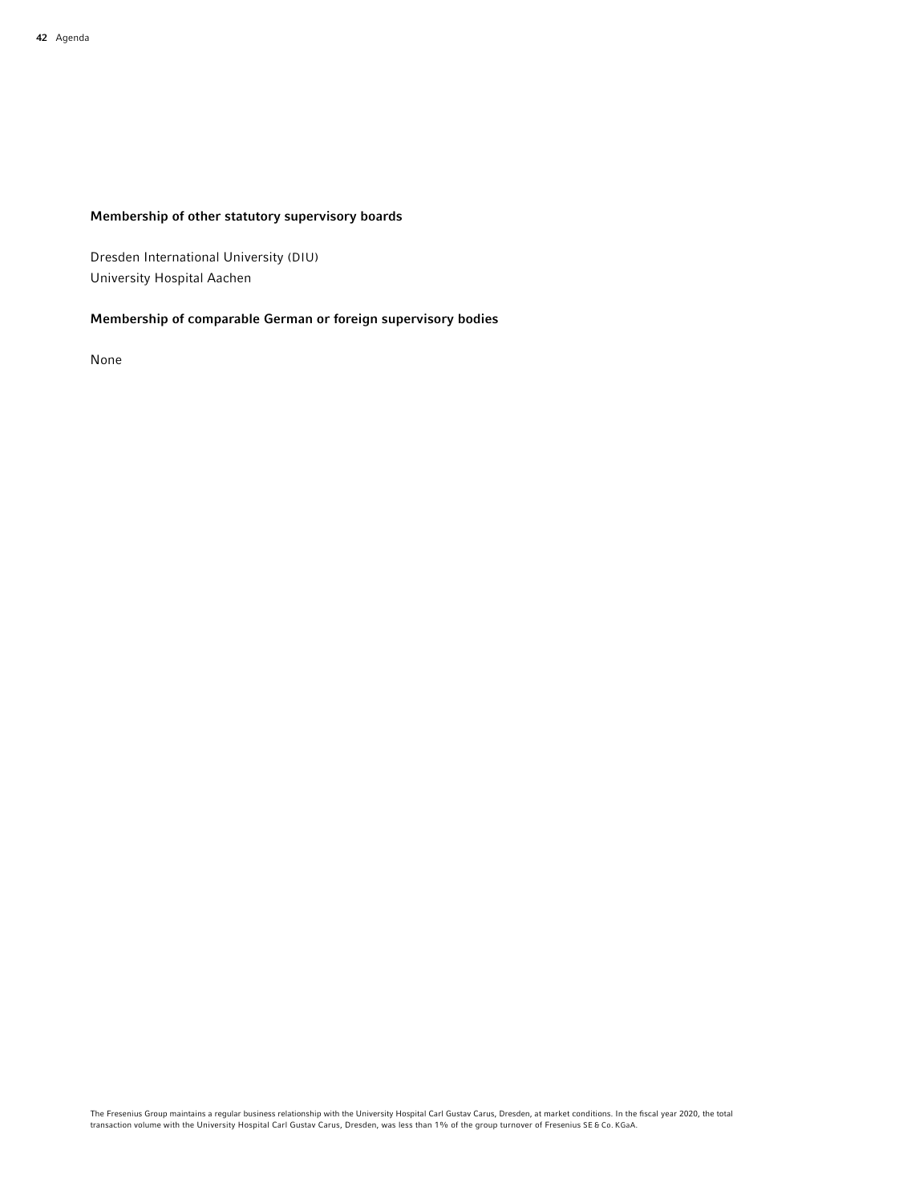#### Membership of other statutory supervisory boards

Dresden International University (DIU)
University Hospital Aachen

#### Membership of comparable German or foreign supervisory bodies

None

The Fresenius Group maintains a regular business relationship with the University Hospital Carl Gustav Carus, Dresden, at market conditions. In the fiscal year 2020, the total transaction volume with the University Hospital Carl Gustav Carus, Dresden, was less than 1% of the group turnover of Fresenius SE & Co. KGaA.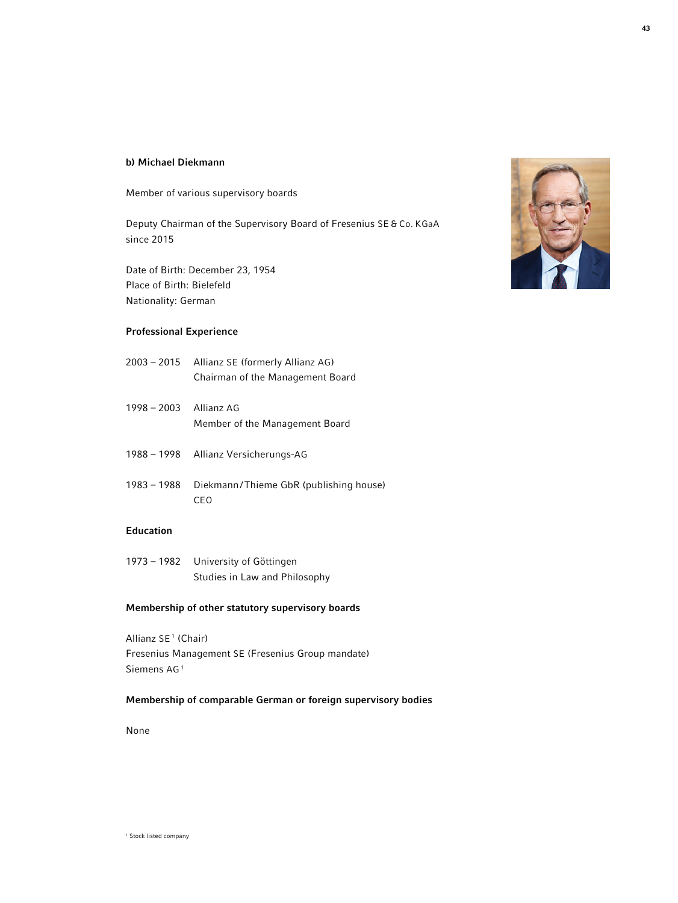**b) Michael Diekmann**

Member of various supervisory boards

Deputy Chairman of the Supervisory Board of Fresenius SE & Co. KGaA since 2015

Date of Birth: December 23, 1954
Place of Birth: Bielefeld
Nationality: German

**Professional Experience**

| | |
|---|---|
| 2003 – 2015 | Allianz SE (formerly Allianz AG)<br>Chairman of the Management Board |
| 1998 – 2003 | Allianz AG<br>Member of the Management Board |
| 1988 – 1998 | Allianz Versicherungs-AG |
| 1983 – 1988 | Diekmann/Thieme GbR (publishing house)<br>CEO |

**Education**

| | |
|---|---|
| 1973 – 1982 | University of Göttingen<br>Studies in Law and Philosophy |

**Membership of other statutory supervisory boards**

Allianz SE[1] (Chair)
Fresenius Management SE (Fresenius Group mandate)
Siemens AG[1]

**Membership of comparable German or foreign supervisory bodies**

None

[1] Stock listed company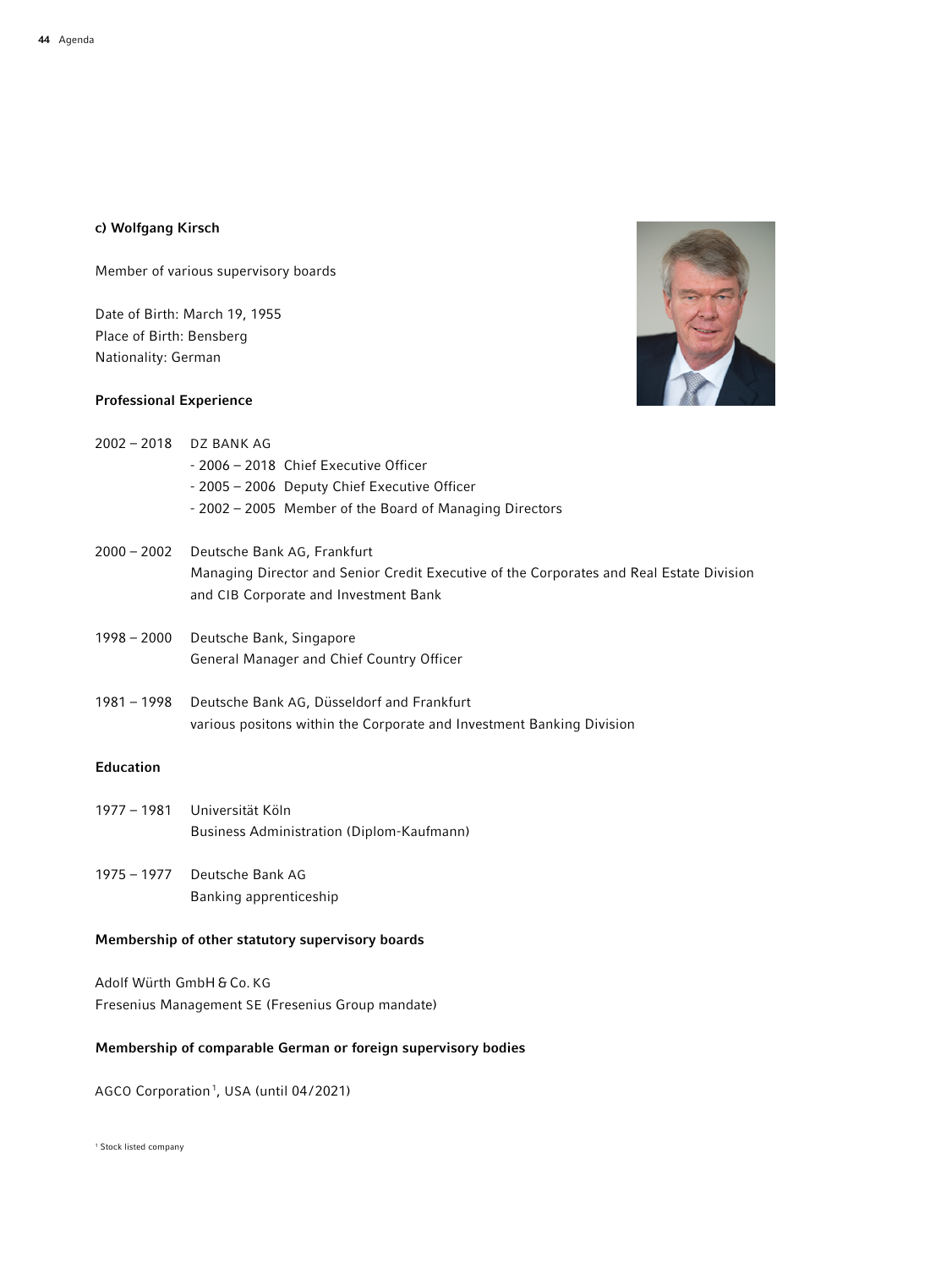### c) Wolfgang Kirsch

Member of various supervisory boards

Date of Birth: March 19, 1955
Place of Birth: Bensberg
Nationality: German

#### Professional Experience

2002 – 2018 DZ BANK AG
- 2006 – 2018 Chief Executive Officer
- 2005 – 2006 Deputy Chief Executive Officer
- 2002 – 2005 Member of the Board of Managing Directors

2000 – 2002 Deutsche Bank AG, Frankfurt
Managing Director and Senior Credit Executive of the Corporates and Real Estate Division and CIB Corporate and Investment Bank

1998 – 2000 Deutsche Bank, Singapore
General Manager and Chief Country Officer

1981 – 1998 Deutsche Bank AG, Düsseldorf and Frankfurt
various positons within the Corporate and Investment Banking Division

#### Education

1977 – 1981 Universität Köln
Business Administration (Diplom-Kaufmann)

1975 – 1977 Deutsche Bank AG
Banking apprenticeship

#### Membership of other statutory supervisory boards

Adolf Würth GmbH & Co. KG
Fresenius Management SE (Fresenius Group mandate)

#### Membership of comparable German or foreign supervisory bodies

AGCO Corporation[1], USA (until 04/2021)

[1] Stock listed company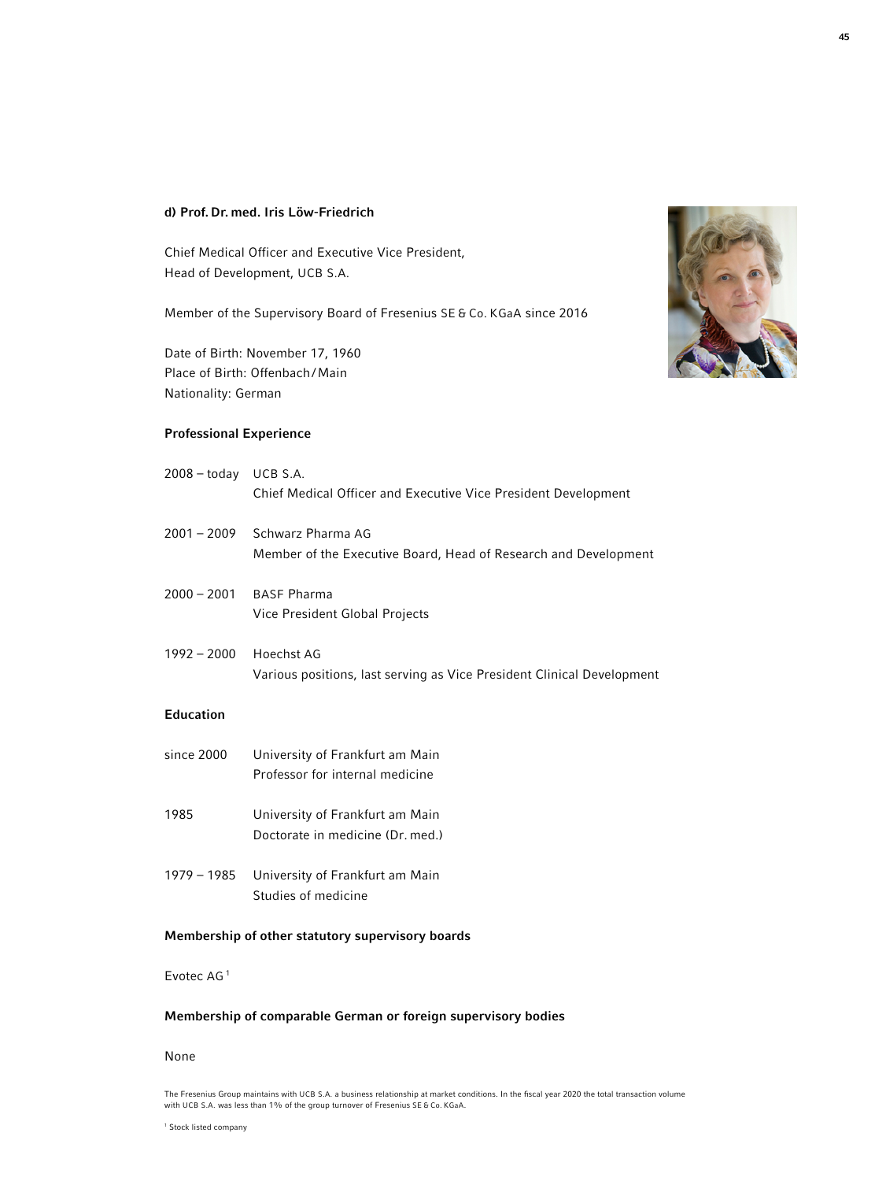### d) Prof. Dr. med. Iris Löw-Friedrich

Chief Medical Officer and Executive Vice President,
Head of Development, UCB S.A.

Member of the Supervisory Board of Fresenius SE & Co. KGaA since 2016

Date of Birth: November 17, 1960
Place of Birth: Offenbach/Main
Nationality: German

#### Professional Experience

| | |
|---|---|
| 2008 – today | UCB S.A.<br>Chief Medical Officer and Executive Vice President Development |
| 2001 – 2009 | Schwarz Pharma AG<br>Member of the Executive Board, Head of Research and Development |
| 2000 – 2001 | BASF Pharma<br>Vice President Global Projects |
| 1992 – 2000 | Hoechst AG<br>Various positions, last serving as Vice President Clinical Development |

#### Education

| | |
|---|---|
| since 2000 | University of Frankfurt am Main<br>Professor for internal medicine |
| 1985 | University of Frankfurt am Main<br>Doctorate in medicine (Dr. med.) |
| 1979 – 1985 | University of Frankfurt am Main<br>Studies of medicine |

#### Membership of other statutory supervisory boards

Evotec AG [1]

#### Membership of comparable German or foreign supervisory bodies

None

The Fresenius Group maintains with UCB S.A. a business relationship at market conditions. In the fiscal year 2020 the total transaction volume with UCB S.A. was less than 1% of the group turnover of Fresenius SE & Co. KGaA.

[1] Stock listed company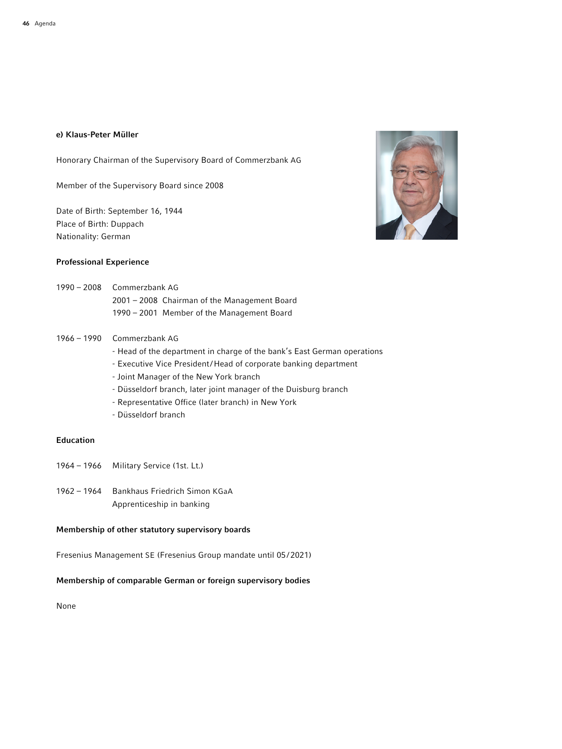### e) Klaus-Peter Müller

Honorary Chairman of the Supervisory Board of Commerzbank AG

Member of the Supervisory Board since 2008

Date of Birth: September 16, 1944
Place of Birth: Duppach
Nationality: German

#### Professional Experience

1990 – 2008 Commerzbank AG
2001 – 2008 Chairman of the Management Board
1990 – 2001 Member of the Management Board

1966 – 1990 Commerzbank AG
- Head of the department in charge of the bank's East German operations
- Executive Vice President/Head of corporate banking department
- Joint Manager of the New York branch
- Düsseldorf branch, later joint manager of the Duisburg branch
- Representative Office (later branch) in New York
- Düsseldorf branch

#### Education

1964 – 1966 Military Service (1st. Lt.)

1962 – 1964 Bankhaus Friedrich Simon KGaA
Apprenticeship in banking

#### Membership of other statutory supervisory boards

Fresenius Management SE (Fresenius Group mandate until 05/2021)

#### Membership of comparable German or foreign supervisory bodies

None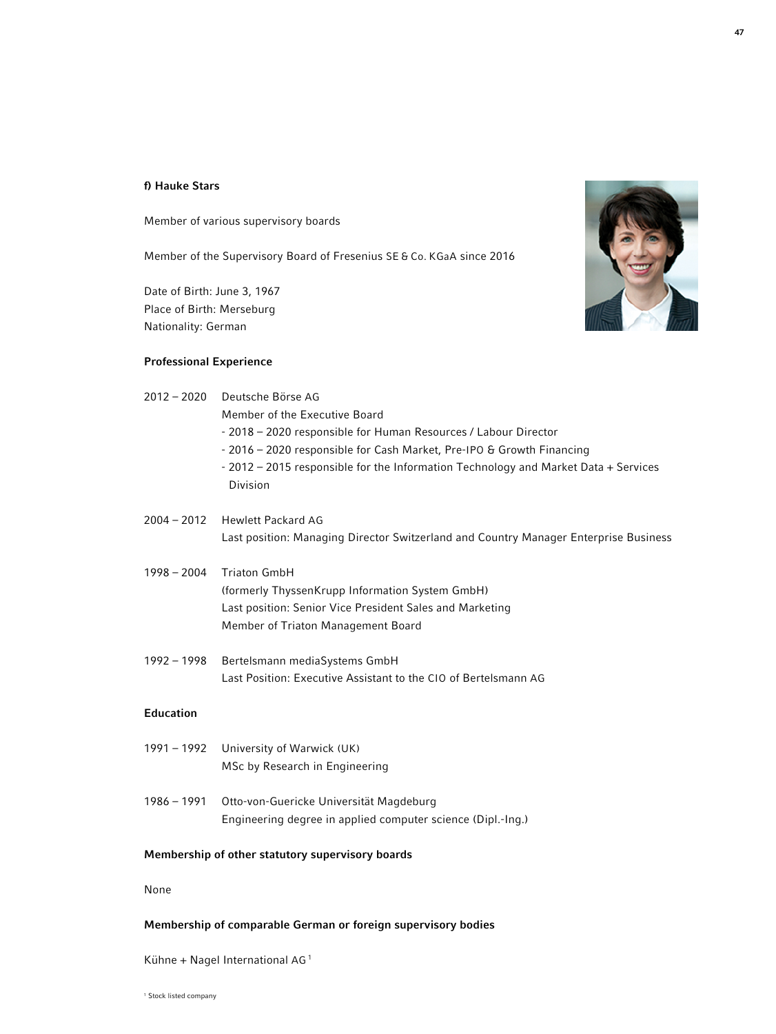### f) Hauke Stars

Member of various supervisory boards

Member of the Supervisory Board of Fresenius SE & Co. KGaA since 2016

Date of Birth: June 3, 1967
Place of Birth: Merseburg
Nationality: German

**Professional Experience**

2012 – 2020 Deutsche Börse AG
Member of the Executive Board
- 2018 – 2020 responsible for Human Resources / Labour Director
- 2016 – 2020 responsible for Cash Market, Pre-IPO & Growth Financing
- 2012 – 2015 responsible for the Information Technology and Market Data + Services Division

2004 – 2012 Hewlett Packard AG
Last position: Managing Director Switzerland and Country Manager Enterprise Business

1998 – 2004 Triaton GmbH
(formerly ThyssenKrupp Information System GmbH)
Last position: Senior Vice President Sales and Marketing
Member of Triaton Management Board

1992 – 1998 Bertelsmann mediaSystems GmbH
Last Position: Executive Assistant to the CIO of Bertelsmann AG

**Education**

1991 – 1992 University of Warwick (UK)
MSc by Research in Engineering

1986 – 1991 Otto-von-Guericke Universität Magdeburg
Engineering degree in applied computer science (Dipl.-Ing.)

**Membership of other statutory supervisory boards**

None

**Membership of comparable German or foreign supervisory bodies**

Kühne + Nagel International AG[1]

[1] Stock listed company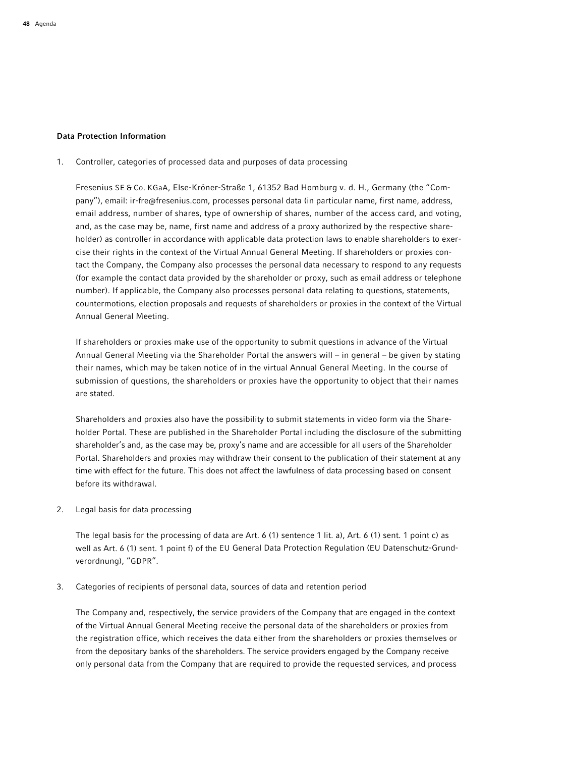**Data Protection Information**

1. Controller, categories of processed data and purposes of data processing

   Fresenius SE & Co. KGaA, Else-Kröner-Straße 1, 61352 Bad Homburg v. d. H., Germany (the "Company"), email: ir-fre@fresenius.com, processes personal data (in particular name, first name, address, email address, number of shares, type of ownership of shares, number of the access card, and voting, and, as the case may be, name, first name and address of a proxy authorized by the respective shareholder) as controller in accordance with applicable data protection laws to enable shareholders to exercise their rights in the context of the Virtual Annual General Meeting. If shareholders or proxies contact the Company, the Company also processes the personal data necessary to respond to any requests (for example the contact data provided by the shareholder or proxy, such as email address or telephone number). If applicable, the Company also processes personal data relating to questions, statements, countermotions, election proposals and requests of shareholders or proxies in the context of the Virtual Annual General Meeting.

   If shareholders or proxies make use of the opportunity to submit questions in advance of the Virtual Annual General Meeting via the Shareholder Portal the answers will – in general – be given by stating their names, which may be taken notice of in the virtual Annual General Meeting. In the course of submission of questions, the shareholders or proxies have the opportunity to object that their names are stated.

   Shareholders and proxies also have the possibility to submit statements in video form via the Shareholder Portal. These are published in the Shareholder Portal including the disclosure of the submitting shareholder's and, as the case may be, proxy's name and are accessible for all users of the Shareholder Portal. Shareholders and proxies may withdraw their consent to the publication of their statement at any time with effect for the future. This does not affect the lawfulness of data processing based on consent before its withdrawal.

2. Legal basis for data processing

   The legal basis for the processing of data are Art. 6 (1) sentence 1 lit. a), Art. 6 (1) sent. 1 point c) as well as Art. 6 (1) sent. 1 point f) of the EU General Data Protection Regulation (EU Datenschutz-Grundverordnung), "GDPR".

3. Categories of recipients of personal data, sources of data and retention period

   The Company and, respectively, the service providers of the Company that are engaged in the context of the Virtual Annual General Meeting receive the personal data of the shareholders or proxies from the registration office, which receives the data either from the shareholders or proxies themselves or from the depositary banks of the shareholders. The service providers engaged by the Company receive only personal data from the Company that are required to provide the requested services, and process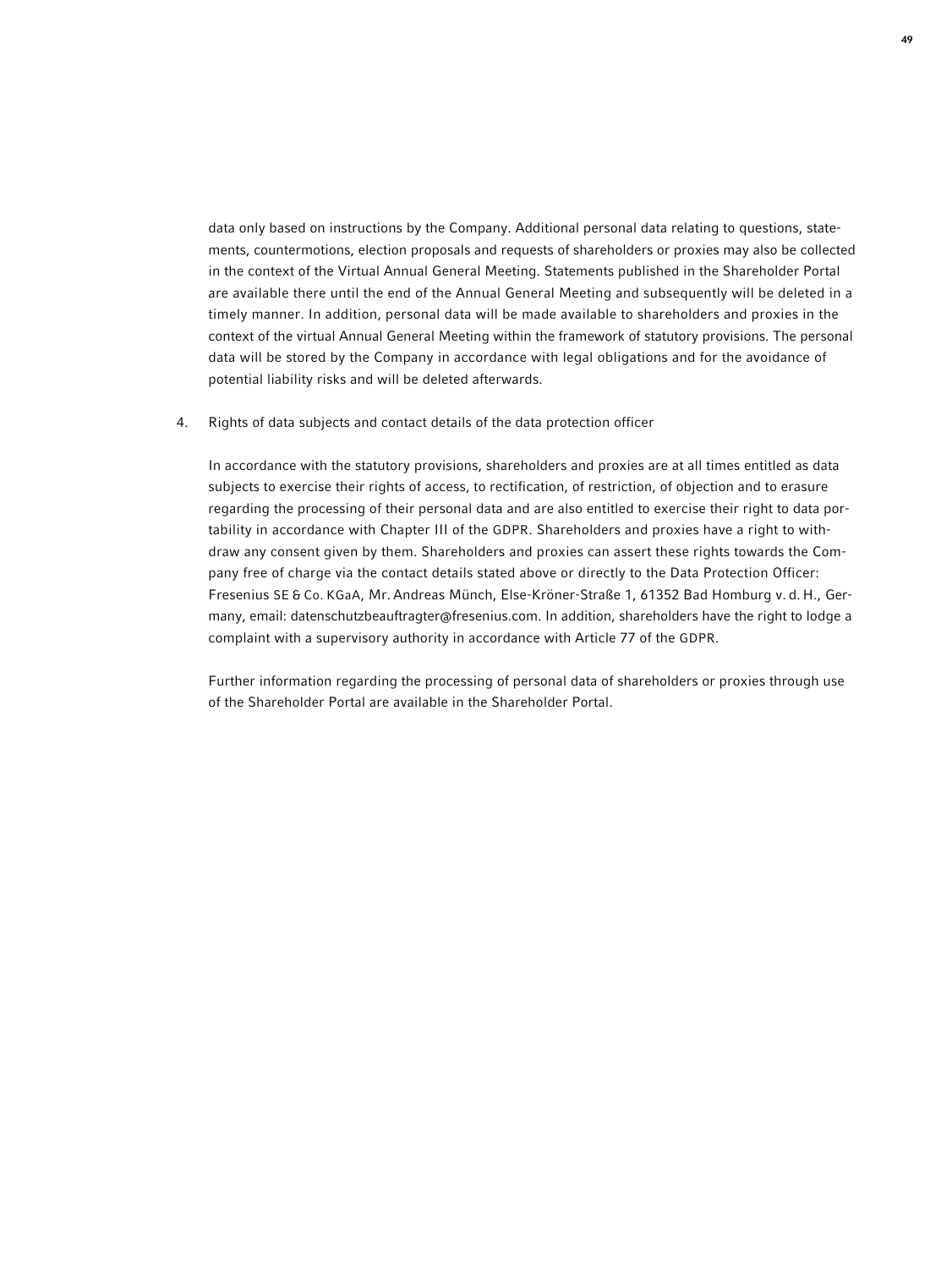data only based on instructions by the Company. Additional personal data relating to questions, statements, countermotions, election proposals and requests of shareholders or proxies may also be collected in the context of the Virtual Annual General Meeting. Statements published in the Shareholder Portal are available there until the end of the Annual General Meeting and subsequently will be deleted in a timely manner. In addition, personal data will be made available to shareholders and proxies in the context of the virtual Annual General Meeting within the framework of statutory provisions. The personal data will be stored by the Company in accordance with legal obligations and for the avoidance of potential liability risks and will be deleted afterwards.

4. Rights of data subjects and contact details of the data protection officer

In accordance with the statutory provisions, shareholders and proxies are at all times entitled as data subjects to exercise their rights of access, to rectification, of restriction, of objection and to erasure regarding the processing of their personal data and are also entitled to exercise their right to data portability in accordance with Chapter III of the GDPR. Shareholders and proxies have a right to withdraw any consent given by them. Shareholders and proxies can assert these rights towards the Company free of charge via the contact details stated above or directly to the Data Protection Officer: Fresenius SE & Co. KGaA, Mr. Andreas Münch, Else-Kröner-Straße 1, 61352 Bad Homburg v. d. H., Germany, email: datenschutzbeauftragter@fresenius.com. In addition, shareholders have the right to lodge a complaint with a supervisory authority in accordance with Article 77 of the GDPR.

Further information regarding the processing of personal data of shareholders or proxies through use of the Shareholder Portal are available in the Shareholder Portal.